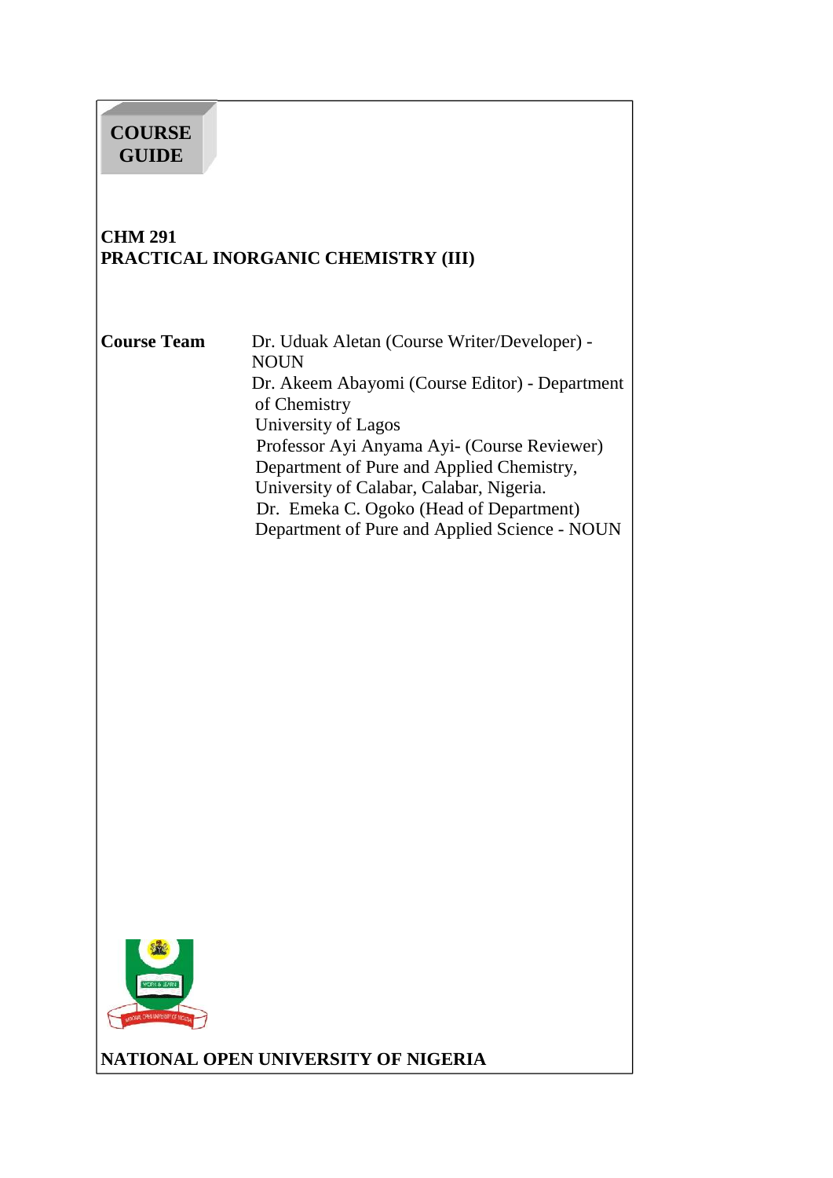**COURSE GUIDE**

# CHM 291
# PRACTICAL INORGANIC CHEMISTRY (III)

**Course Team**

Dr. Uduak Aletan (Course Writer/Developer) - NOUN

Dr. Akeem Abayomi (Course Editor) - Department of Chemistry
University of Lagos

Professor Ayi Anyama Ayi- (Course Reviewer)
Department of Pure and Applied Chemistry,
University of Calabar, Calabar, Nigeria.

Dr. Emeka C. Ogoko (Head of Department)
Department of Pure and Applied Science - NOUN

**NATIONAL OPEN UNIVERSITY OF NIGERIA**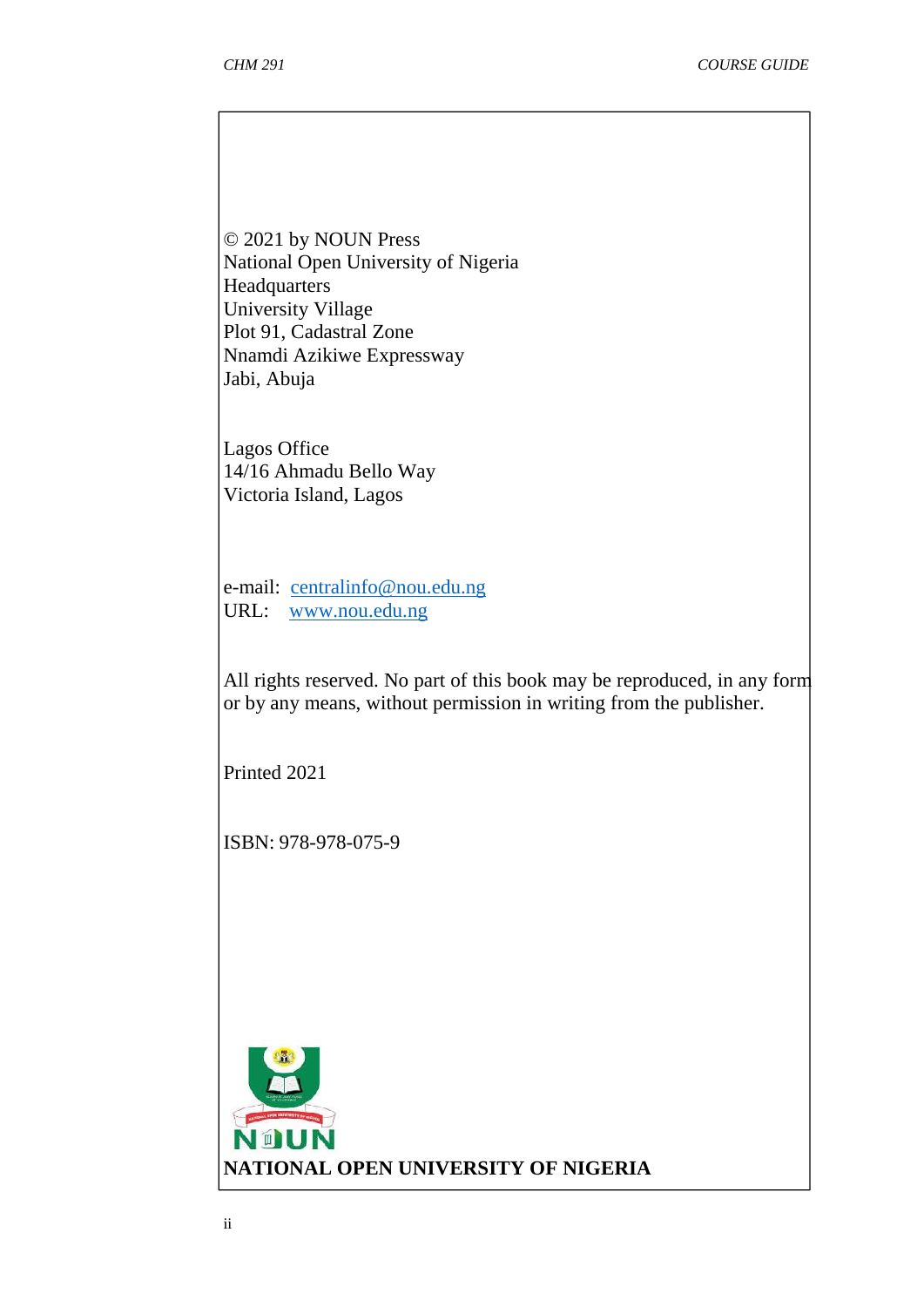© 2021 by NOUN Press
National Open University of Nigeria
Headquarters
University Village
Plot 91, Cadastral Zone
Nnamdi Azikiwe Expressway
Jabi, Abuja

Lagos Office
14/16 Ahmadu Bello Way
Victoria Island, Lagos

e-mail: centralinfo@nou.edu.ng
URL: www.nou.edu.ng

All rights reserved. No part of this book may be reproduced, in any form or by any means, without permission in writing from the publisher.

Printed 2021

ISBN: 978-978-075-9

**NATIONAL OPEN UNIVERSITY OF NIGERIA**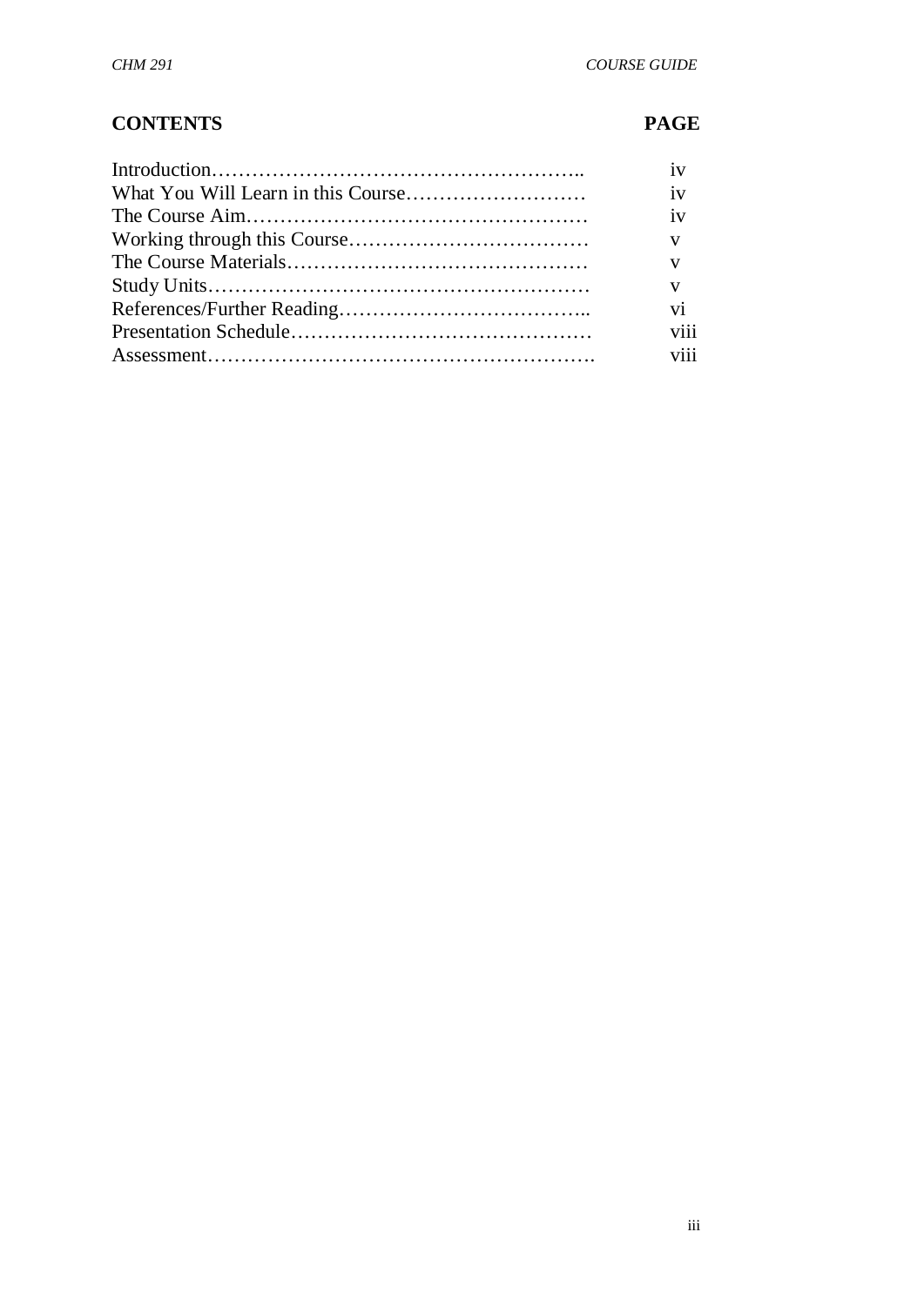## CONTENTS

| CONTENTS | PAGE |
| --- | --- |
| Introduction | iv |
| What You Will Learn in this Course | iv |
| The Course Aim | iv |
| Working through this Course | v |
| The Course Materials | v |
| Study Units | v |
| References/Further Reading | vi |
| Presentation Schedule | viii |
| Assessment | viii |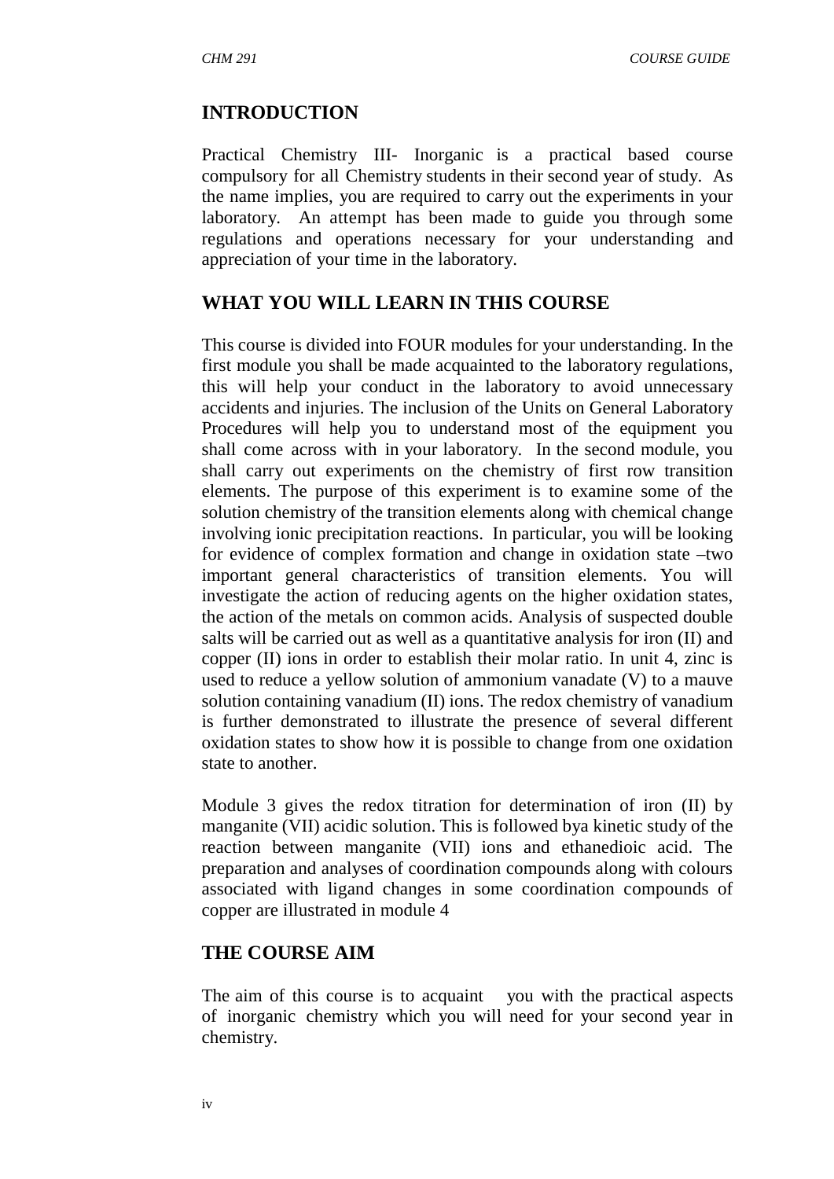## INTRODUCTION

Practical Chemistry III- Inorganic is a practical based course compulsory for all Chemistry students in their second year of study. As the name implies, you are required to carry out the experiments in your laboratory. An attempt has been made to guide you through some regulations and operations necessary for your understanding and appreciation of your time in the laboratory.

## WHAT YOU WILL LEARN IN THIS COURSE

This course is divided into FOUR modules for your understanding. In the first module you shall be made acquainted to the laboratory regulations, this will help your conduct in the laboratory to avoid unnecessary accidents and injuries. The inclusion of the Units on General Laboratory Procedures will help you to understand most of the equipment you shall come across with in your laboratory. In the second module, you shall carry out experiments on the chemistry of first row transition elements. The purpose of this experiment is to examine some of the solution chemistry of the transition elements along with chemical change involving ionic precipitation reactions. In particular, you will be looking for evidence of complex formation and change in oxidation state –two important general characteristics of transition elements. You will investigate the action of reducing agents on the higher oxidation states, the action of the metals on common acids. Analysis of suspected double salts will be carried out as well as a quantitative analysis for iron (II) and copper (II) ions in order to establish their molar ratio. In unit 4, zinc is used to reduce a yellow solution of ammonium vanadate (V) to a mauve solution containing vanadium (II) ions. The redox chemistry of vanadium is further demonstrated to illustrate the presence of several different oxidation states to show how it is possible to change from one oxidation state to another.

Module 3 gives the redox titration for determination of iron (II) by manganite (VII) acidic solution. This is followed bya kinetic study of the reaction between manganite (VII) ions and ethanedioic acid. The preparation and analyses of coordination compounds along with colours associated with ligand changes in some coordination compounds of copper are illustrated in module 4

## THE COURSE AIM

The aim of this course is to acquaint you with the practical aspects of inorganic chemistry which you will need for your second year in chemistry.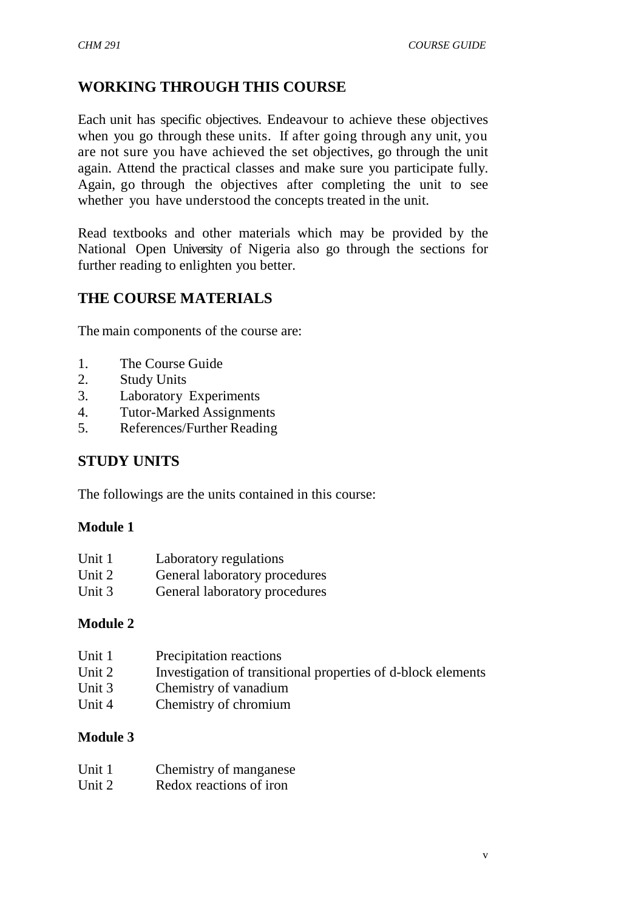## WORKING THROUGH THIS COURSE

Each unit has specific objectives. Endeavour to achieve these objectives when you go through these units. If after going through any unit, you are not sure you have achieved the set objectives, go through the unit again. Attend the practical classes and make sure you participate fully. Again, go through the objectives after completing the unit to see whether you have understood the concepts treated in the unit.

Read textbooks and other materials which may be provided by the National Open University of Nigeria also go through the sections for further reading to enlighten you better.

## THE COURSE MATERIALS

The main components of the course are:

1. The Course Guide
2. Study Units
3. Laboratory Experiments
4. Tutor-Marked Assignments
5. References/Further Reading

## STUDY UNITS

The followings are the units contained in this course:

**Module 1**

Unit 1 Laboratory regulations
Unit 2 General laboratory procedures
Unit 3 General laboratory procedures

**Module 2**

Unit 1 Precipitation reactions
Unit 2 Investigation of transitional properties of d-block elements
Unit 3 Chemistry of vanadium
Unit 4 Chemistry of chromium

**Module 3**

Unit 1 Chemistry of manganese
Unit 2 Redox reactions of iron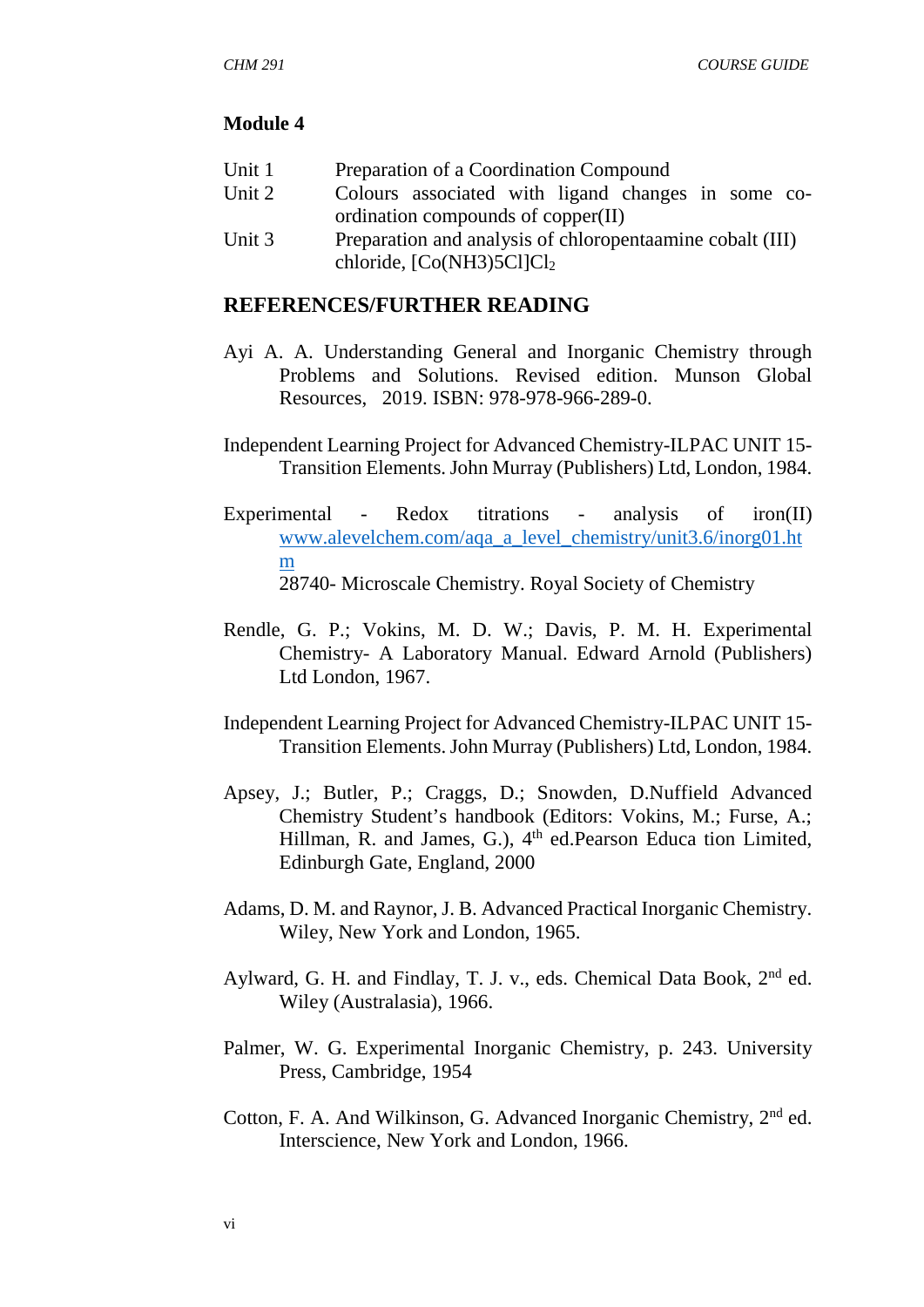**Module 4**

| | |
|---|---|
| Unit 1 | Preparation of a Coordination Compound |
| Unit 2 | Colours associated with ligand changes in some co-ordination compounds of copper(II) |
| Unit 3 | Preparation and analysis of chloropentaamine cobalt (III) chloride, $[Co(NH3)5Cl]Cl_2$ |

## REFERENCES/FURTHER READING

Ayi A. A. Understanding General and Inorganic Chemistry through Problems and Solutions. Revised edition. Munson Global Resources, 2019. ISBN: 978-978-966-289-0.

Independent Learning Project for Advanced Chemistry-ILPAC UNIT 15-Transition Elements. John Murray (Publishers) Ltd, London, 1984.

Experimental - Redox titrations - analysis of iron(II) www.alevelchem.com/aqa_a_level_chemistry/unit3.6/inorg01.htm
28740- Microscale Chemistry. Royal Society of Chemistry

Rendle, G. P.; Vokins, M. D. W.; Davis, P. M. H. Experimental Chemistry- A Laboratory Manual. Edward Arnold (Publishers) Ltd London, 1967.

Independent Learning Project for Advanced Chemistry-ILPAC UNIT 15-Transition Elements. John Murray (Publishers) Ltd, London, 1984.

Apsey, J.; Butler, P.; Craggs, D.; Snowden, D.Nuffield Advanced Chemistry Student's handbook (Editors: Vokins, M.; Furse, A.; Hillman, R. and James, G.), 4th ed.Pearson Educa tion Limited, Edinburgh Gate, England, 2000

Adams, D. M. and Raynor, J. B. Advanced Practical Inorganic Chemistry. Wiley, New York and London, 1965.

Aylward, G. H. and Findlay, T. J. v., eds. Chemical Data Book, 2nd ed. Wiley (Australasia), 1966.

Palmer, W. G. Experimental Inorganic Chemistry, p. 243. University Press, Cambridge, 1954

Cotton, F. A. And Wilkinson, G. Advanced Inorganic Chemistry, 2nd ed. Interscience, New York and London, 1966.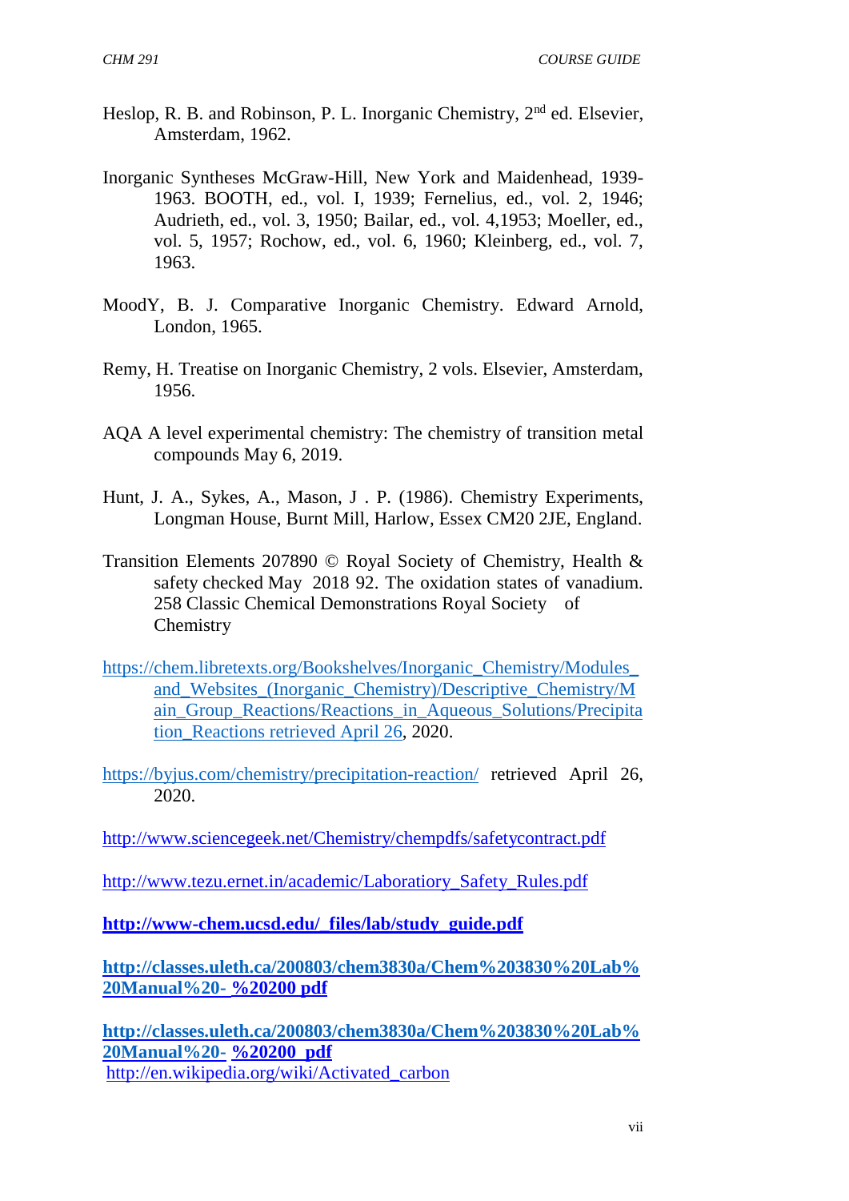Heslop, R. B. and Robinson, P. L. Inorganic Chemistry, 2[nd] ed. Elsevier, Amsterdam, 1962.

Inorganic Syntheses McGraw-Hill, New York and Maidenhead, 1939-1963. BOOTH, ed., vol. I, 1939; Fernelius, ed., vol. 2, 1946; Audrieth, ed., vol. 3, 1950; Bailar, ed., vol. 4,1953; Moeller, ed., vol. 5, 1957; Rochow, ed., vol. 6, 1960; Kleinberg, ed., vol. 7, 1963.

MoodY, B. J. Comparative Inorganic Chemistry. Edward Arnold, London, 1965.

Remy, H. Treatise on Inorganic Chemistry, 2 vols. Elsevier, Amsterdam, 1956.

AQA A level experimental chemistry: The chemistry of transition metal compounds May 6, 2019.

Hunt, J. A., Sykes, A., Mason, J . P. (1986). Chemistry Experiments, Longman House, Burnt Mill, Harlow, Essex CM20 2JE, England.

Transition Elements 207890 © Royal Society of Chemistry, Health & safety checked May 2018 92. The oxidation states of vanadium. 258 Classic Chemical Demonstrations Royal Society of Chemistry

https://chem.libretexts.org/Bookshelves/Inorganic_Chemistry/Modules_and_Websites_(Inorganic_Chemistry)/Descriptive_Chemistry/Main_Group_Reactions/Reactions_in_Aqueous_Solutions/Precipitation_Reactions retrieved April 26, 2020.

https://byjus.com/chemistry/precipitation-reaction/ retrieved April 26, 2020.

http://www.sciencegeek.net/Chemistry/chempdfs/safetycontract.pdf

http://www.tezu.ernet.in/academic/Laboratiory_Safety_Rules.pdf

**http://www-chem.ucsd.edu/_files/lab/study_guide.pdf**

**http://classes.uleth.ca/200803/chem3830a/Chem%203830%20Lab%20Manual%20- %20200 pdf**

**http://classes.uleth.ca/200803/chem3830a/Chem%203830%20Lab%20Manual%20- %20200_pdf**

http://en.wikipedia.org/wiki/Activated_carbon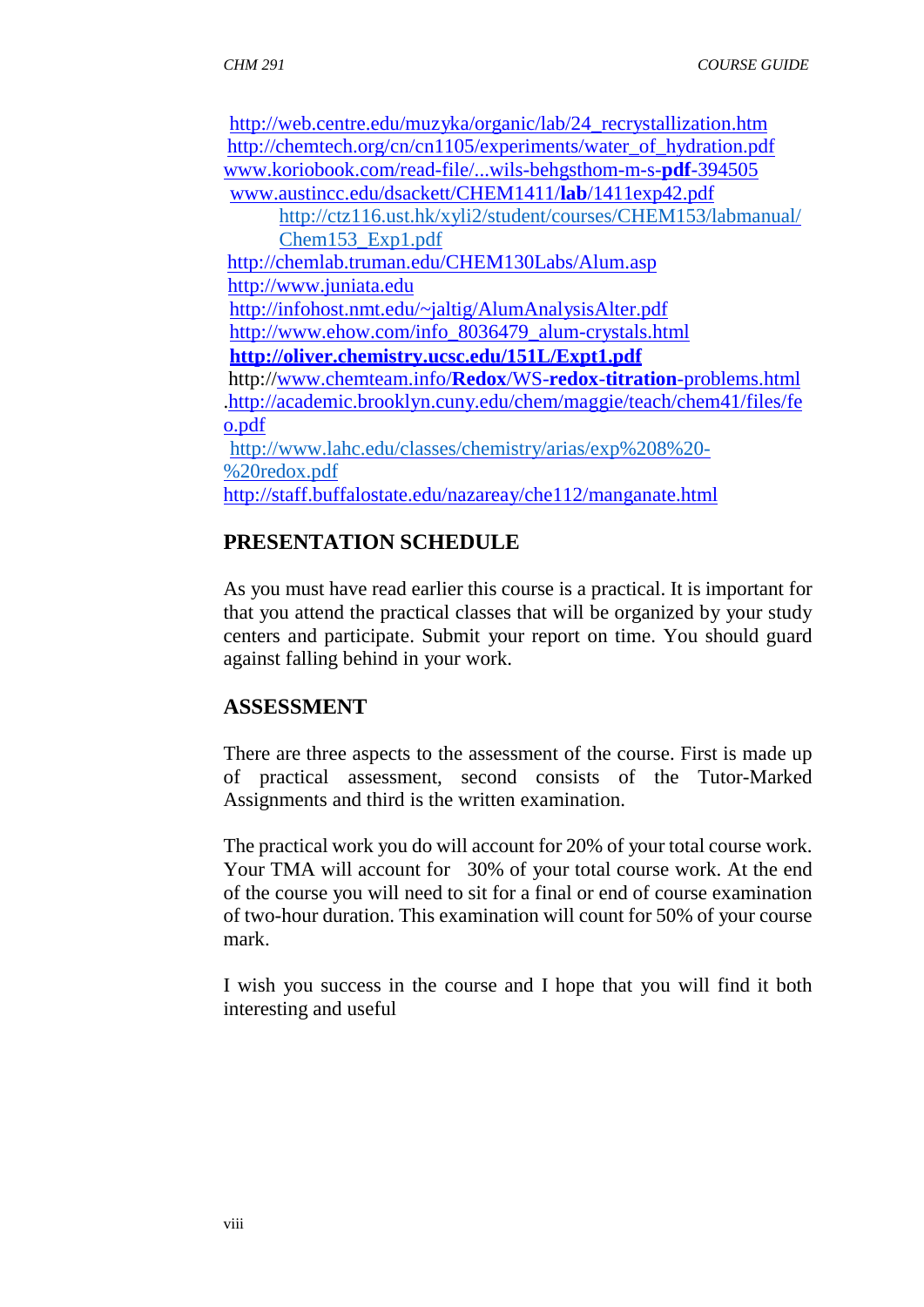http://web.centre.edu/muzyka/organic/lab/24_recrystallization.htm
http://chemtech.org/cn/cn1105/experiments/water_of_hydration.pdf
www.koriobook.com/read-file/...wils-behgsthom-m-s-**pdf**-394505
www.austincc.edu/dsackett/CHEM1411/**lab**/1411exp42.pdf
http://ctz116.ust.hk/xyli2/student/courses/CHEM153/labmanual/Chem153_Exp1.pdf
http://chemlab.truman.edu/CHEM130Labs/Alum.asp
http://www.juniata.edu
http://infohost.nmt.edu/~jaltig/AlumAnalysisAlter.pdf
http://www.ehow.com/info_8036479_alum-crystals.html
**http://oliver.chemistry.ucsc.edu/151L/Expt1.pdf**
http://www.chemteam.info/**Redox**/WS-**redox-titration**-problems.html
.http://academic.brooklyn.cuny.edu/chem/maggie/teach/chem41/files/feo.pdf
http://www.lahc.edu/classes/chemistry/arias/exp%208%20-%20redox.pdf
http://staff.buffalostate.edu/nazareay/che112/manganate.html

## PRESENTATION SCHEDULE

As you must have read earlier this course is a practical. It is important for that you attend the practical classes that will be organized by your study centers and participate. Submit your report on time. You should guard against falling behind in your work.

## ASSESSMENT

There are three aspects to the assessment of the course. First is made up of practical assessment, second consists of the Tutor-Marked Assignments and third is the written examination.

The practical work you do will account for 20% of your total course work. Your TMA will account for 30% of your total course work. At the end of the course you will need to sit for a final or end of course examination of two-hour duration. This examination will count for 50% of your course mark.

I wish you success in the course and I hope that you will find it both interesting and useful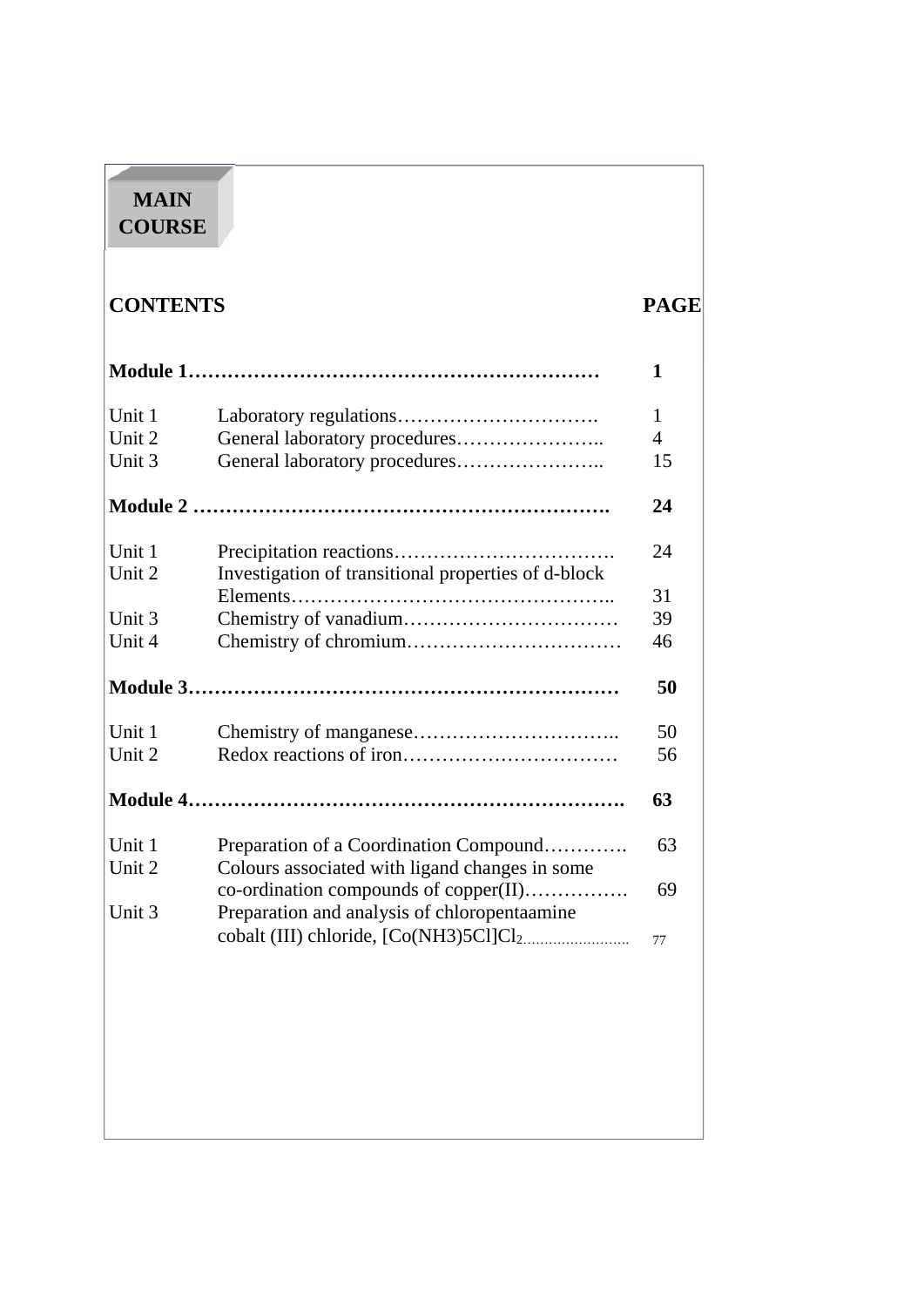# MAIN COURSE

| CONTENTS | | PAGE |
|---|---|---|
| **Module 1** | | **1** |
| Unit 1 | Laboratory regulations | 1 |
| Unit 2 | General laboratory procedures | 4 |
| Unit 3 | General laboratory procedures | 15 |
| **Module 2** | | **24** |
| Unit 1 | Precipitation reactions | 24 |
| Unit 2 | Investigation of transitional properties of d-block Elements | 31 |
| Unit 3 | Chemistry of vanadium | 39 |
| Unit 4 | Chemistry of chromium | 46 |
| **Module 3** | | **50** |
| Unit 1 | Chemistry of manganese | 50 |
| Unit 2 | Redox reactions of iron | 56 |
| **Module 4** | | **63** |
| Unit 1 | Preparation of a Coordination Compound | 63 |
| Unit 2 | Colours associated with ligand changes in some co-ordination compounds of copper(II) | 69 |
| Unit 3 | Preparation and analysis of chloropentaamine cobalt (III) chloride, $[Co(NH_3)_5Cl]Cl_2$ | 77 |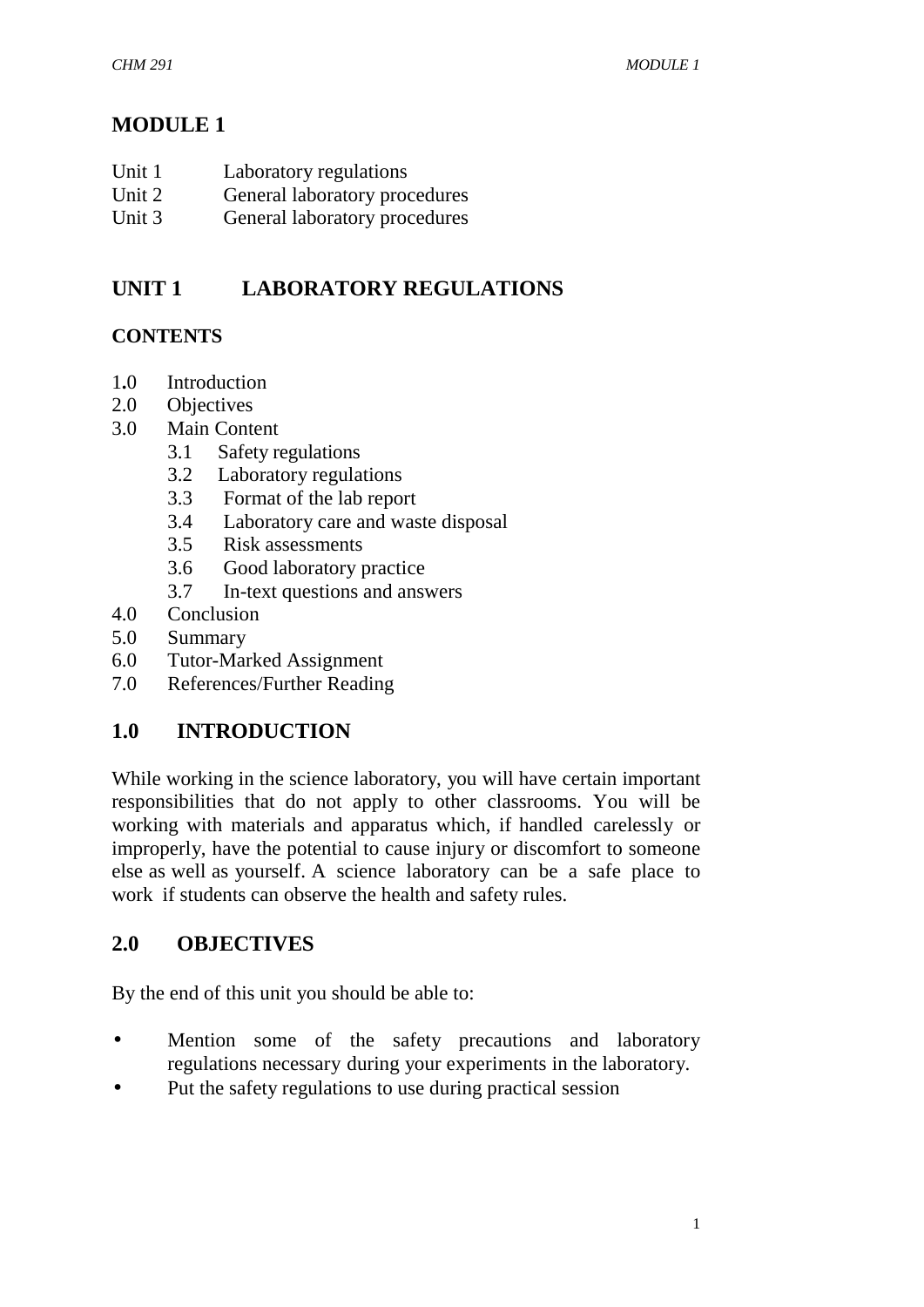# MODULE 1

Unit 1 Laboratory regulations
Unit 2 General laboratory procedures
Unit 3 General laboratory procedures

## UNIT 1 LABORATORY REGULATIONS

### CONTENTS

1.0 Introduction
2.0 Objectives
3.0 Main Content
 3.1 Safety regulations
 3.2 Laboratory regulations
 3.3 Format of the lab report
 3.4 Laboratory care and waste disposal
 3.5 Risk assessments
 3.6 Good laboratory practice
 3.7 In-text questions and answers
4.0 Conclusion
5.0 Summary
6.0 Tutor-Marked Assignment
7.0 References/Further Reading

## 1.0 INTRODUCTION

While working in the science laboratory, you will have certain important responsibilities that do not apply to other classrooms. You will be working with materials and apparatus which, if handled carelessly or improperly, have the potential to cause injury or discomfort to someone else as well as yourself. A science laboratory can be a safe place to work if students can observe the health and safety rules.

## 2.0 OBJECTIVES

By the end of this unit you should be able to:

- Mention some of the safety precautions and laboratory regulations necessary during your experiments in the laboratory.
- Put the safety regulations to use during practical session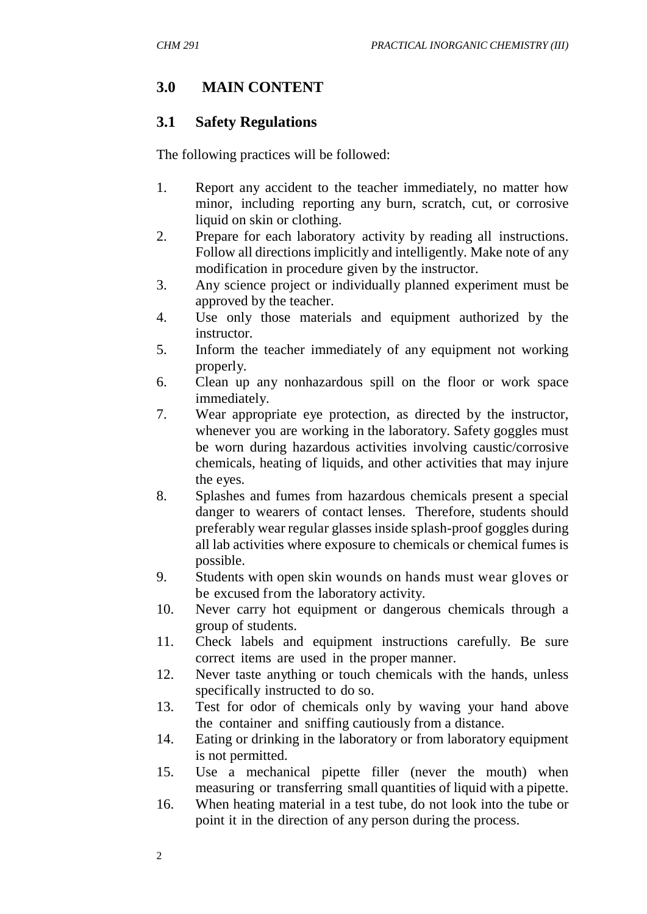## 3.0 MAIN CONTENT

### 3.1 Safety Regulations

The following practices will be followed:

1. Report any accident to the teacher immediately, no matter how minor, including reporting any burn, scratch, cut, or corrosive liquid on skin or clothing.
2. Prepare for each laboratory activity by reading all instructions. Follow all directions implicitly and intelligently. Make note of any modification in procedure given by the instructor.
3. Any science project or individually planned experiment must be approved by the teacher.
4. Use only those materials and equipment authorized by the instructor.
5. Inform the teacher immediately of any equipment not working properly.
6. Clean up any nonhazardous spill on the floor or work space immediately.
7. Wear appropriate eye protection, as directed by the instructor, whenever you are working in the laboratory. Safety goggles must be worn during hazardous activities involving caustic/corrosive chemicals, heating of liquids, and other activities that may injure the eyes.
8. Splashes and fumes from hazardous chemicals present a special danger to wearers of contact lenses. Therefore, students should preferably wear regular glasses inside splash-proof goggles during all lab activities where exposure to chemicals or chemical fumes is possible.
9. Students with open skin wounds on hands must wear gloves or be excused from the laboratory activity.
10. Never carry hot equipment or dangerous chemicals through a group of students.
11. Check labels and equipment instructions carefully. Be sure correct items are used in the proper manner.
12. Never taste anything or touch chemicals with the hands, unless specifically instructed to do so.
13. Test for odor of chemicals only by waving your hand above the container and sniffing cautiously from a distance.
14. Eating or drinking in the laboratory or from laboratory equipment is not permitted.
15. Use a mechanical pipette filler (never the mouth) when measuring or transferring small quantities of liquid with a pipette.
16. When heating material in a test tube, do not look into the tube or point it in the direction of any person during the process.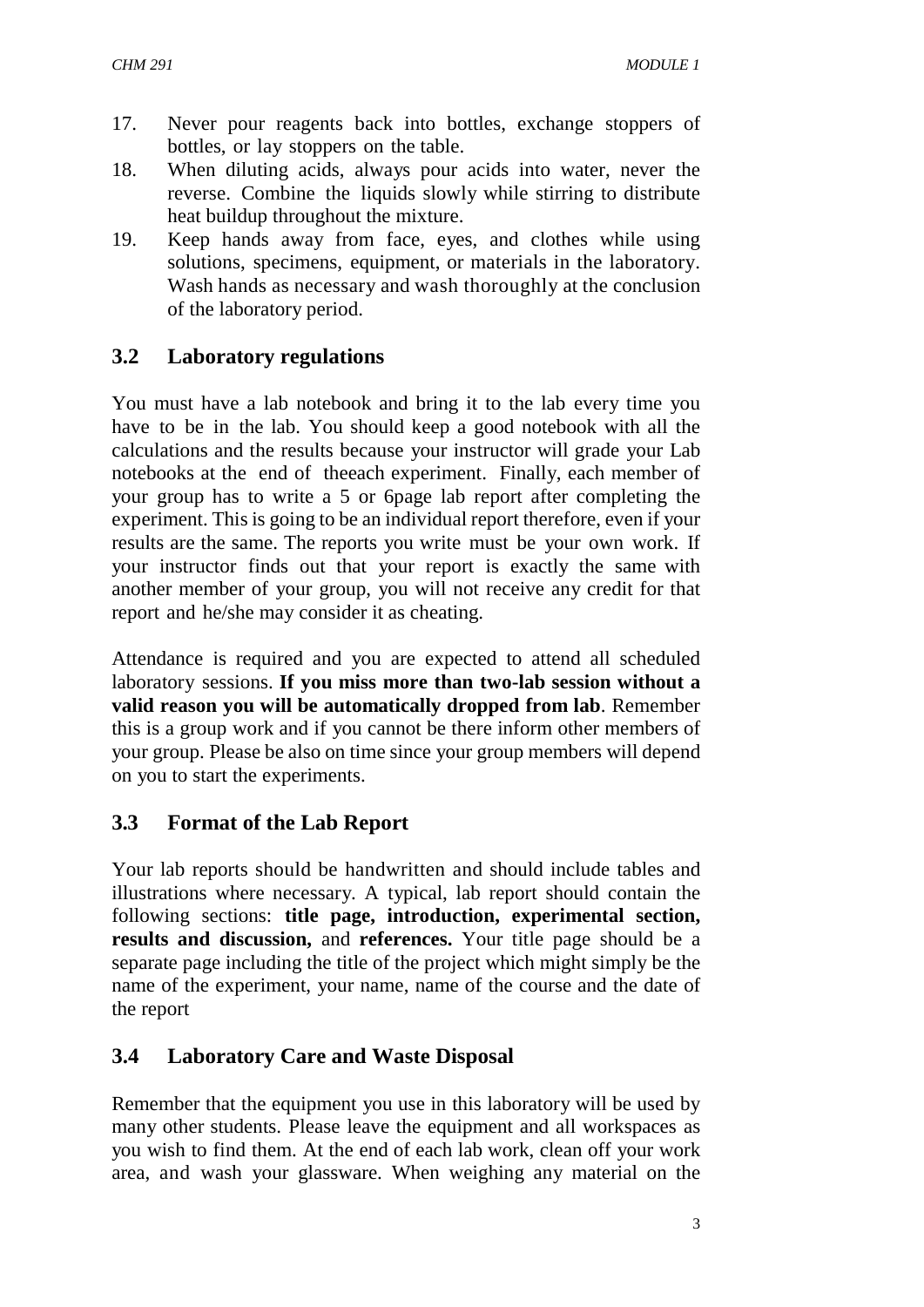17. Never pour reagents back into bottles, exchange stoppers of bottles, or lay stoppers on the table.
18. When diluting acids, always pour acids into water, never the reverse. Combine the liquids slowly while stirring to distribute heat buildup throughout the mixture.
19. Keep hands away from face, eyes, and clothes while using solutions, specimens, equipment, or materials in the laboratory. Wash hands as necessary and wash thoroughly at the conclusion of the laboratory period.

## 3.2 Laboratory regulations

You must have a lab notebook and bring it to the lab every time you have to be in the lab. You should keep a good notebook with all the calculations and the results because your instructor will grade your Lab notebooks at the end of theeach experiment. Finally, each member of your group has to write a 5 or 6page lab report after completing the experiment. This is going to be an individual report therefore, even if your results are the same. The reports you write must be your own work. If your instructor finds out that your report is exactly the same with another member of your group, you will not receive any credit for that report and he/she may consider it as cheating.

Attendance is required and you are expected to attend all scheduled laboratory sessions. **If you miss more than two-lab session without a valid reason you will be automatically dropped from lab**. Remember this is a group work and if you cannot be there inform other members of your group. Please be also on time since your group members will depend on you to start the experiments.

## 3.3 Format of the Lab Report

Your lab reports should be handwritten and should include tables and illustrations where necessary. A typical, lab report should contain the following sections: **title page, introduction, experimental section, results and discussion,** and **references.** Your title page should be a separate page including the title of the project which might simply be the name of the experiment, your name, name of the course and the date of the report

## 3.4 Laboratory Care and Waste Disposal

Remember that the equipment you use in this laboratory will be used by many other students. Please leave the equipment and all workspaces as you wish to find them. At the end of each lab work, clean off your work area, and wash your glassware. When weighing any material on the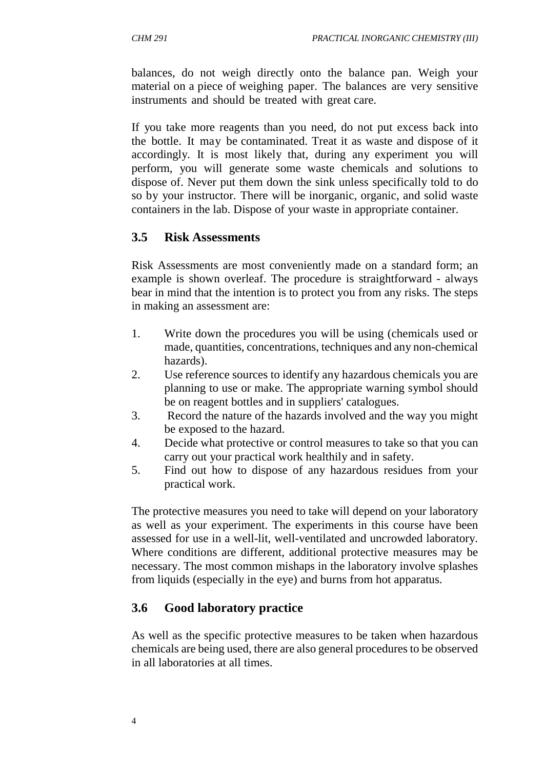balances, do not weigh directly onto the balance pan. Weigh your material on a piece of weighing paper. The balances are very sensitive instruments and should be treated with great care.

If you take more reagents than you need, do not put excess back into the bottle. It may be contaminated. Treat it as waste and dispose of it accordingly. It is most likely that, during any experiment you will perform, you will generate some waste chemicals and solutions to dispose of. Never put them down the sink unless specifically told to do so by your instructor. There will be inorganic, organic, and solid waste containers in the lab. Dispose of your waste in appropriate container.

## 3.5 Risk Assessments

Risk Assessments are most conveniently made on a standard form; an example is shown overleaf. The procedure is straightforward - always bear in mind that the intention is to protect you from any risks. The steps in making an assessment are:

1. Write down the procedures you will be using (chemicals used or made, quantities, concentrations, techniques and any non-chemical hazards).
2. Use reference sources to identify any hazardous chemicals you are planning to use or make. The appropriate warning symbol should be on reagent bottles and in suppliers' catalogues.
3. Record the nature of the hazards involved and the way you might be exposed to the hazard.
4. Decide what protective or control measures to take so that you can carry out your practical work healthily and in safety.
5. Find out how to dispose of any hazardous residues from your practical work.

The protective measures you need to take will depend on your laboratory as well as your experiment. The experiments in this course have been assessed for use in a well-lit, well-ventilated and uncrowded laboratory. Where conditions are different, additional protective measures may be necessary. The most common mishaps in the laboratory involve splashes from liquids (especially in the eye) and burns from hot apparatus.

## 3.6 Good laboratory practice

As well as the specific protective measures to be taken when hazardous chemicals are being used, there are also general procedures to be observed in all laboratories at all times.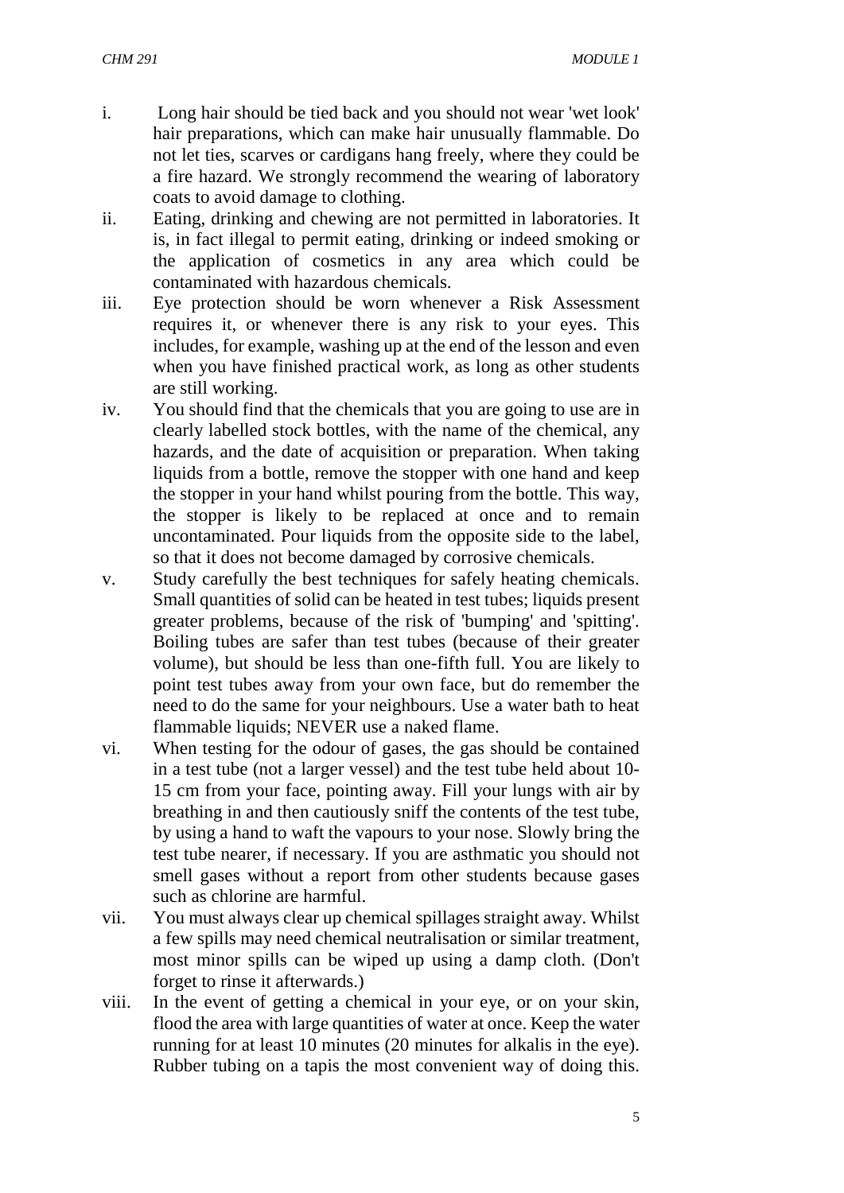i. Long hair should be tied back and you should not wear 'wet look' hair preparations, which can make hair unusually flammable. Do not let ties, scarves or cardigans hang freely, where they could be a fire hazard. We strongly recommend the wearing of laboratory coats to avoid damage to clothing.

ii. Eating, drinking and chewing are not permitted in laboratories. It is, in fact illegal to permit eating, drinking or indeed smoking or the application of cosmetics in any area which could be contaminated with hazardous chemicals.

iii. Eye protection should be worn whenever a Risk Assessment requires it, or whenever there is any risk to your eyes. This includes, for example, washing up at the end of the lesson and even when you have finished practical work, as long as other students are still working.

iv. You should find that the chemicals that you are going to use are in clearly labelled stock bottles, with the name of the chemical, any hazards, and the date of acquisition or preparation. When taking liquids from a bottle, remove the stopper with one hand and keep the stopper in your hand whilst pouring from the bottle. This way, the stopper is likely to be replaced at once and to remain uncontaminated. Pour liquids from the opposite side to the label, so that it does not become damaged by corrosive chemicals.

v. Study carefully the best techniques for safely heating chemicals. Small quantities of solid can be heated in test tubes; liquids present greater problems, because of the risk of 'bumping' and 'spitting'. Boiling tubes are safer than test tubes (because of their greater volume), but should be less than one-fifth full. You are likely to point test tubes away from your own face, but do remember the need to do the same for your neighbours. Use a water bath to heat flammable liquids; NEVER use a naked flame.

vi. When testing for the odour of gases, the gas should be contained in a test tube (not a larger vessel) and the test tube held about 10-15 cm from your face, pointing away. Fill your lungs with air by breathing in and then cautiously sniff the contents of the test tube, by using a hand to waft the vapours to your nose. Slowly bring the test tube nearer, if necessary. If you are asthmatic you should not smell gases without a report from other students because gases such as chlorine are harmful.

vii. You must always clear up chemical spillages straight away. Whilst a few spills may need chemical neutralisation or similar treatment, most minor spills can be wiped up using a damp cloth. (Don't forget to rinse it afterwards.)

viii. In the event of getting a chemical in your eye, or on your skin, flood the area with large quantities of water at once. Keep the water running for at least 10 minutes (20 minutes for alkalis in the eye). Rubber tubing on a tapis the most convenient way of doing this.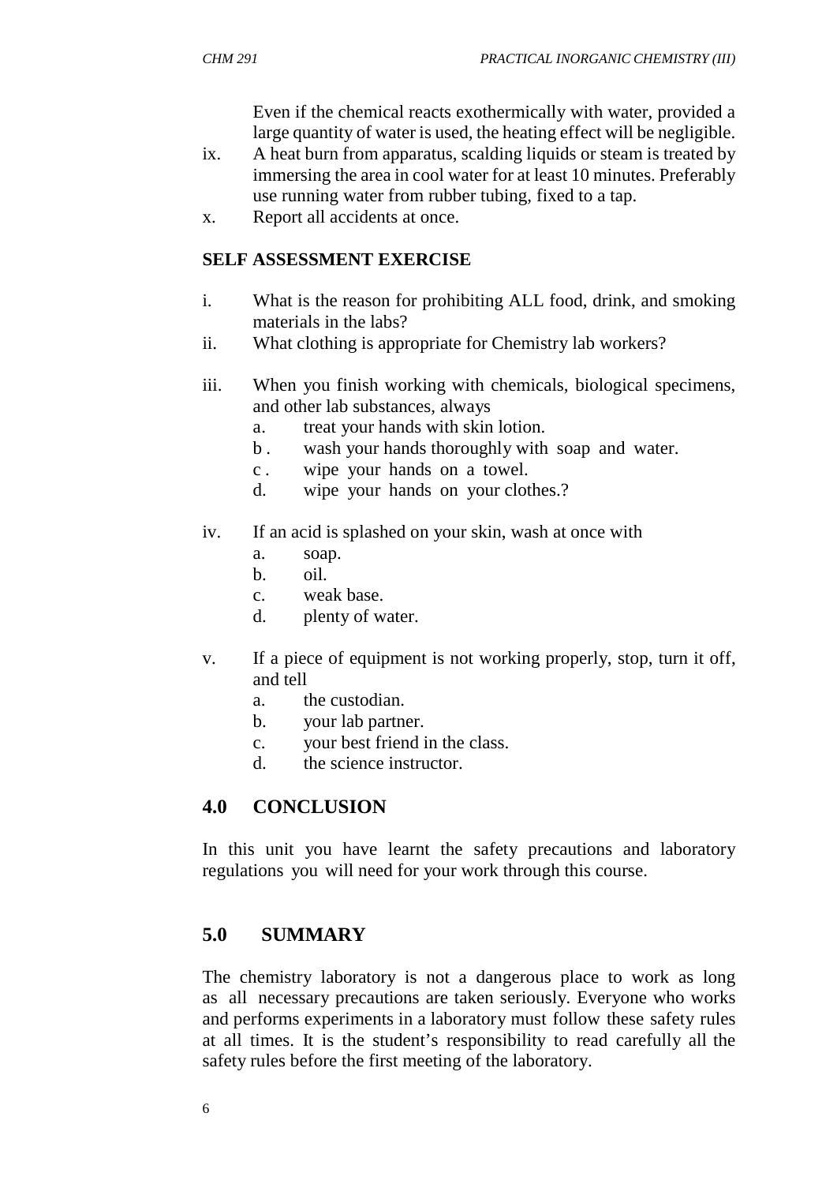Even if the chemical reacts exothermically with water, provided a large quantity of water is used, the heating effect will be negligible.

ix. A heat burn from apparatus, scalding liquids or steam is treated by immersing the area in cool water for at least 10 minutes. Preferably use running water from rubber tubing, fixed to a tap.

x. Report all accidents at once.

**SELF ASSESSMENT EXERCISE**

i. What is the reason for prohibiting ALL food, drink, and smoking materials in the labs?

ii. What clothing is appropriate for Chemistry lab workers?

iii. When you finish working with chemicals, biological specimens, and other lab substances, always
   - a. treat your hands with skin lotion.
   - b . wash your hands thoroughly with soap and water.
   - c . wipe your hands on a towel.
   - d. wipe your hands on your clothes.?

iv. If an acid is splashed on your skin, wash at once with
   - a. soap.
   - b. oil.
   - c. weak base.
   - d. plenty of water.

v. If a piece of equipment is not working properly, stop, turn it off, and tell
   - a. the custodian.
   - b. your lab partner.
   - c. your best friend in the class.
   - d. the science instructor.

## 4.0 CONCLUSION

In this unit you have learnt the safety precautions and laboratory regulations you will need for your work through this course.

## 5.0 SUMMARY

The chemistry laboratory is not a dangerous place to work as long as all necessary precautions are taken seriously. Everyone who works and performs experiments in a laboratory must follow these safety rules at all times. It is the student's responsibility to read carefully all the safety rules before the first meeting of the laboratory.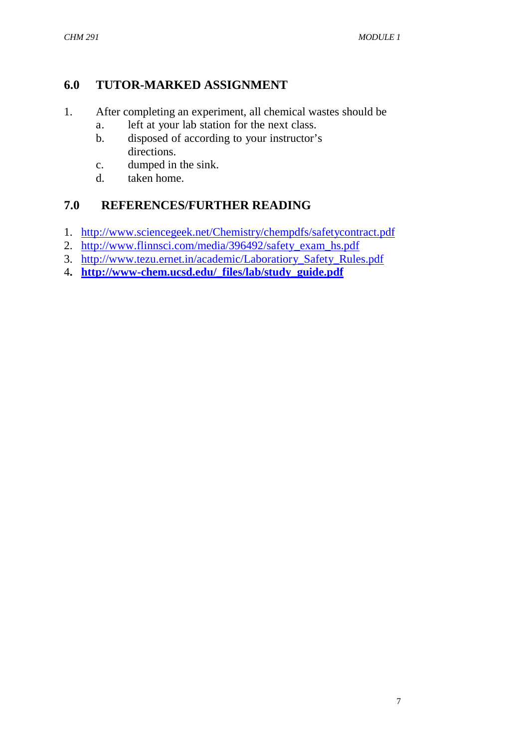## 6.0 TUTOR-MARKED ASSIGNMENT

1. After completing an experiment, all chemical wastes should be
   a. left at your lab station for the next class.
   b. disposed of according to your instructor's directions.
   c. dumped in the sink.
   d. taken home.

## 7.0 REFERENCES/FURTHER READING

1. http://www.sciencegeek.net/Chemistry/chempdfs/safetycontract.pdf
2. http://www.flinnsci.com/media/396492/safety_exam_hs.pdf
3. http://www.tezu.ernet.in/academic/Laboratiory_Safety_Rules.pdf
4. **http://www-chem.ucsd.edu/_files/lab/study_guide.pdf**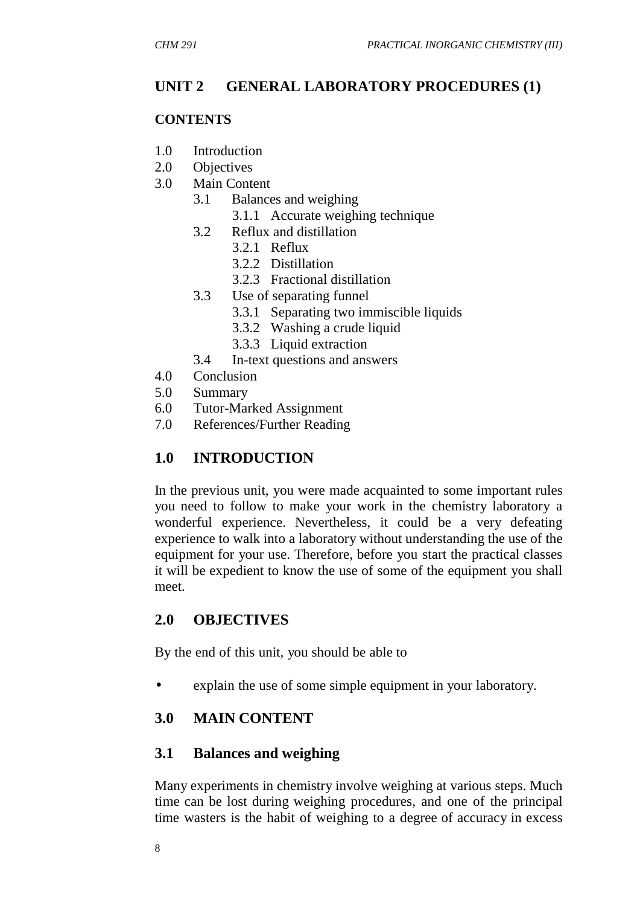## UNIT 2 GENERAL LABORATORY PROCEDURES (1)

**CONTENTS**

- 1.0 Introduction
- 2.0 Objectives
- 3.0 Main Content
    - 3.1 Balances and weighing
        - 3.1.1 Accurate weighing technique
    - 3.2 Reflux and distillation
        - 3.2.1 Reflux
        - 3.2.2 Distillation
        - 3.2.3 Fractional distillation
    - 3.3 Use of separating funnel
        - 3.3.1 Separating two immiscible liquids
        - 3.3.2 Washing a crude liquid
        - 3.3.3 Liquid extraction
    - 3.4 In-text questions and answers
- 4.0 Conclusion
- 5.0 Summary
- 6.0 Tutor-Marked Assignment
- 7.0 References/Further Reading

## 1.0 INTRODUCTION

In the previous unit, you were made acquainted to some important rules you need to follow to make your work in the chemistry laboratory a wonderful experience. Nevertheless, it could be a very defeating experience to walk into a laboratory without understanding the use of the equipment for your use. Therefore, before you start the practical classes it will be expedient to know the use of some of the equipment you shall meet.

## 2.0 OBJECTIVES

By the end of this unit, you should be able to

- explain the use of some simple equipment in your laboratory.

## 3.0 MAIN CONTENT

### 3.1 Balances and weighing

Many experiments in chemistry involve weighing at various steps. Much time can be lost during weighing procedures, and one of the principal time wasters is the habit of weighing to a degree of accuracy in excess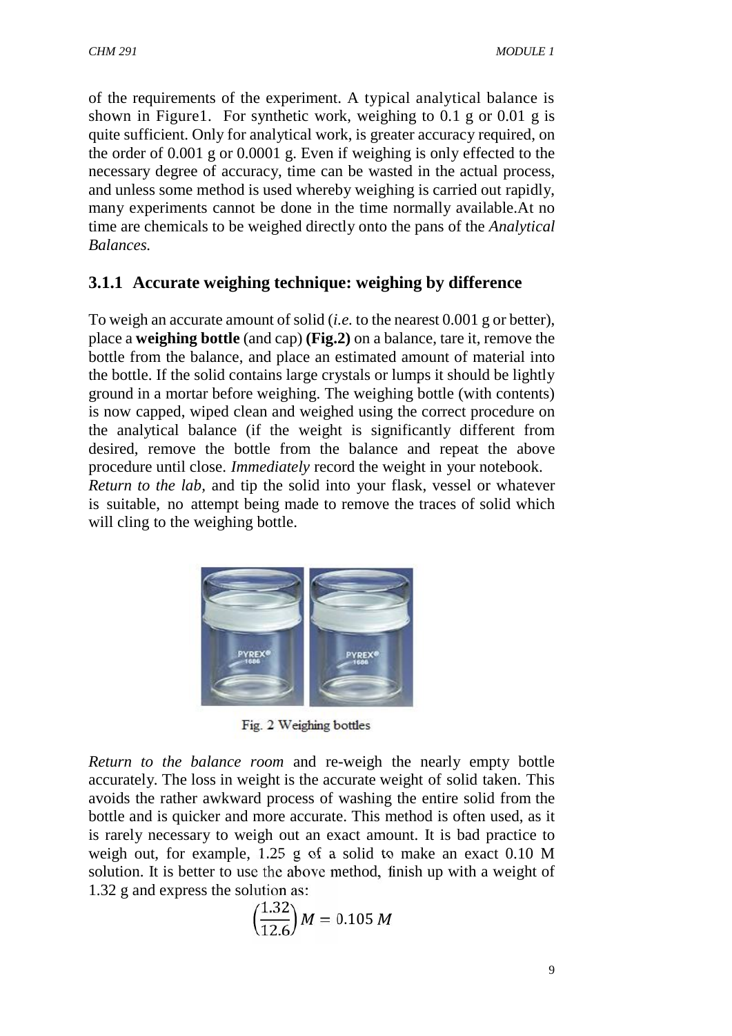of the requirements of the experiment. A typical analytical balance is shown in Figure1. For synthetic work, weighing to 0.1 g or 0.01 g is quite sufficient. Only for analytical work, is greater accuracy required, on the order of 0.001 g or 0.0001 g. Even if weighing is only effected to the necessary degree of accuracy, time can be wasted in the actual process, and unless some method is used whereby weighing is carried out rapidly, many experiments cannot be done in the time normally available.At no time are chemicals to be weighed directly onto the pans of the *Analytical Balances.*

### 3.1.1 Accurate weighing technique: weighing by difference

To weigh an accurate amount of solid (*i.e.* to the nearest 0.001 g or better), place a **weighing bottle** (and cap) **(Fig.2)** on a balance, tare it, remove the bottle from the balance, and place an estimated amount of material into the bottle. If the solid contains large crystals or lumps it should be lightly ground in a mortar before weighing. The weighing bottle (with contents) is now capped, wiped clean and weighed using the correct procedure on the analytical balance (if the weight is significantly different from desired, remove the bottle from the balance and repeat the above procedure until close. *Immediately* record the weight in your notebook. *Return to the lab*, and tip the solid into your flask, vessel or whatever is suitable, no attempt being made to remove the traces of solid which will cling to the weighing bottle.

Fig. 2 Weighing bottles

*Return to the balance room* and re-weigh the nearly empty bottle accurately. The loss in weight is the accurate weight of solid taken. This avoids the rather awkward process of washing the entire solid from the bottle and is quicker and more accurate. This method is often used, as it is rarely necessary to weigh out an exact amount. It is bad practice to weigh out, for example, 1.25 g of a solid to make an exact 0.10 M solution. It is better to use the above method, finish up with a weight of 1.32 g and express the solution as:

$$\left(\frac{1.32}{12.6}\right) M = 0.105\ M$$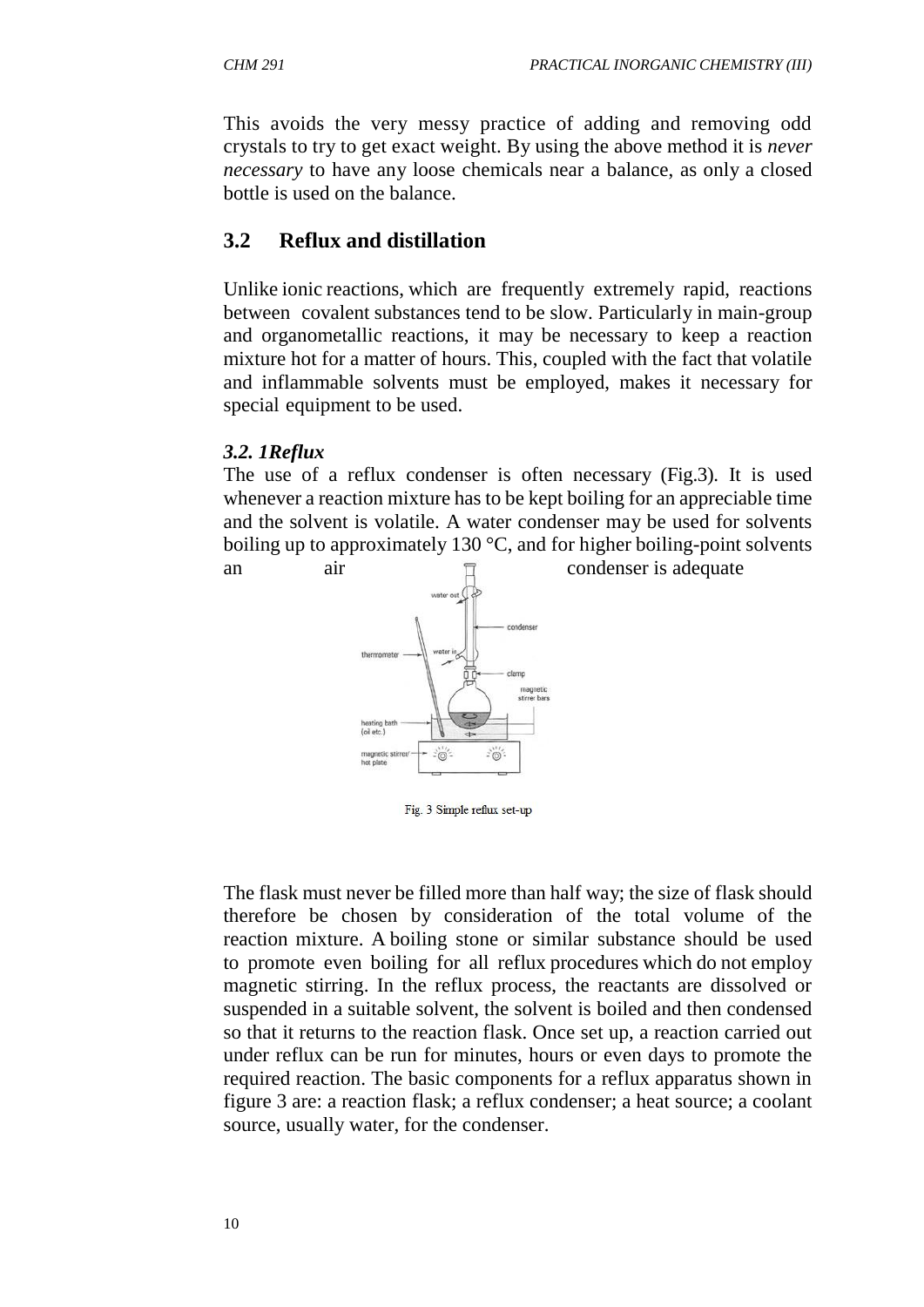This avoids the very messy practice of adding and removing odd crystals to try to get exact weight. By using the above method it is *never necessary* to have any loose chemicals near a balance, as only a closed bottle is used on the balance.

## 3.2 Reflux and distillation

Unlike ionic reactions, which are frequently extremely rapid, reactions between covalent substances tend to be slow. Particularly in main-group and organometallic reactions, it may be necessary to keep a reaction mixture hot for a matter of hours. This, coupled with the fact that volatile and inflammable solvents must be employed, makes it necessary for special equipment to be used.

### *3.2. 1Reflux*

The use of a reflux condenser is often necessary (Fig.3). It is used whenever a reaction mixture has to be kept boiling for an appreciable time and the solvent is volatile. A water condenser may be used for solvents boiling up to approximately 130 °C, and for higher boiling-point solvents an air condenser is adequate

Fig. 3 Simple reflux set-up

The flask must never be filled more than half way; the size of flask should therefore be chosen by consideration of the total volume of the reaction mixture. A boiling stone or similar substance should be used to promote even boiling for all reflux procedures which do not employ magnetic stirring. In the reflux process, the reactants are dissolved or suspended in a suitable solvent, the solvent is boiled and then condensed so that it returns to the reaction flask. Once set up, a reaction carried out under reflux can be run for minutes, hours or even days to promote the required reaction. The basic components for a reflux apparatus shown in figure 3 are: a reaction flask; a reflux condenser; a heat source; a coolant source, usually water, for the condenser.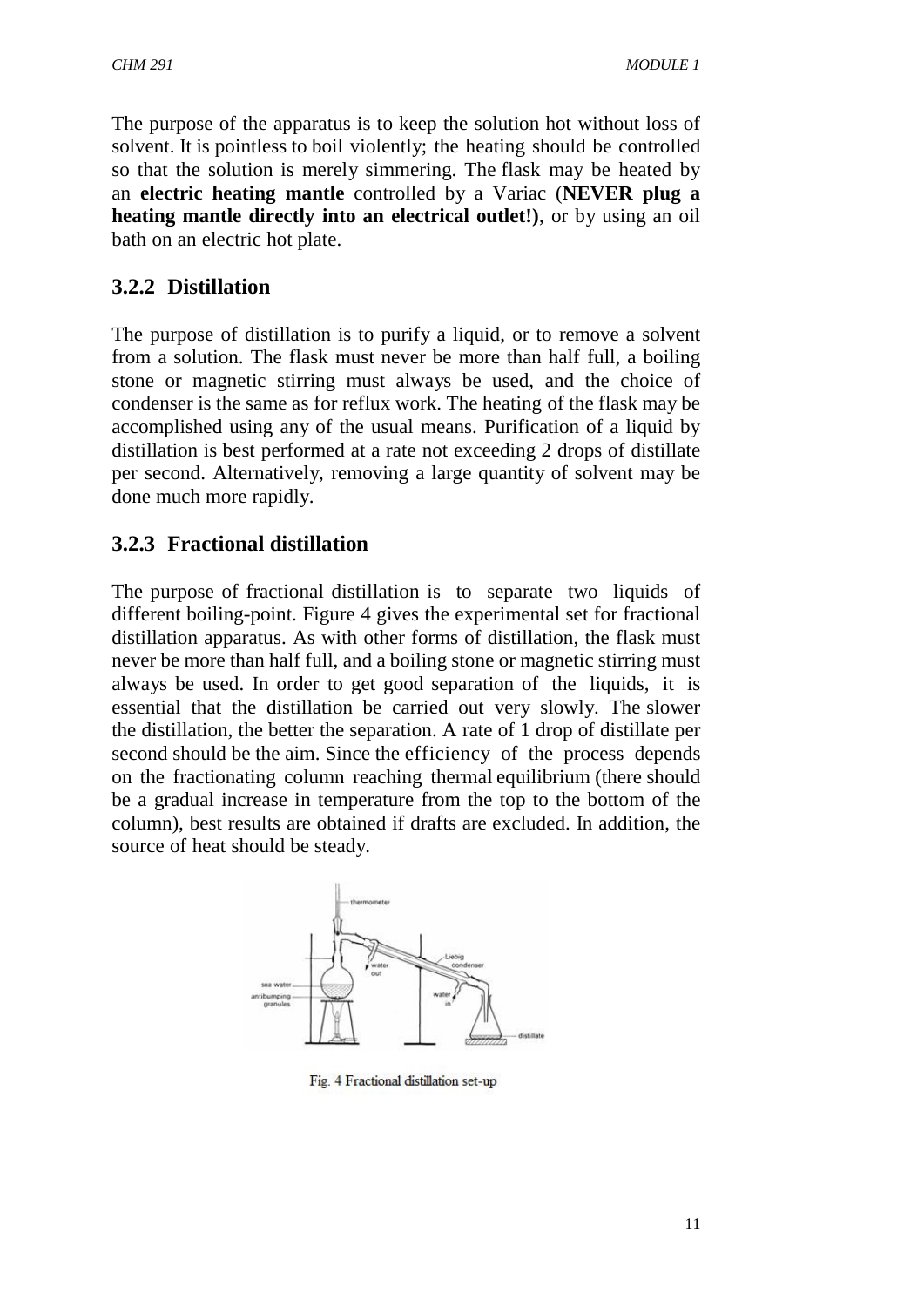The purpose of the apparatus is to keep the solution hot without loss of solvent. It is pointless to boil violently; the heating should be controlled so that the solution is merely simmering. The flask may be heated by an **electric heating mantle** controlled by a Variac (**NEVER plug a heating mantle directly into an electrical outlet!)**, or by using an oil bath on an electric hot plate.

### 3.2.2 Distillation

The purpose of distillation is to purify a liquid, or to remove a solvent from a solution. The flask must never be more than half full, a boiling stone or magnetic stirring must always be used, and the choice of condenser is the same as for reflux work. The heating of the flask may be accomplished using any of the usual means. Purification of a liquid by distillation is best performed at a rate not exceeding 2 drops of distillate per second. Alternatively, removing a large quantity of solvent may be done much more rapidly.

### 3.2.3 Fractional distillation

The purpose of fractional distillation is to separate two liquids of different boiling-point. Figure 4 gives the experimental set for fractional distillation apparatus. As with other forms of distillation, the flask must never be more than half full, and a boiling stone or magnetic stirring must always be used. In order to get good separation of the liquids, it is essential that the distillation be carried out very slowly. The slower the distillation, the better the separation. A rate of 1 drop of distillate per second should be the aim. Since the efficiency of the process depends on the fractionating column reaching thermal equilibrium (there should be a gradual increase in temperature from the top to the bottom of the column), best results are obtained if drafts are excluded. In addition, the source of heat should be steady.

Fig. 4 Fractional distillation set-up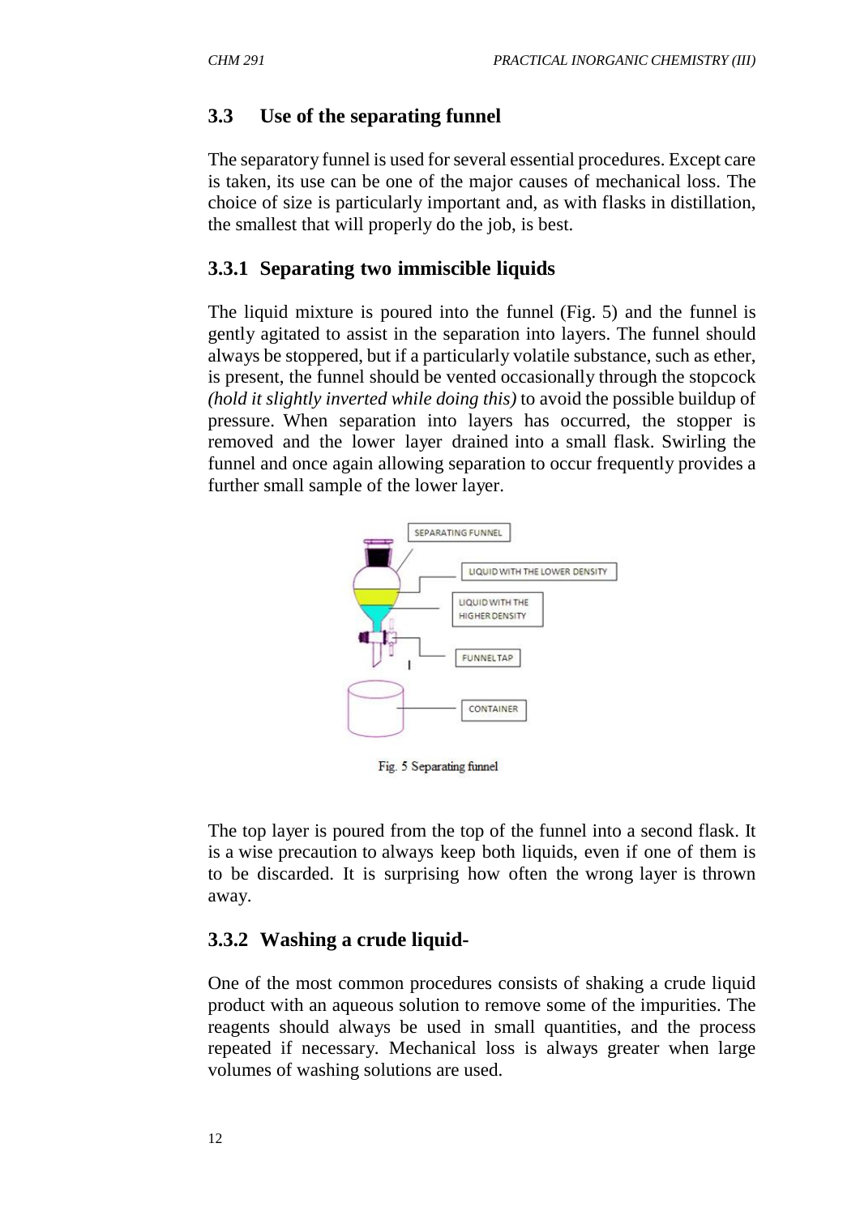### 3.3 Use of the separating funnel

The separatory funnel is used for several essential procedures. Except care is taken, its use can be one of the major causes of mechanical loss. The choice of size is particularly important and, as with flasks in distillation, the smallest that will properly do the job, is best.

#### 3.3.1 Separating two immiscible liquids

The liquid mixture is poured into the funnel (Fig. 5) and the funnel is gently agitated to assist in the separation into layers. The funnel should always be stoppered, but if a particularly volatile substance, such as ether, is present, the funnel should be vented occasionally through the stopcock *(hold it slightly inverted while doing this)* to avoid the possible buildup of pressure. When separation into layers has occurred, the stopper is removed and the lower layer drained into a small flask. Swirling the funnel and once again allowing separation to occur frequently provides a further small sample of the lower layer.

SEPARATING FUNNEL

LIQUID WITH THE LOWER DENSITY

LIQUID WITH THE HIGHER DENSITY

FUNNEL TAP

CONTAINER

Fig. 5 Separating funnel

The top layer is poured from the top of the funnel into a second flask. It is a wise precaution to always keep both liquids, even if one of them is to be discarded. It is surprising how often the wrong layer is thrown away.

#### 3.3.2 Washing a crude liquid-

One of the most common procedures consists of shaking a crude liquid product with an aqueous solution to remove some of the impurities. The reagents should always be used in small quantities, and the process repeated if necessary. Mechanical loss is always greater when large volumes of washing solutions are used.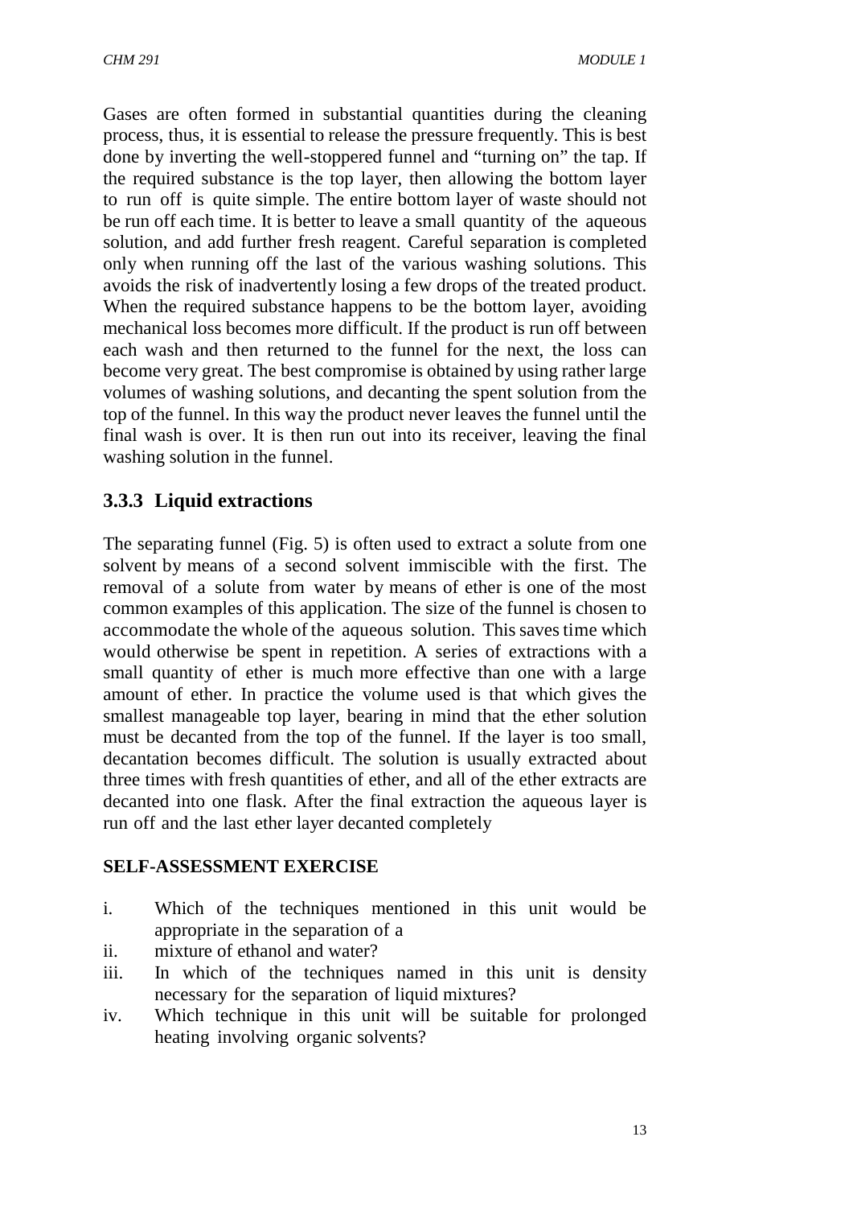Gases are often formed in substantial quantities during the cleaning process, thus, it is essential to release the pressure frequently. This is best done by inverting the well-stoppered funnel and "turning on" the tap. If the required substance is the top layer, then allowing the bottom layer to run off is quite simple. The entire bottom layer of waste should not be run off each time. It is better to leave a small quantity of the aqueous solution, and add further fresh reagent. Careful separation is completed only when running off the last of the various washing solutions. This avoids the risk of inadvertently losing a few drops of the treated product. When the required substance happens to be the bottom layer, avoiding mechanical loss becomes more difficult. If the product is run off between each wash and then returned to the funnel for the next, the loss can become very great. The best compromise is obtained by using rather large volumes of washing solutions, and decanting the spent solution from the top of the funnel. In this way the product never leaves the funnel until the final wash is over. It is then run out into its receiver, leaving the final washing solution in the funnel.

### 3.3.3 Liquid extractions

The separating funnel (Fig. 5) is often used to extract a solute from one solvent by means of a second solvent immiscible with the first. The removal of a solute from water by means of ether is one of the most common examples of this application. The size of the funnel is chosen to accommodate the whole of the aqueous solution. This saves time which would otherwise be spent in repetition. A series of extractions with a small quantity of ether is much more effective than one with a large amount of ether. In practice the volume used is that which gives the smallest manageable top layer, bearing in mind that the ether solution must be decanted from the top of the funnel. If the layer is too small, decantation becomes difficult. The solution is usually extracted about three times with fresh quantities of ether, and all of the ether extracts are decanted into one flask. After the final extraction the aqueous layer is run off and the last ether layer decanted completely

**SELF-ASSESSMENT EXERCISE**

i. Which of the techniques mentioned in this unit would be appropriate in the separation of a
ii. mixture of ethanol and water?
iii. In which of the techniques named in this unit is density necessary for the separation of liquid mixtures?
iv. Which technique in this unit will be suitable for prolonged heating involving organic solvents?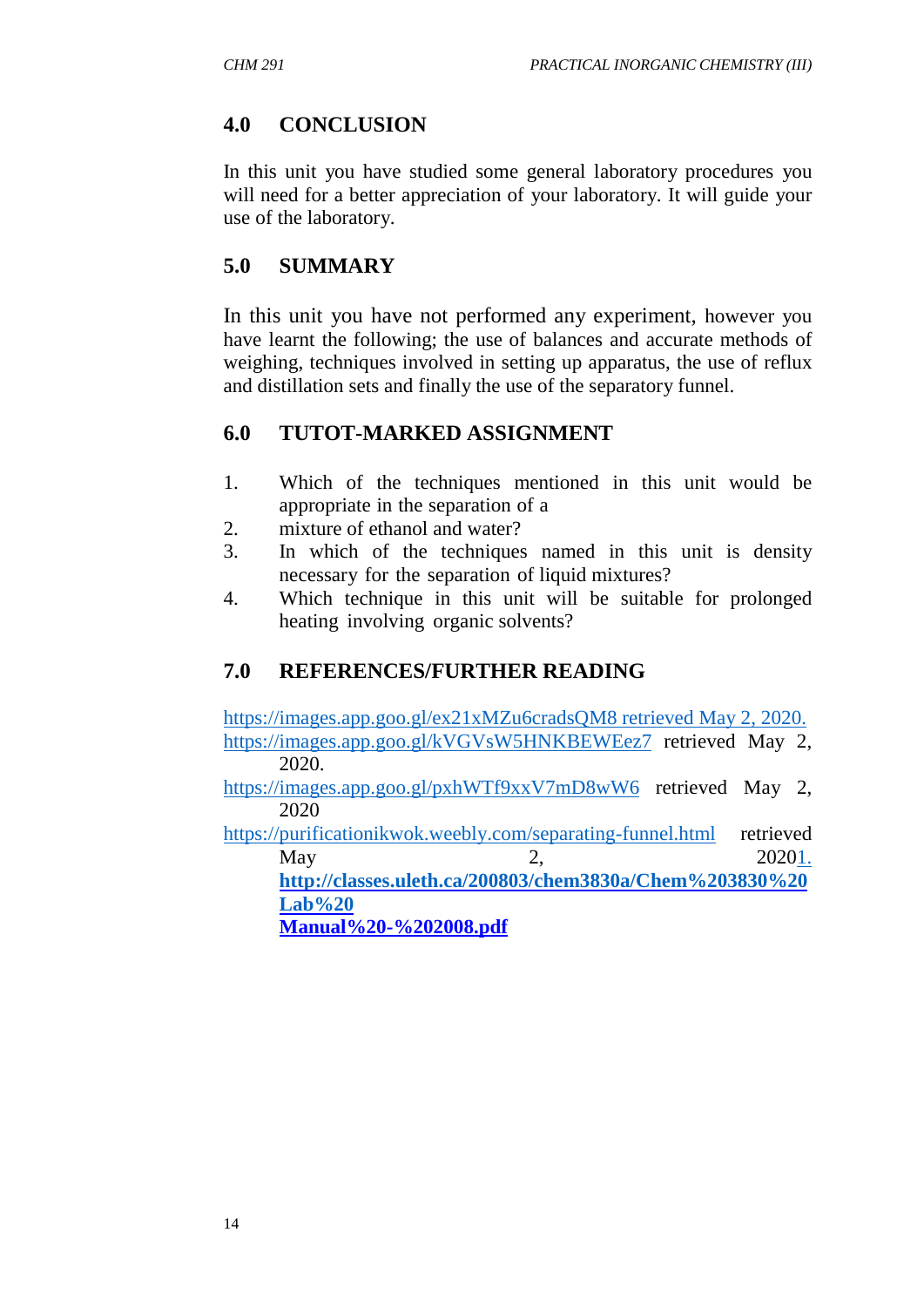## 4.0 CONCLUSION

In this unit you have studied some general laboratory procedures you will need for a better appreciation of your laboratory. It will guide your use of the laboratory.

## 5.0 SUMMARY

In this unit you have not performed any experiment, however you have learnt the following; the use of balances and accurate methods of weighing, techniques involved in setting up apparatus, the use of reflux and distillation sets and finally the use of the separatory funnel.

## 6.0 TUTOT-MARKED ASSIGNMENT

1. Which of the techniques mentioned in this unit would be appropriate in the separation of a
2. mixture of ethanol and water?
3. In which of the techniques named in this unit is density necessary for the separation of liquid mixtures?
4. Which technique in this unit will be suitable for prolonged heating involving organic solvents?

## 7.0 REFERENCES/FURTHER READING

https://images.app.goo.gl/ex21xMZu6cradsQM8 retrieved May 2, 2020.

https://images.app.goo.gl/kVGVsW5HNKBEWEez7 retrieved May 2, 2020.

https://images.app.goo.gl/pxhWTf9xxV7mD8wW6 retrieved May 2, 2020

https://purificationikwok.weebly.com/separating-funnel.html retrieved May 2, 20201.

**http://classes.uleth.ca/200803/chem3830a/Chem%203830%20Lab%20 Manual%20-%202008.pdf**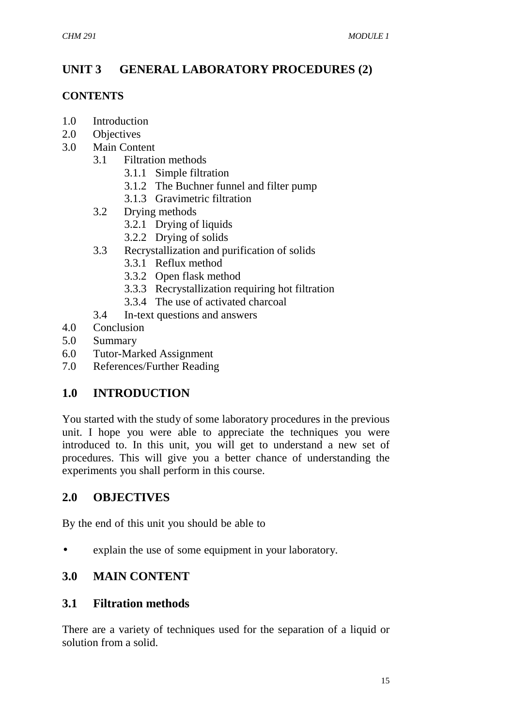# UNIT 3 GENERAL LABORATORY PROCEDURES (2)

**CONTENTS**

- 1.0 Introduction
- 2.0 Objectives
- 3.0 Main Content
  - 3.1 Filtration methods
    - 3.1.1 Simple filtration
    - 3.1.2 The Buchner funnel and filter pump
    - 3.1.3 Gravimetric filtration
  - 3.2 Drying methods
    - 3.2.1 Drying of liquids
    - 3.2.2 Drying of solids
  - 3.3 Recrystallization and purification of solids
    - 3.3.1 Reflux method
    - 3.3.2 Open flask method
    - 3.3.3 Recrystallization requiring hot filtration
    - 3.3.4 The use of activated charcoal
  - 3.4 In-text questions and answers
- 4.0 Conclusion
- 5.0 Summary
- 6.0 Tutor-Marked Assignment
- 7.0 References/Further Reading

## 1.0 INTRODUCTION

You started with the study of some laboratory procedures in the previous unit. I hope you were able to appreciate the techniques you were introduced to. In this unit, you will get to understand a new set of procedures. This will give you a better chance of understanding the experiments you shall perform in this course.

## 2.0 OBJECTIVES

By the end of this unit you should be able to

- explain the use of some equipment in your laboratory.

## 3.0 MAIN CONTENT

### 3.1 Filtration methods

There are a variety of techniques used for the separation of a liquid or solution from a solid.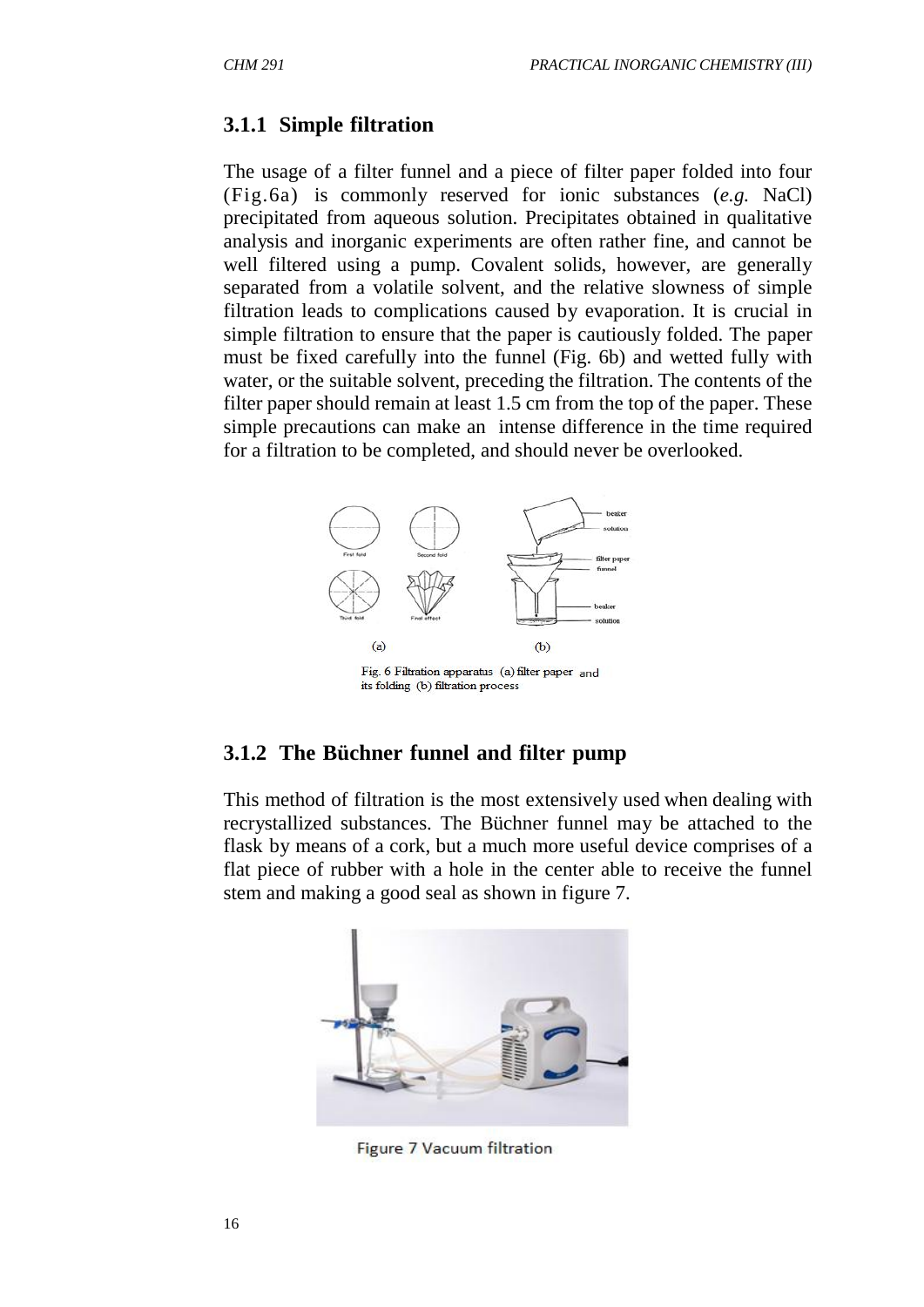### 3.1.1 Simple filtration

The usage of a filter funnel and a piece of filter paper folded into four (Fig.6a) is commonly reserved for ionic substances (*e.g.* NaCl) precipitated from aqueous solution. Precipitates obtained in qualitative analysis and inorganic experiments are often rather fine, and cannot be well filtered using a pump. Covalent solids, however, are generally separated from a volatile solvent, and the relative slowness of simple filtration leads to complications caused by evaporation. It is crucial in simple filtration to ensure that the paper is cautiously folded. The paper must be fixed carefully into the funnel (Fig. 6b) and wetted fully with water, or the suitable solvent, preceding the filtration. The contents of the filter paper should remain at least 1.5 cm from the top of the paper. These simple precautions can make an intense difference in the time required for a filtration to be completed, and should never be overlooked.

Fig. 6 Filtration apparatus (a) filter paper and its folding (b) filtration process

### 3.1.2 The Büchner funnel and filter pump

This method of filtration is the most extensively used when dealing with recrystallized substances. The Büchner funnel may be attached to the flask by means of a cork, but a much more useful device comprises of a flat piece of rubber with a hole in the center able to receive the funnel stem and making a good seal as shown in figure 7.

Figure 7 Vacuum filtration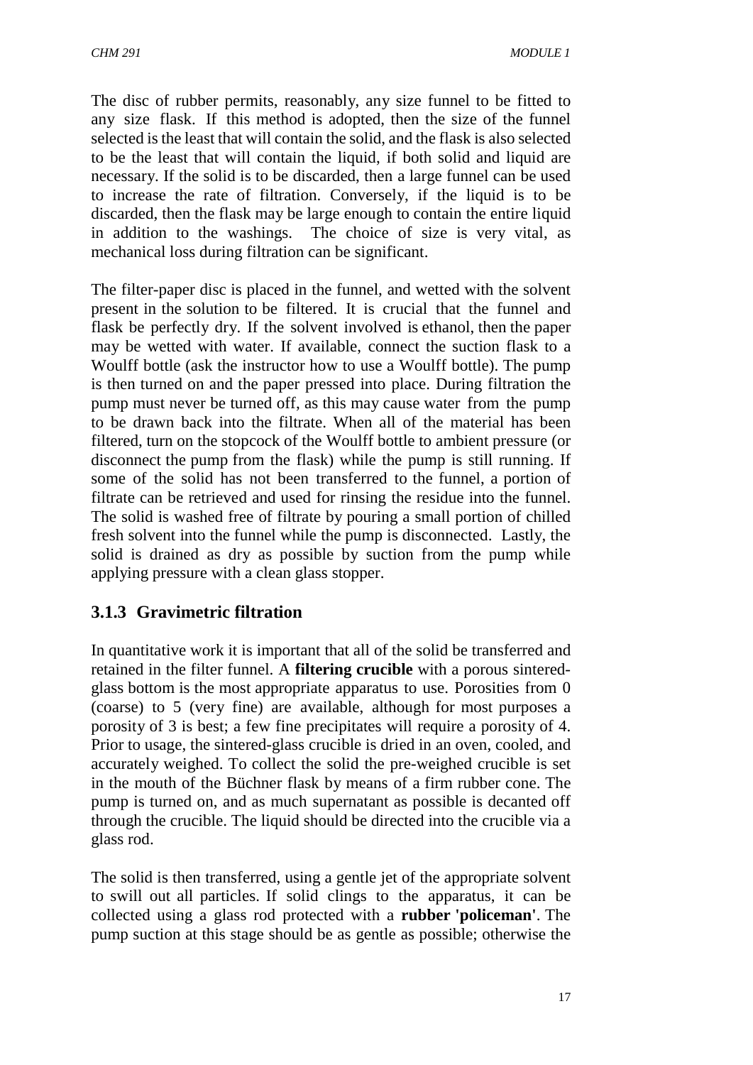The disc of rubber permits, reasonably, any size funnel to be fitted to any size flask. If this method is adopted, then the size of the funnel selected is the least that will contain the solid, and the flask is also selected to be the least that will contain the liquid, if both solid and liquid are necessary. If the solid is to be discarded, then a large funnel can be used to increase the rate of filtration. Conversely, if the liquid is to be discarded, then the flask may be large enough to contain the entire liquid in addition to the washings. The choice of size is very vital, as mechanical loss during filtration can be significant.

The filter-paper disc is placed in the funnel, and wetted with the solvent present in the solution to be filtered. It is crucial that the funnel and flask be perfectly dry. If the solvent involved is ethanol, then the paper may be wetted with water. If available, connect the suction flask to a Woulff bottle (ask the instructor how to use a Woulff bottle). The pump is then turned on and the paper pressed into place. During filtration the pump must never be turned off, as this may cause water from the pump to be drawn back into the filtrate. When all of the material has been filtered, turn on the stopcock of the Woulff bottle to ambient pressure (or disconnect the pump from the flask) while the pump is still running. If some of the solid has not been transferred to the funnel, a portion of filtrate can be retrieved and used for rinsing the residue into the funnel. The solid is washed free of filtrate by pouring a small portion of chilled fresh solvent into the funnel while the pump is disconnected. Lastly, the solid is drained as dry as possible by suction from the pump while applying pressure with a clean glass stopper.

### 3.1.3 Gravimetric filtration

In quantitative work it is important that all of the solid be transferred and retained in the filter funnel. A **filtering crucible** with a porous sintered-glass bottom is the most appropriate apparatus to use. Porosities from 0 (coarse) to 5 (very fine) are available, although for most purposes a porosity of 3 is best; a few fine precipitates will require a porosity of 4. Prior to usage, the sintered-glass crucible is dried in an oven, cooled, and accurately weighed. To collect the solid the pre-weighed crucible is set in the mouth of the Büchner flask by means of a firm rubber cone. The pump is turned on, and as much supernatant as possible is decanted off through the crucible. The liquid should be directed into the crucible via a glass rod.

The solid is then transferred, using a gentle jet of the appropriate solvent to swill out all particles. If solid clings to the apparatus, it can be collected using a glass rod protected with a **rubber 'policeman'**. The pump suction at this stage should be as gentle as possible; otherwise the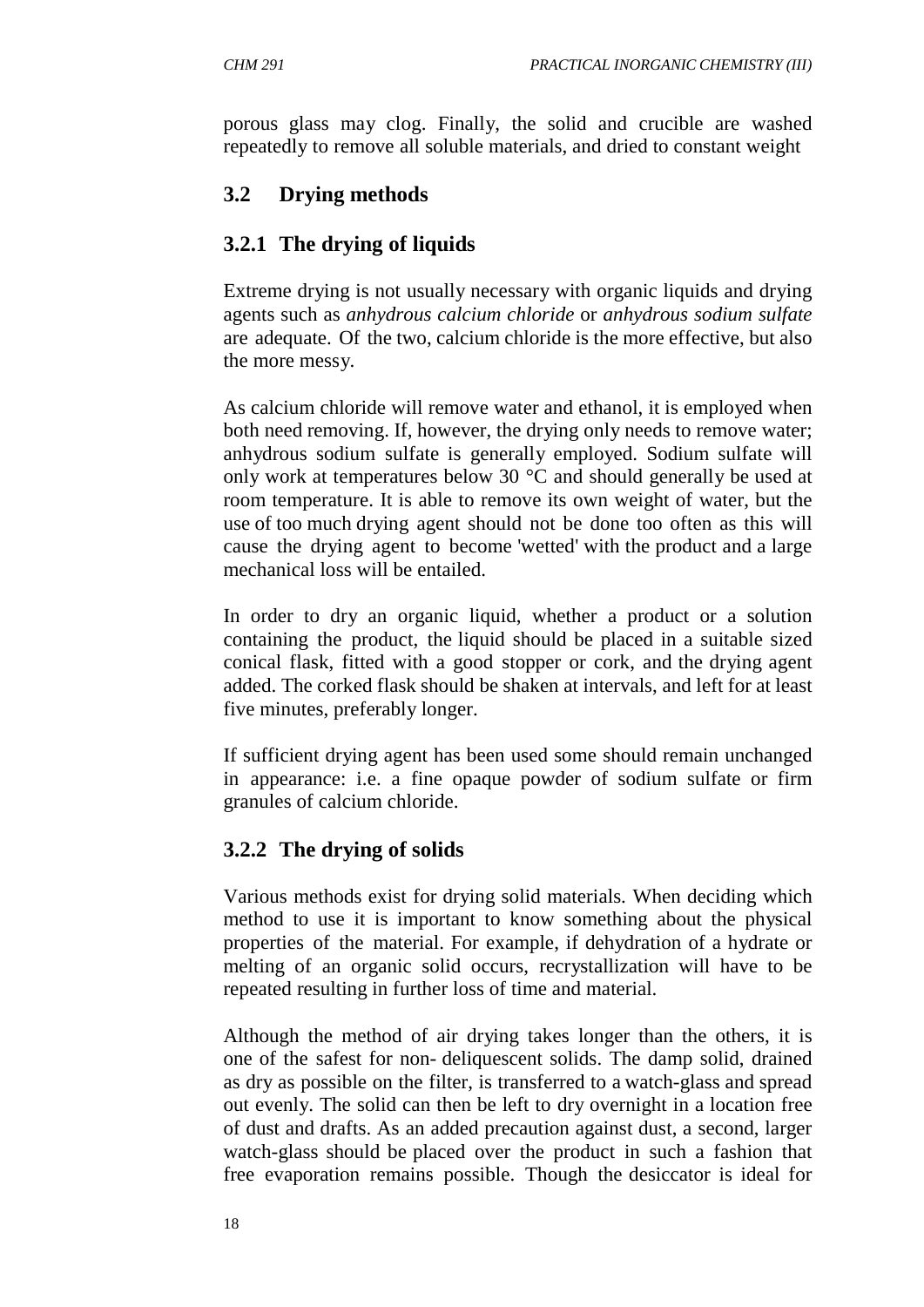porous glass may clog. Finally, the solid and crucible are washed repeatedly to remove all soluble materials, and dried to constant weight

## 3.2 Drying methods

### 3.2.1 The drying of liquids

Extreme drying is not usually necessary with organic liquids and drying agents such as *anhydrous calcium chloride* or *anhydrous sodium sulfate* are adequate. Of the two, calcium chloride is the more effective, but also the more messy.

As calcium chloride will remove water and ethanol, it is employed when both need removing. If, however, the drying only needs to remove water; anhydrous sodium sulfate is generally employed. Sodium sulfate will only work at temperatures below 30 °C and should generally be used at room temperature. It is able to remove its own weight of water, but the use of too much drying agent should not be done too often as this will cause the drying agent to become 'wetted' with the product and a large mechanical loss will be entailed.

In order to dry an organic liquid, whether a product or a solution containing the product, the liquid should be placed in a suitable sized conical flask, fitted with a good stopper or cork, and the drying agent added. The corked flask should be shaken at intervals, and left for at least five minutes, preferably longer.

If sufficient drying agent has been used some should remain unchanged in appearance: i.e. a fine opaque powder of sodium sulfate or firm granules of calcium chloride.

### 3.2.2 The drying of solids

Various methods exist for drying solid materials. When deciding which method to use it is important to know something about the physical properties of the material. For example, if dehydration of a hydrate or melting of an organic solid occurs, recrystallization will have to be repeated resulting in further loss of time and material.

Although the method of air drying takes longer than the others, it is one of the safest for non- deliquescent solids. The damp solid, drained as dry as possible on the filter, is transferred to a watch-glass and spread out evenly. The solid can then be left to dry overnight in a location free of dust and drafts. As an added precaution against dust, a second, larger watch-glass should be placed over the product in such a fashion that free evaporation remains possible. Though the desiccator is ideal for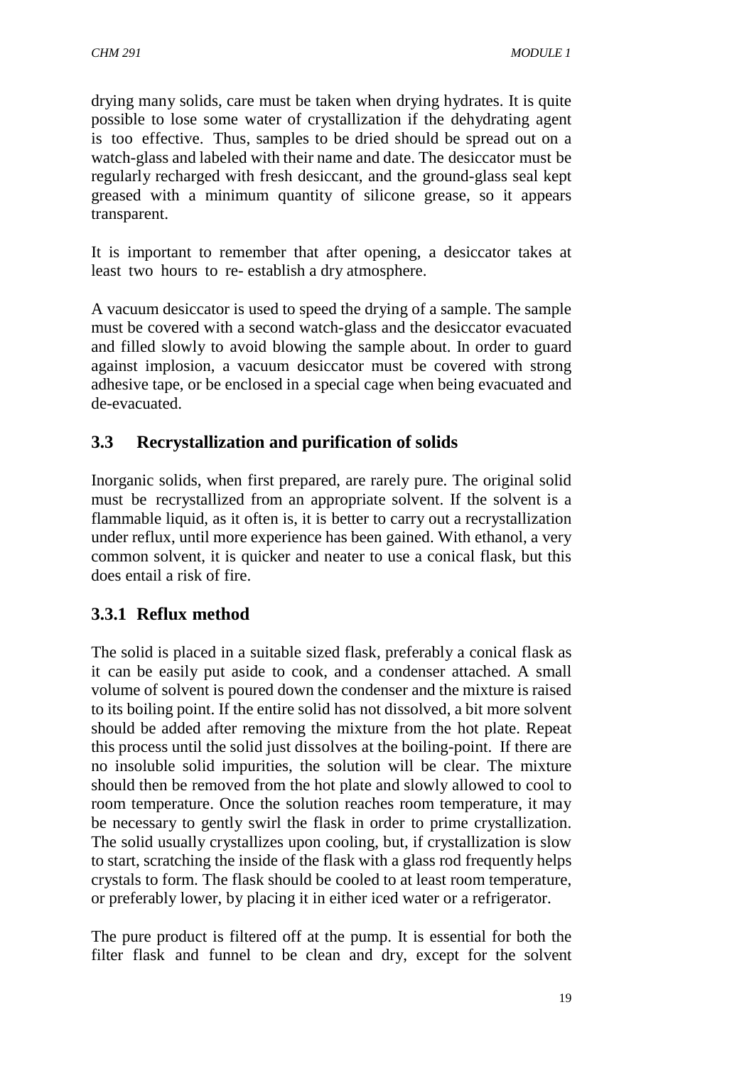drying many solids, care must be taken when drying hydrates. It is quite possible to lose some water of crystallization if the dehydrating agent is too effective. Thus, samples to be dried should be spread out on a watch-glass and labeled with their name and date. The desiccator must be regularly recharged with fresh desiccant, and the ground-glass seal kept greased with a minimum quantity of silicone grease, so it appears transparent.

It is important to remember that after opening, a desiccator takes at least two hours to re- establish a dry atmosphere.

A vacuum desiccator is used to speed the drying of a sample. The sample must be covered with a second watch-glass and the desiccator evacuated and filled slowly to avoid blowing the sample about. In order to guard against implosion, a vacuum desiccator must be covered with strong adhesive tape, or be enclosed in a special cage when being evacuated and de-evacuated.

## 3.3 Recrystallization and purification of solids

Inorganic solids, when first prepared, are rarely pure. The original solid must be recrystallized from an appropriate solvent. If the solvent is a flammable liquid, as it often is, it is better to carry out a recrystallization under reflux, until more experience has been gained. With ethanol, a very common solvent, it is quicker and neater to use a conical flask, but this does entail a risk of fire.

### 3.3.1 Reflux method

The solid is placed in a suitable sized flask, preferably a conical flask as it can be easily put aside to cook, and a condenser attached. A small volume of solvent is poured down the condenser and the mixture is raised to its boiling point. If the entire solid has not dissolved, a bit more solvent should be added after removing the mixture from the hot plate. Repeat this process until the solid just dissolves at the boiling-point. If there are no insoluble solid impurities, the solution will be clear. The mixture should then be removed from the hot plate and slowly allowed to cool to room temperature. Once the solution reaches room temperature, it may be necessary to gently swirl the flask in order to prime crystallization. The solid usually crystallizes upon cooling, but, if crystallization is slow to start, scratching the inside of the flask with a glass rod frequently helps crystals to form. The flask should be cooled to at least room temperature, or preferably lower, by placing it in either iced water or a refrigerator.

The pure product is filtered off at the pump. It is essential for both the filter flask and funnel to be clean and dry, except for the solvent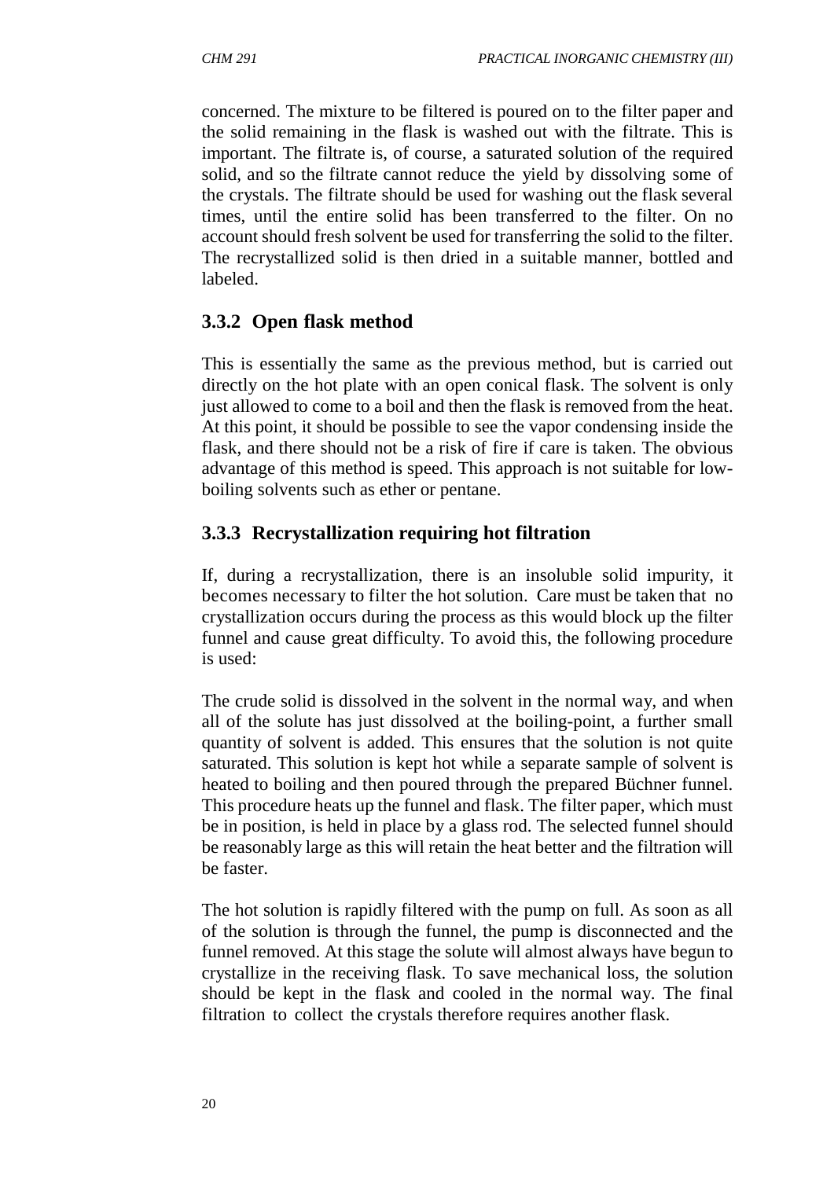concerned. The mixture to be filtered is poured on to the filter paper and the solid remaining in the flask is washed out with the filtrate. This is important. The filtrate is, of course, a saturated solution of the required solid, and so the filtrate cannot reduce the yield by dissolving some of the crystals. The filtrate should be used for washing out the flask several times, until the entire solid has been transferred to the filter. On no account should fresh solvent be used for transferring the solid to the filter. The recrystallized solid is then dried in a suitable manner, bottled and labeled.

### 3.3.2 Open flask method

This is essentially the same as the previous method, but is carried out directly on the hot plate with an open conical flask. The solvent is only just allowed to come to a boil and then the flask is removed from the heat. At this point, it should be possible to see the vapor condensing inside the flask, and there should not be a risk of fire if care is taken. The obvious advantage of this method is speed. This approach is not suitable for low-boiling solvents such as ether or pentane.

### 3.3.3 Recrystallization requiring hot filtration

If, during a recrystallization, there is an insoluble solid impurity, it becomes necessary to filter the hot solution. Care must be taken that no crystallization occurs during the process as this would block up the filter funnel and cause great difficulty. To avoid this, the following procedure is used:

The crude solid is dissolved in the solvent in the normal way, and when all of the solute has just dissolved at the boiling-point, a further small quantity of solvent is added. This ensures that the solution is not quite saturated. This solution is kept hot while a separate sample of solvent is heated to boiling and then poured through the prepared Büchner funnel. This procedure heats up the funnel and flask. The filter paper, which must be in position, is held in place by a glass rod. The selected funnel should be reasonably large as this will retain the heat better and the filtration will be faster.

The hot solution is rapidly filtered with the pump on full. As soon as all of the solution is through the funnel, the pump is disconnected and the funnel removed. At this stage the solute will almost always have begun to crystallize in the receiving flask. To save mechanical loss, the solution should be kept in the flask and cooled in the normal way. The final filtration to collect the crystals therefore requires another flask.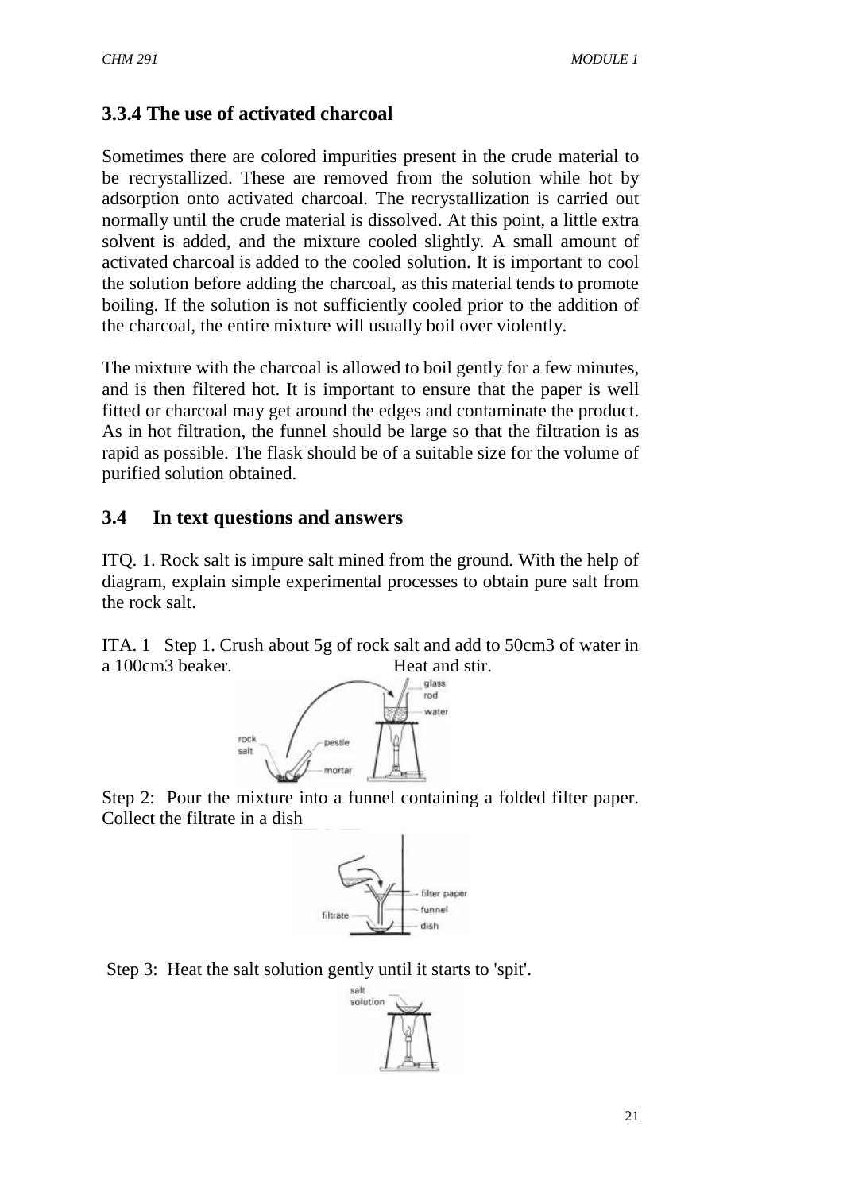### 3.3.4 The use of activated charcoal

Sometimes there are colored impurities present in the crude material to be recrystallized. These are removed from the solution while hot by adsorption onto activated charcoal. The recrystallization is carried out normally until the crude material is dissolved. At this point, a little extra solvent is added, and the mixture cooled slightly. A small amount of activated charcoal is added to the cooled solution. It is important to cool the solution before adding the charcoal, as this material tends to promote boiling. If the solution is not sufficiently cooled prior to the addition of the charcoal, the entire mixture will usually boil over violently.

The mixture with the charcoal is allowed to boil gently for a few minutes, and is then filtered hot. It is important to ensure that the paper is well fitted or charcoal may get around the edges and contaminate the product. As in hot filtration, the funnel should be large so that the filtration is as rapid as possible. The flask should be of a suitable size for the volume of purified solution obtained.

## 3.4 In text questions and answers

ITQ. 1. Rock salt is impure salt mined from the ground. With the help of diagram, explain simple experimental processes to obtain pure salt from the rock salt.

ITA. 1 Step 1. Crush about 5g of rock salt and add to 50cm3 of water in a 100cm3 beaker. Heat and stir.

Step 2: Pour the mixture into a funnel containing a folded filter paper. Collect the filtrate in a dish

Step 3: Heat the salt solution gently until it starts to 'spit'.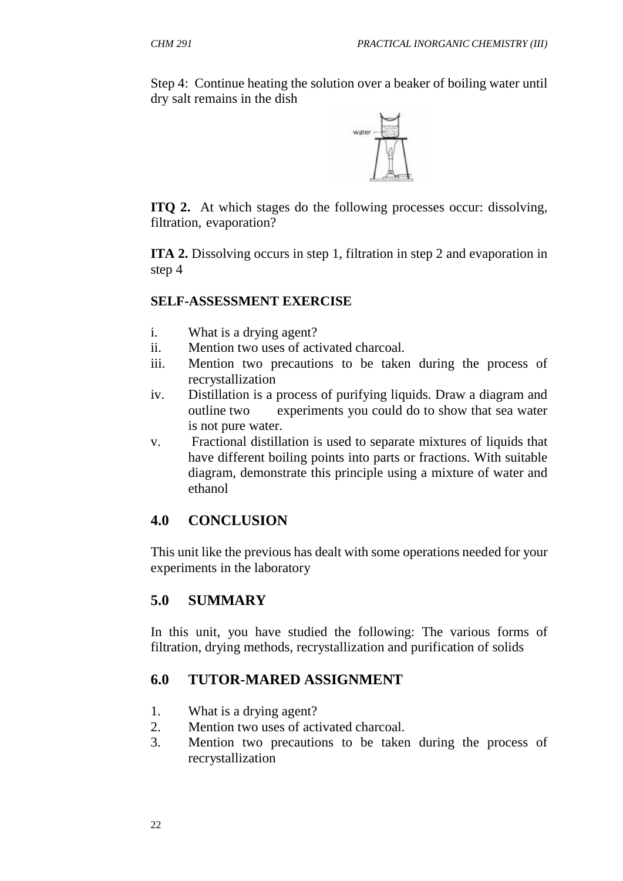Step 4: Continue heating the solution over a beaker of boiling water until dry salt remains in the dish

**ITQ 2.** At which stages do the following processes occur: dissolving, filtration, evaporation?

**ITA 2.** Dissolving occurs in step 1, filtration in step 2 and evaporation in step 4

**SELF-ASSESSMENT EXERCISE**

i. What is a drying agent?
ii. Mention two uses of activated charcoal.
iii. Mention two precautions to be taken during the process of recrystallization
iv. Distillation is a process of purifying liquids. Draw a diagram and outline two experiments you could do to show that sea water is not pure water.
v. Fractional distillation is used to separate mixtures of liquids that have different boiling points into parts or fractions. With suitable diagram, demonstrate this principle using a mixture of water and ethanol

## 4.0 CONCLUSION

This unit like the previous has dealt with some operations needed for your experiments in the laboratory

## 5.0 SUMMARY

In this unit, you have studied the following: The various forms of filtration, drying methods, recrystallization and purification of solids

## 6.0 TUTOR-MARED ASSIGNMENT

1. What is a drying agent?
2. Mention two uses of activated charcoal.
3. Mention two precautions to be taken during the process of recrystallization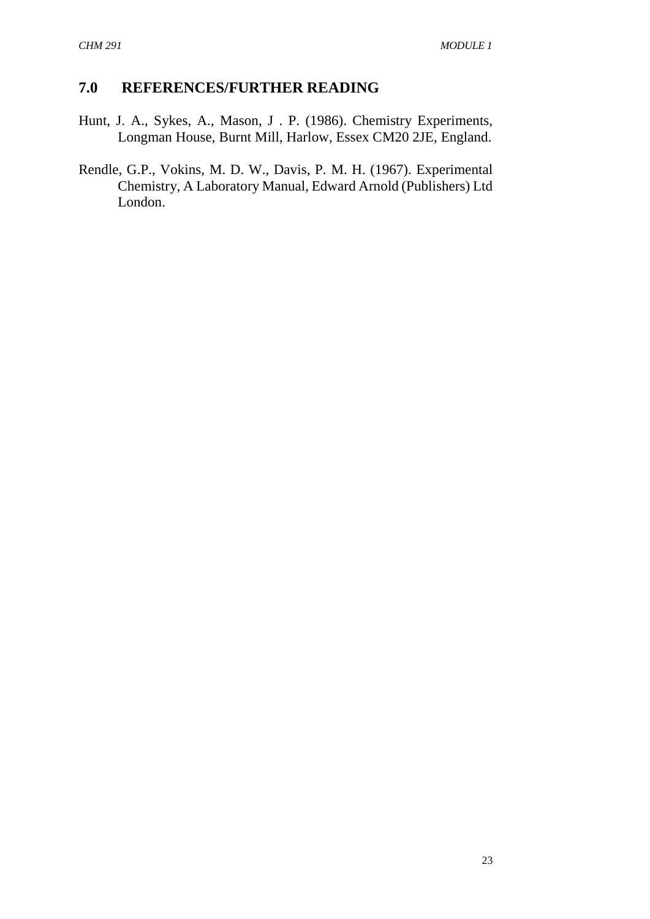## 7.0 REFERENCES/FURTHER READING

Hunt, J. A., Sykes, A., Mason, J . P. (1986). Chemistry Experiments, Longman House, Burnt Mill, Harlow, Essex CM20 2JE, England.

Rendle, G.P., Vokins, M. D. W., Davis, P. M. H. (1967). Experimental Chemistry, A Laboratory Manual, Edward Arnold (Publishers) Ltd London.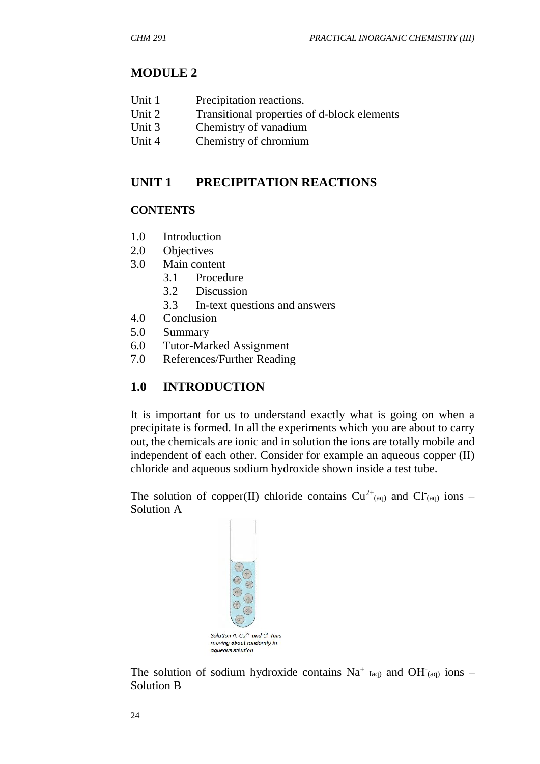# MODULE 2

| | |
|---|---|
| Unit 1 | Precipitation reactions. |
| Unit 2 | Transitional properties of d-block elements |
| Unit 3 | Chemistry of vanadium |
| Unit 4 | Chemistry of chromium |

## UNIT 1 PRECIPITATION REACTIONS

### CONTENTS

1.0 Introduction
2.0 Objectives
3.0 Main content
  3.1 Procedure
  3.2 Discussion
  3.3 In-text questions and answers
4.0 Conclusion
5.0 Summary
6.0 Tutor-Marked Assignment
7.0 References/Further Reading

## 1.0 INTRODUCTION

It is important for us to understand exactly what is going on when a precipitate is formed. In all the experiments which you are about to carry out, the chemicals are ionic and in solution the ions are totally mobile and independent of each other. Consider for example an aqueous copper (II) chloride and aqueous sodium hydroxide shown inside a test tube.

The solution of copper(II) chloride contains $Cu^{2+}_{(aq)}$ and $Cl^{-}_{(aq)}$ ions – Solution A

Solution A: $Cu^{2+}$ and Cl- ions moving about randomly in aqueous solution

The solution of sodium hydroxide contains $Na^{+}_{(aq)}$ and $OH^{-}_{(aq)}$ ions – Solution B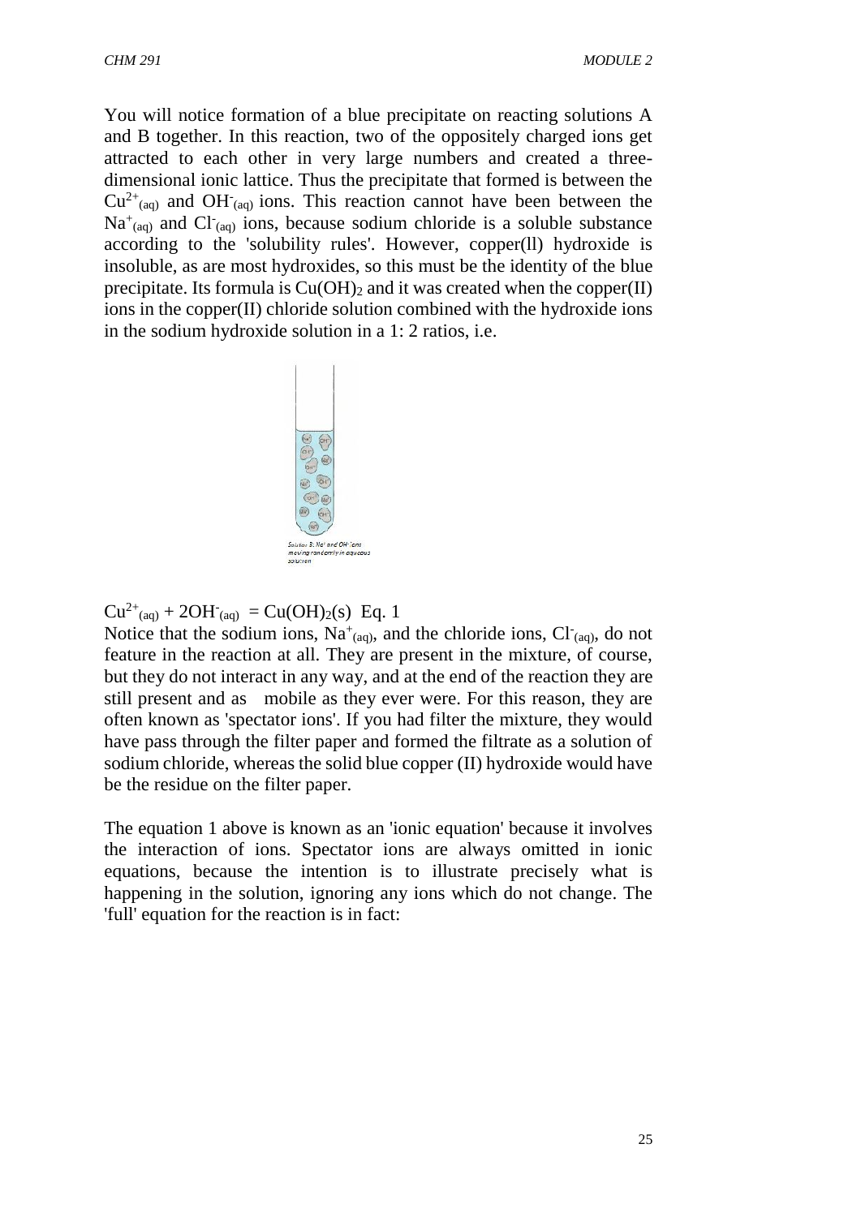You will notice formation of a blue precipitate on reacting solutions A and B together. In this reaction, two of the oppositely charged ions get attracted to each other in very large numbers and created a three-dimensional ionic lattice. Thus the precipitate that formed is between the $Cu^{2+}_{(aq)}$ and $OH^{-}_{(aq)}$ ions. This reaction cannot have been between the $Na^{+}_{(aq)}$ and $Cl^{-}_{(aq)}$ ions, because sodium chloride is a soluble substance according to the 'solubility rules'. However, copper(ll) hydroxide is insoluble, as are most hydroxides, so this must be the identity of the blue precipitate. Its formula is $Cu(OH)_2$ and it was created when the copper(II) ions in the copper(II) chloride solution combined with the hydroxide ions in the sodium hydroxide solution in a 1: 2 ratios, i.e.

Solution B: Na⁺ and OH⁻ ions moving randomly in aqueous solution

$Cu^{2+}_{(aq)} + 2OH^{-}_{(aq)} = Cu(OH)_2(s)$ Eq. 1

Notice that the sodium ions, $Na^{+}_{(aq)}$, and the chloride ions, $Cl^{-}_{(aq)}$, do not feature in the reaction at all. They are present in the mixture, of course, but they do not interact in any way, and at the end of the reaction they are still present and as mobile as they ever were. For this reason, they are often known as 'spectator ions'. If you had filter the mixture, they would have pass through the filter paper and formed the filtrate as a solution of sodium chloride, whereas the solid blue copper (II) hydroxide would have be the residue on the filter paper.

The equation 1 above is known as an 'ionic equation' because it involves the interaction of ions. Spectator ions are always omitted in ionic equations, because the intention is to illustrate precisely what is happening in the solution, ignoring any ions which do not change. The 'full' equation for the reaction is in fact: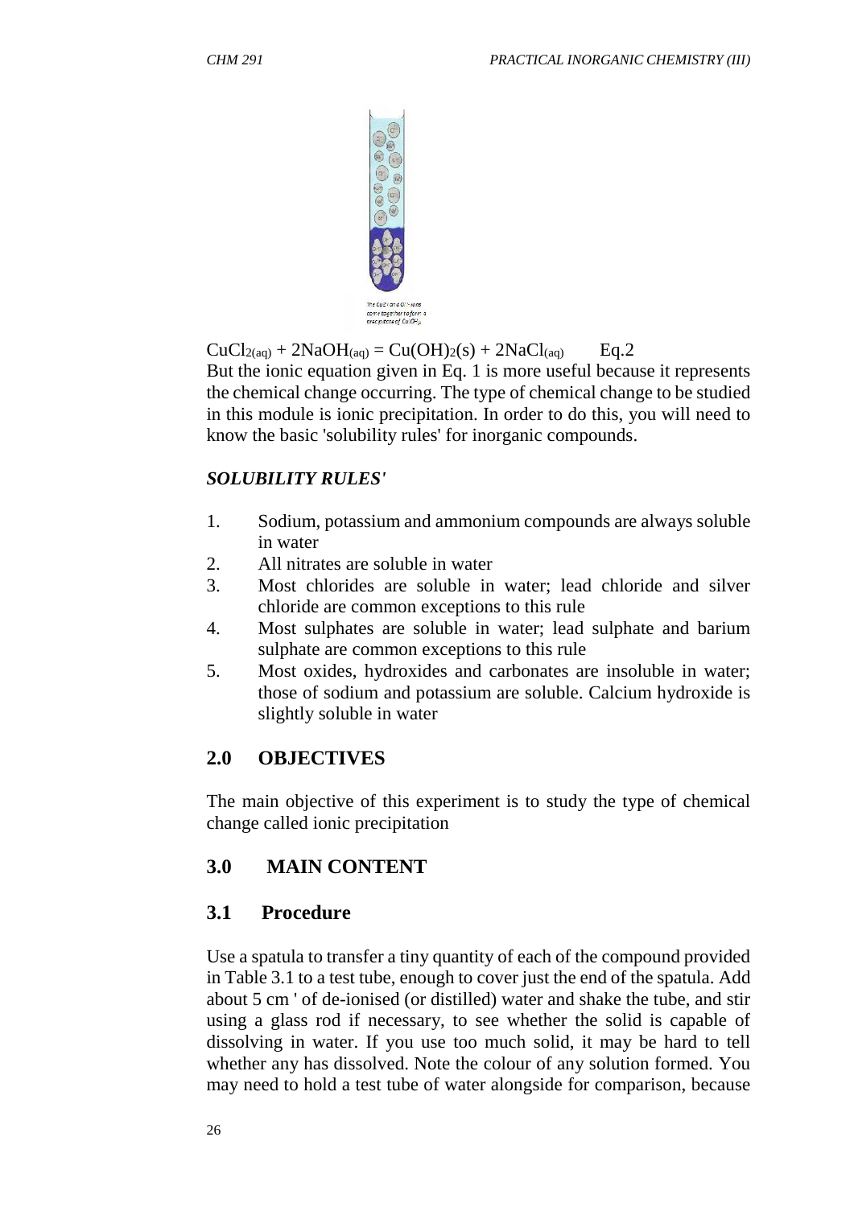The $CuCl^{2+}$ and $Cl^{-}$ ions come together to form a precipitate of $Cu(OH)_2$

$CuCl_{2(aq)} + 2NaOH_{(aq)} = Cu(OH)_2(s) + 2NaCl_{(aq)}$ Eq.2

But the ionic equation given in Eq. 1 is more useful because it represents the chemical change occurring. The type of chemical change to be studied in this module is ionic precipitation. In order to do this, you will need to know the basic 'solubility rules' for inorganic compounds.

***SOLUBILITY RULES'***

1. Sodium, potassium and ammonium compounds are always soluble in water
2. All nitrates are soluble in water
3. Most chlorides are soluble in water; lead chloride and silver chloride are common exceptions to this rule
4. Most sulphates are soluble in water; lead sulphate and barium sulphate are common exceptions to this rule
5. Most oxides, hydroxides and carbonates are insoluble in water; those of sodium and potassium are soluble. Calcium hydroxide is slightly soluble in water

## 2.0 OBJECTIVES

The main objective of this experiment is to study the type of chemical change called ionic precipitation

## 3.0 MAIN CONTENT

### 3.1 Procedure

Use a spatula to transfer a tiny quantity of each of the compound provided in Table 3.1 to a test tube, enough to cover just the end of the spatula. Add about 5 cm ' of de-ionised (or distilled) water and shake the tube, and stir using a glass rod if necessary, to see whether the solid is capable of dissolving in water. If you use too much solid, it may be hard to tell whether any has dissolved. Note the colour of any solution formed. You may need to hold a test tube of water alongside for comparison, because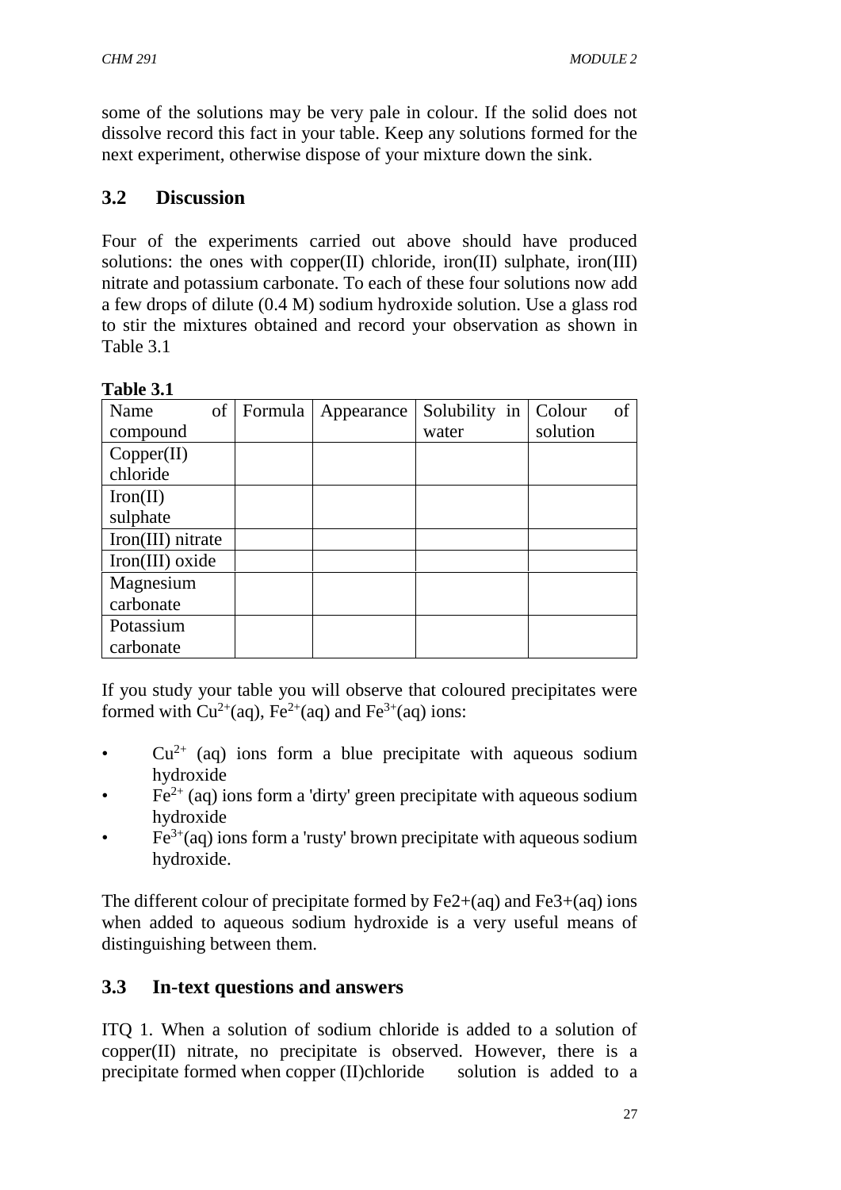some of the solutions may be very pale in colour. If the solid does not dissolve record this fact in your table. Keep any solutions formed for the next experiment, otherwise dispose of your mixture down the sink.

## 3.2 Discussion

Four of the experiments carried out above should have produced solutions: the ones with copper(II) chloride, iron(II) sulphate, iron(III) nitrate and potassium carbonate. To each of these four solutions now add a few drops of dilute (0.4 M) sodium hydroxide solution. Use a glass rod to stir the mixtures obtained and record your observation as shown in Table 3.1

**Table 3.1**

| Name of compound | Formula | Appearance | Solubility in water | Colour of solution |
|---|---|---|---|---|
| Copper(II) chloride | | | | |
| Iron(II) sulphate | | | | |
| Iron(III) nitrate | | | | |
| Iron(III) oxide | | | | |
| Magnesium carbonate | | | | |
| Potassium carbonate | | | | |

If you study your table you will observe that coloured precipitates were formed with $Cu^{2+}$(aq), $Fe^{2+}$(aq) and $Fe^{3+}$(aq) ions:

- $Cu^{2+}$ (aq) ions form a blue precipitate with aqueous sodium hydroxide
- $Fe^{2+}$ (aq) ions form a 'dirty' green precipitate with aqueous sodium hydroxide
- $Fe^{3+}$(aq) ions form a 'rusty' brown precipitate with aqueous sodium hydroxide.

The different colour of precipitate formed by Fe2+(aq) and Fe3+(aq) ions when added to aqueous sodium hydroxide is a very useful means of distinguishing between them.

## 3.3 In-text questions and answers

ITQ 1. When a solution of sodium chloride is added to a solution of copper(II) nitrate, no precipitate is observed. However, there is a precipitate formed when copper (II)chloride solution is added to a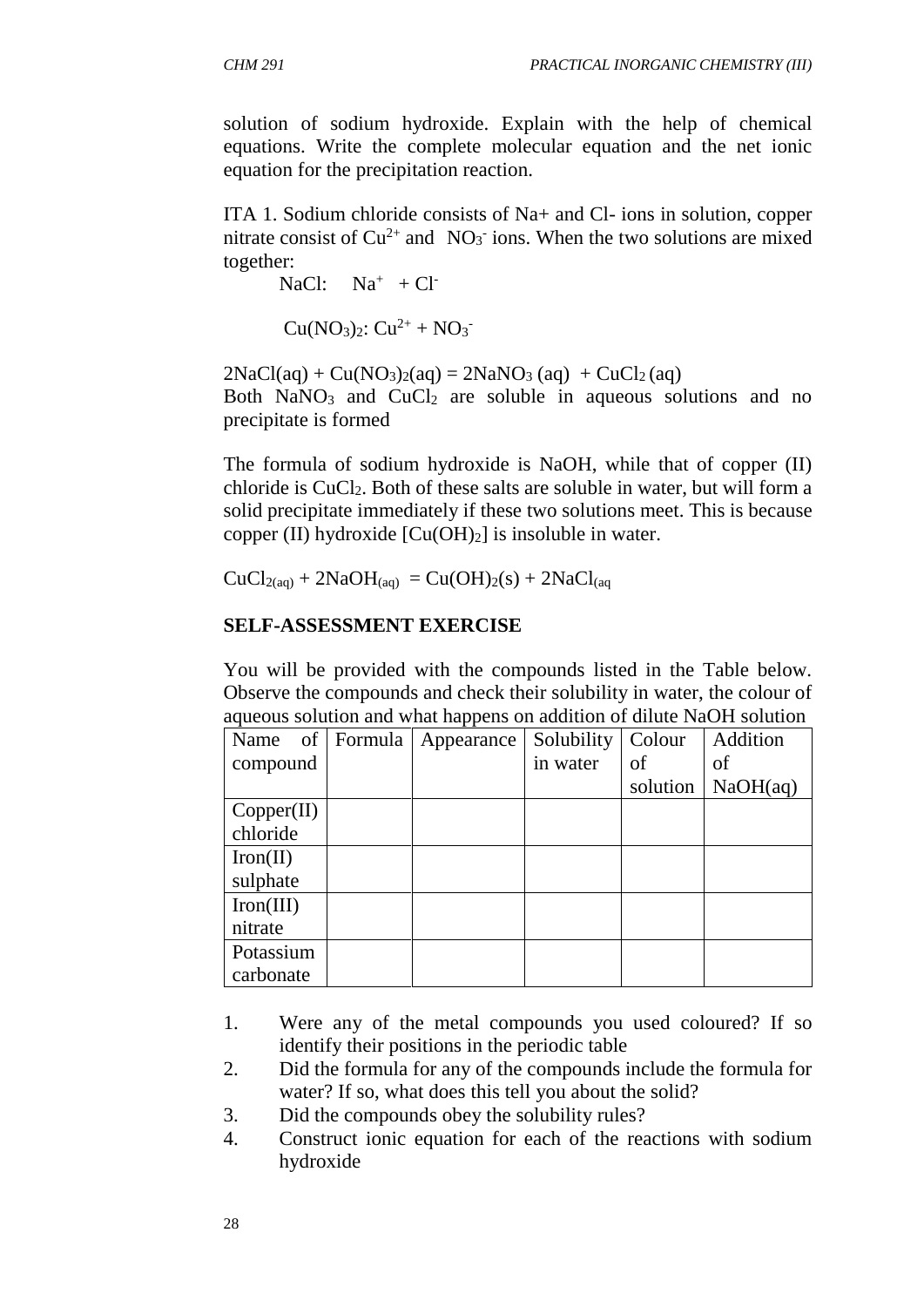solution of sodium hydroxide. Explain with the help of chemical equations. Write the complete molecular equation and the net ionic equation for the precipitation reaction.

ITA 1. Sodium chloride consists of Na+ and Cl- ions in solution, copper nitrate consist of $Cu^{2+}$ and $NO_3^-$ ions. When the two solutions are mixed together:

NaCl: $Na^+ + Cl^-$

$Cu(NO_3)_2$: $Cu^{2+} + NO_3^-$

$2NaCl(aq) + Cu(NO_3)_2(aq) = 2NaNO_3\,(aq) + CuCl_2\,(aq)$

Both $NaNO_3$ and $CuCl_2$ are soluble in aqueous solutions and no precipitate is formed

The formula of sodium hydroxide is NaOH, while that of copper (II) chloride is $CuCl_2$. Both of these salts are soluble in water, but will form a solid precipitate immediately if these two solutions meet. This is because copper (II) hydroxide [$Cu(OH)_2$] is insoluble in water.

$CuCl_{2(aq)} + 2NaOH_{(aq)} = Cu(OH)_2(s) + 2NaCl_{(aq}$

**SELF-ASSESSMENT EXERCISE**

You will be provided with the compounds listed in the Table below. Observe the compounds and check their solubility in water, the colour of aqueous solution and what happens on addition of dilute NaOH solution

| Name of compound | Formula | Appearance | Solubility in water | Colour of solution | Addition of NaOH(aq) |
|---|---|---|---|---|---|
| Copper(II) chloride | | | | | |
| Iron(II) sulphate | | | | | |
| Iron(III) nitrate | | | | | |
| Potassium carbonate | | | | | |

1. Were any of the metal compounds you used coloured? If so identify their positions in the periodic table
2. Did the formula for any of the compounds include the formula for water? If so, what does this tell you about the solid?
3. Did the compounds obey the solubility rules?
4. Construct ionic equation for each of the reactions with sodium hydroxide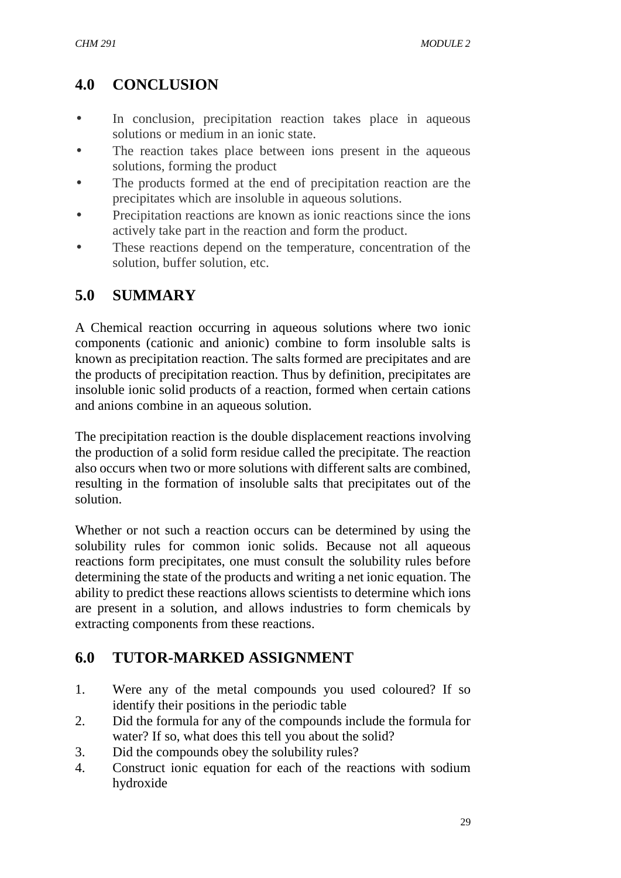## 4.0 CONCLUSION

- In conclusion, precipitation reaction takes place in aqueous solutions or medium in an ionic state.
- The reaction takes place between ions present in the aqueous solutions, forming the product
- The products formed at the end of precipitation reaction are the precipitates which are insoluble in aqueous solutions.
- Precipitation reactions are known as ionic reactions since the ions actively take part in the reaction and form the product.
- These reactions depend on the temperature, concentration of the solution, buffer solution, etc.

## 5.0 SUMMARY

A Chemical reaction occurring in aqueous solutions where two ionic components (cationic and anionic) combine to form insoluble salts is known as precipitation reaction. The salts formed are precipitates and are the products of precipitation reaction. Thus by definition, precipitates are insoluble ionic solid products of a reaction, formed when certain cations and anions combine in an aqueous solution.

The precipitation reaction is the double displacement reactions involving the production of a solid form residue called the precipitate. The reaction also occurs when two or more solutions with different salts are combined, resulting in the formation of insoluble salts that precipitates out of the solution.

Whether or not such a reaction occurs can be determined by using the solubility rules for common ionic solids. Because not all aqueous reactions form precipitates, one must consult the solubility rules before determining the state of the products and writing a net ionic equation. The ability to predict these reactions allows scientists to determine which ions are present in a solution, and allows industries to form chemicals by extracting components from these reactions.

## 6.0 TUTOR-MARKED ASSIGNMENT

1. Were any of the metal compounds you used coloured? If so identify their positions in the periodic table
2. Did the formula for any of the compounds include the formula for water? If so, what does this tell you about the solid?
3. Did the compounds obey the solubility rules?
4. Construct ionic equation for each of the reactions with sodium hydroxide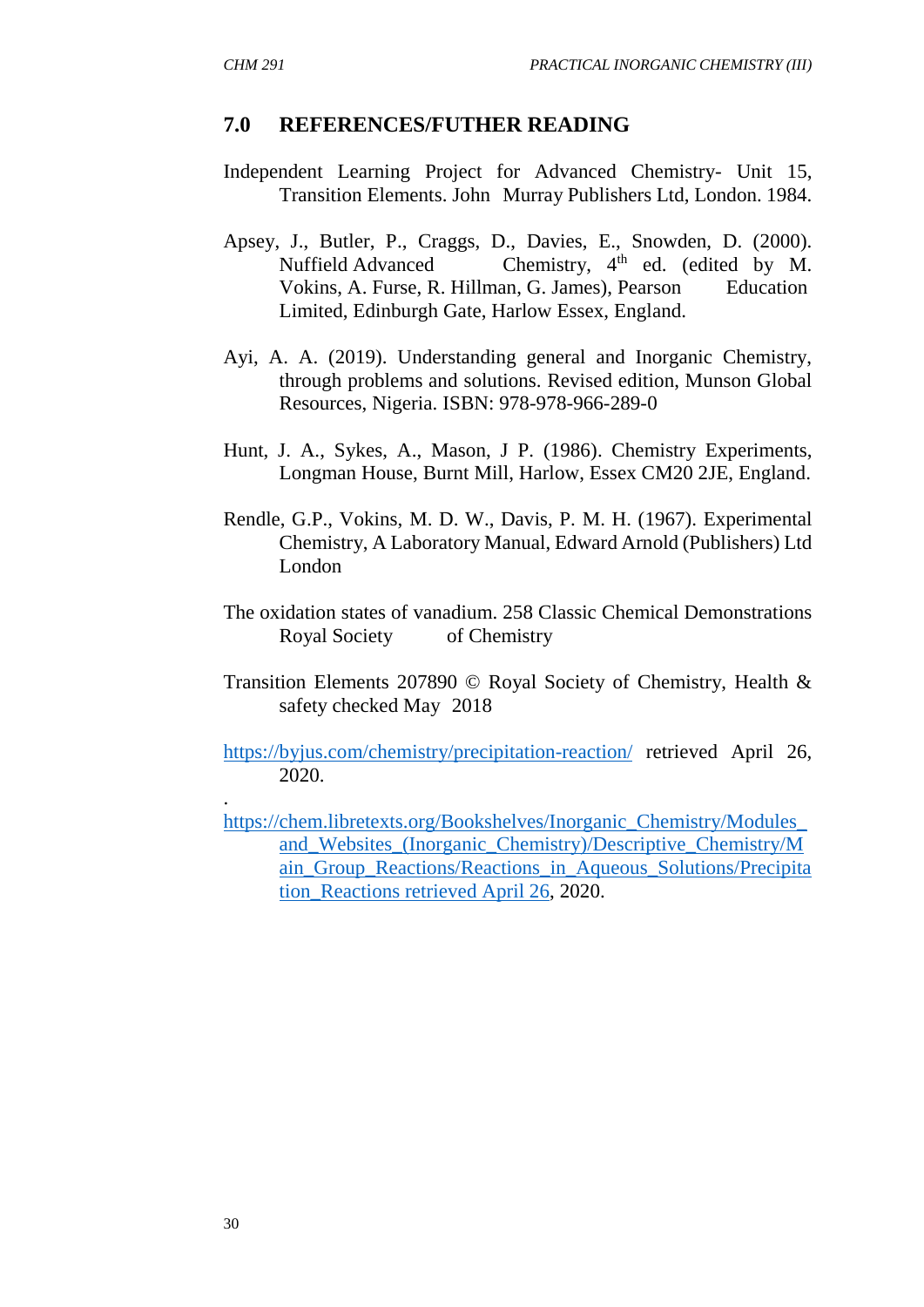## 7.0 REFERENCES/FUTHER READING

Independent Learning Project for Advanced Chemistry- Unit 15, Transition Elements. John Murray Publishers Ltd, London. 1984.

Apsey, J., Butler, P., Craggs, D., Davies, E., Snowden, D. (2000). Nuffield Advanced Chemistry, 4th ed. (edited by M. Vokins, A. Furse, R. Hillman, G. James), Pearson Education Limited, Edinburgh Gate, Harlow Essex, England.

Ayi, A. A. (2019). Understanding general and Inorganic Chemistry, through problems and solutions. Revised edition, Munson Global Resources, Nigeria. ISBN: 978-978-966-289-0

Hunt, J. A., Sykes, A., Mason, J P. (1986). Chemistry Experiments, Longman House, Burnt Mill, Harlow, Essex CM20 2JE, England.

Rendle, G.P., Vokins, M. D. W., Davis, P. M. H. (1967). Experimental Chemistry, A Laboratory Manual, Edward Arnold (Publishers) Ltd London

The oxidation states of vanadium. 258 Classic Chemical Demonstrations Royal Society of Chemistry

Transition Elements 207890 © Royal Society of Chemistry, Health & safety checked May 2018

https://byjus.com/chemistry/precipitation-reaction/ retrieved April 26, 2020.

.

https://chem.libretexts.org/Bookshelves/Inorganic_Chemistry/Modules_and_Websites_(Inorganic_Chemistry)/Descriptive_Chemistry/Main_Group_Reactions/Reactions_in_Aqueous_Solutions/Precipitation_Reactions retrieved April 26, 2020.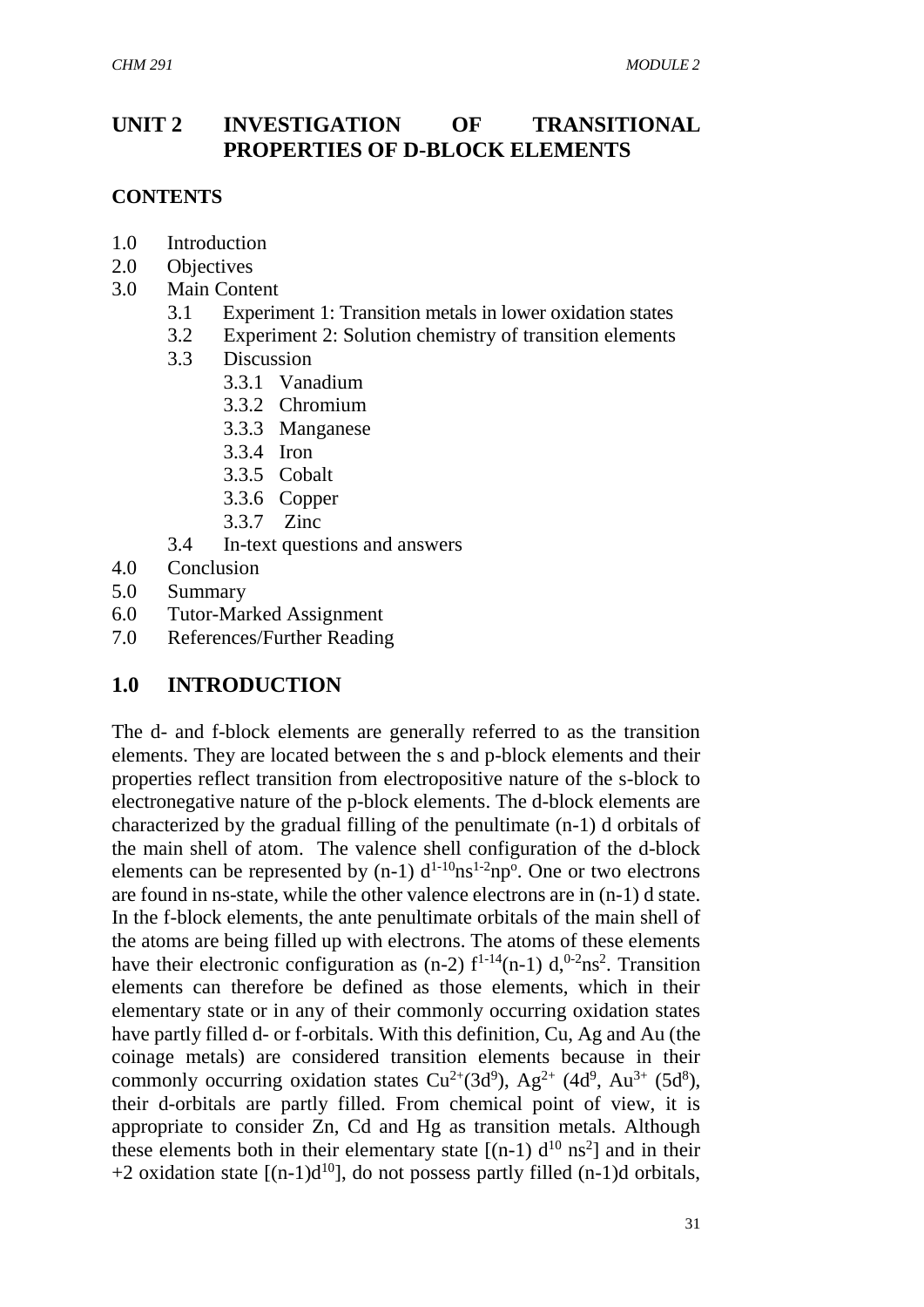# UNIT 2 INVESTIGATION OF TRANSITIONAL PROPERTIES OF D-BLOCK ELEMENTS

**CONTENTS**

- 1.0 Introduction
- 2.0 Objectives
- 3.0 Main Content
  - 3.1 Experiment 1: Transition metals in lower oxidation states
  - 3.2 Experiment 2: Solution chemistry of transition elements
  - 3.3 Discussion
    - 3.3.1 Vanadium
    - 3.3.2 Chromium
    - 3.3.3 Manganese
    - 3.3.4 Iron
    - 3.3.5 Cobalt
    - 3.3.6 Copper
    - 3.3.7 Zinc
  - 3.4 In-text questions and answers
- 4.0 Conclusion
- 5.0 Summary
- 6.0 Tutor-Marked Assignment
- 7.0 References/Further Reading

## 1.0 INTRODUCTION

The d- and f-block elements are generally referred to as the transition elements. They are located between the s and p-block elements and their properties reflect transition from electropositive nature of the s-block to electronegative nature of the p-block elements. The d-block elements are characterized by the gradual filling of the penultimate (n-1) d orbitals of the main shell of atom. The valence shell configuration of the d-block elements can be represented by $(n\text{-}1)\ d^{1\text{-}10}ns^{1\text{-}2}np^{o}$. One or two electrons are found in ns-state, while the other valence electrons are in (n-1) d state. In the f-block elements, the ante penultimate orbitals of the main shell of the atoms are being filled up with electrons. The atoms of these elements have their electronic configuration as $(n\text{-}2)\ f^{1\text{-}14}(n\text{-}1)\ d,^{0\text{-}2}ns^{2}$. Transition elements can therefore be defined as those elements, which in their elementary state or in any of their commonly occurring oxidation states have partly filled d- or f-orbitals. With this definition, Cu, Ag and Au (the coinage metals) are considered transition elements because in their commonly occurring oxidation states $Cu^{2+}(3d^{9})$, $Ag^{2+}$ $(4d^{9}$, $Au^{3+}$ $(5d^{8})$, their d-orbitals are partly filled. From chemical point of view, it is appropriate to consider Zn, Cd and Hg as transition metals. Although these elements both in their elementary state $[(n\text{-}1)\ d^{10}\ ns^{2}]$ and in their +2 oxidation state $[(n\text{-}1)d^{10}]$, do not possess partly filled (n-1)d orbitals,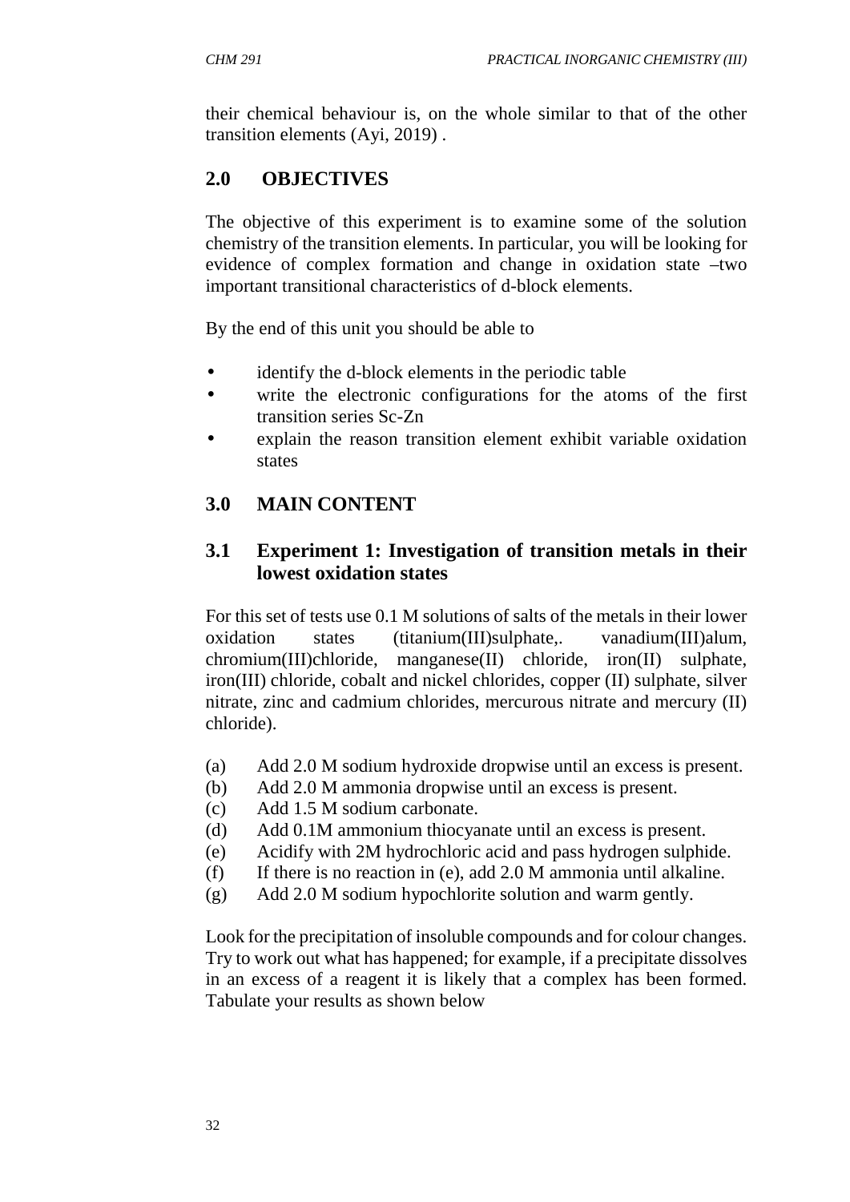their chemical behaviour is, on the whole similar to that of the other transition elements (Ayi, 2019) .

## 2.0 OBJECTIVES

The objective of this experiment is to examine some of the solution chemistry of the transition elements. In particular, you will be looking for evidence of complex formation and change in oxidation state –two important transitional characteristics of d-block elements.

By the end of this unit you should be able to

- identify the d-block elements in the periodic table
- write the electronic configurations for the atoms of the first transition series Sc-Zn
- explain the reason transition element exhibit variable oxidation states

## 3.0 MAIN CONTENT

### 3.1 Experiment 1: Investigation of transition metals in their lowest oxidation states

For this set of tests use 0.1 M solutions of salts of the metals in their lower oxidation states (titanium(III)sulphate,. vanadium(III)alum, chromium(III)chloride, manganese(II) chloride, iron(II) sulphate, iron(III) chloride, cobalt and nickel chlorides, copper (II) sulphate, silver nitrate, zinc and cadmium chlorides, mercurous nitrate and mercury (II) chloride).

(a) Add 2.0 M sodium hydroxide dropwise until an excess is present.
(b) Add 2.0 M ammonia dropwise until an excess is present.
(c) Add 1.5 M sodium carbonate.
(d) Add 0.1M ammonium thiocyanate until an excess is present.
(e) Acidify with 2M hydrochloric acid and pass hydrogen sulphide.
(f) If there is no reaction in (e), add 2.0 M ammonia until alkaline.
(g) Add 2.0 M sodium hypochlorite solution and warm gently.

Look for the precipitation of insoluble compounds and for colour changes. Try to work out what has happened; for example, if a precipitate dissolves in an excess of a reagent it is likely that a complex has been formed. Tabulate your results as shown below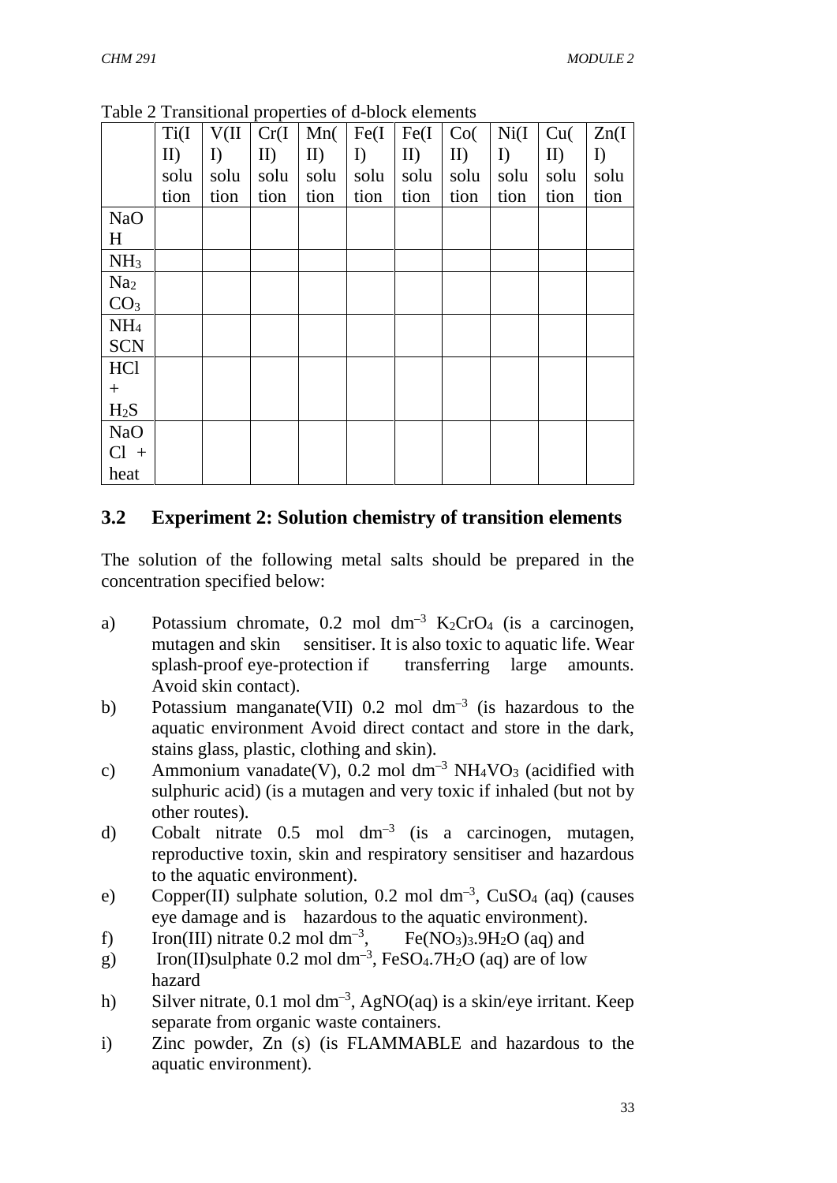Table 2 Transitional properties of d-block elements

| | Ti(III) solution | V(II) solution | Cr(III) solution | Mn(II) solution | Fe(II) solution | Fe(III) solution | Co(II) solution | Ni(II) solution | Cu(II) solution | Zn(II) solution |
|---|---|---|---|---|---|---|---|---|---|---|
| NaOH | | | | | | | | | | |
| $NH_3$ | | | | | | | | | | |
| $Na_2CO_3$ | | | | | | | | | | |
| $NH_4SCN$ | | | | | | | | | | |
| HCl + $H_2S$ | | | | | | | | | | |
| NaOCl + heat | | | | | | | | | | |

## 3.2 Experiment 2: Solution chemistry of transition elements

The solution of the following metal salts should be prepared in the concentration specified below:

a) Potassium chromate, 0.2 mol $dm^{-3}$ $K_2CrO_4$ (is a carcinogen, mutagen and skin sensitiser. It is also toxic to aquatic life. Wear splash-proof eye-protection if transferring large amounts. Avoid skin contact).

b) Potassium manganate(VII) 0.2 mol $dm^{-3}$ (is hazardous to the aquatic environment Avoid direct contact and store in the dark, stains glass, plastic, clothing and skin).

c) Ammonium vanadate(V), 0.2 mol $dm^{-3}$ $NH_4VO_3$ (acidified with sulphuric acid) (is a mutagen and very toxic if inhaled (but not by other routes).

d) Cobalt nitrate 0.5 mol $dm^{-3}$ (is a carcinogen, mutagen, reproductive toxin, skin and respiratory sensitiser and hazardous to the aquatic environment).

e) Copper(II) sulphate solution, 0.2 mol $dm^{-3}$, $CuSO_4$ (aq) (causes eye damage and is hazardous to the aquatic environment).

f) Iron(III) nitrate 0.2 mol $dm^{-3}$, $Fe(NO_3)_3.9H_2O$ (aq) and

g) Iron(II)sulphate 0.2 mol $dm^{-3}$, $FeSO_4.7H_2O$ (aq) are of low hazard

h) Silver nitrate, 0.1 mol $dm^{-3}$, AgNO(aq) is a skin/eye irritant. Keep separate from organic waste containers.

i) Zinc powder, Zn (s) (is FLAMMABLE and hazardous to the aquatic environment).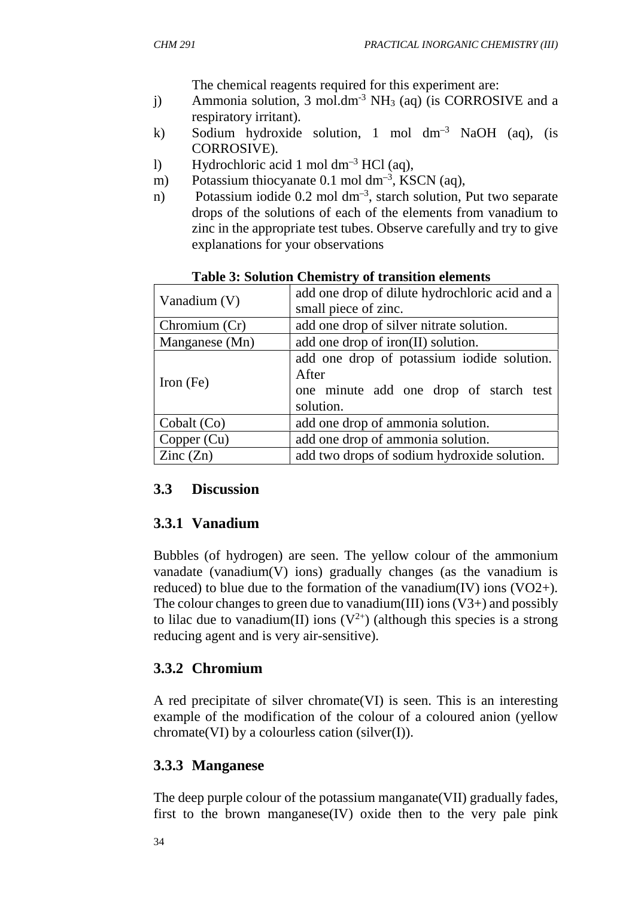The chemical reagents required for this experiment are:

j) Ammonia solution, 3 mol.dm$^{-3}$ $NH_3$ (aq) (is CORROSIVE and a respiratory irritant).

k) Sodium hydroxide solution, 1 mol dm$^{-3}$ NaOH (aq), (is CORROSIVE).

l) Hydrochloric acid 1 mol dm$^{-3}$ HCl (aq),

m) Potassium thiocyanate 0.1 mol dm$^{-3}$, KSCN (aq),

n) Potassium iodide 0.2 mol dm$^{-3}$, starch solution, Put two separate drops of the solutions of each of the elements from vanadium to zinc in the appropriate test tubes. Observe carefully and try to give explanations for your observations

**Table 3: Solution Chemistry of transition elements**

| | |
|---|---|
| Vanadium (V) | add one drop of dilute hydrochloric acid and a small piece of zinc. |
| Chromium (Cr) | add one drop of silver nitrate solution. |
| Manganese (Mn) | add one drop of iron(II) solution. |
| Iron (Fe) | add one drop of potassium iodide solution. After one minute add one drop of starch test solution. |
| Cobalt (Co) | add one drop of ammonia solution. |
| Copper (Cu) | add one drop of ammonia solution. |
| Zinc (Zn) | add two drops of sodium hydroxide solution. |

## 3.3 Discussion

### 3.3.1 Vanadium

Bubbles (of hydrogen) are seen. The yellow colour of the ammonium vanadate (vanadium(V) ions) gradually changes (as the vanadium is reduced) to blue due to the formation of the vanadium(IV) ions (VO2+). The colour changes to green due to vanadium(III) ions (V3+) and possibly to lilac due to vanadium(II) ions ($V^{2+}$) (although this species is a strong reducing agent and is very air-sensitive).

### 3.3.2 Chromium

A red precipitate of silver chromate(VI) is seen. This is an interesting example of the modification of the colour of a coloured anion (yellow chromate(VI) by a colourless cation (silver(I)).

### 3.3.3 Manganese

The deep purple colour of the potassium manganate(VII) gradually fades, first to the brown manganese(IV) oxide then to the very pale pink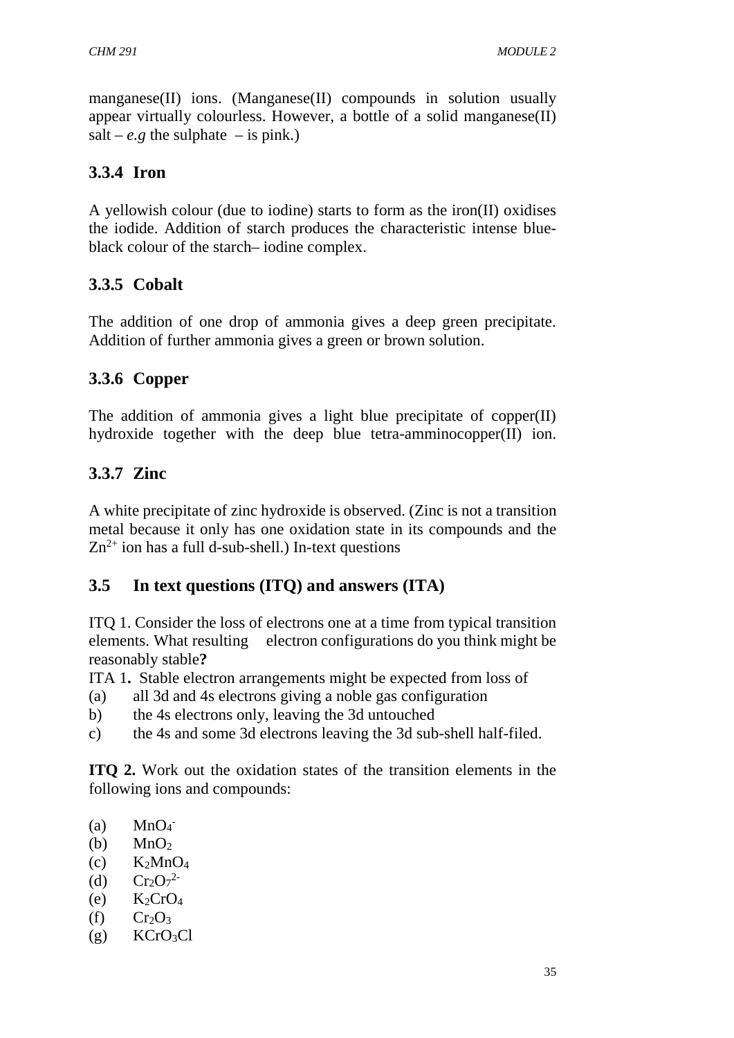manganese(II) ions. (Manganese(II) compounds in solution usually appear virtually colourless. However, a bottle of a solid manganese(II) salt – *e.g* the sulphate – is pink.)

### 3.3.4 Iron

A yellowish colour (due to iodine) starts to form as the iron(II) oxidises the iodide. Addition of starch produces the characteristic intense blue-black colour of the starch– iodine complex.

### 3.3.5 Cobalt

The addition of one drop of ammonia gives a deep green precipitate. Addition of further ammonia gives a green or brown solution.

### 3.3.6 Copper

The addition of ammonia gives a light blue precipitate of copper(II) hydroxide together with the deep blue tetra-amminocopper(II) ion.

### 3.3.7 Zinc

A white precipitate of zinc hydroxide is observed. (Zinc is not a transition metal because it only has one oxidation state in its compounds and the $Zn^{2+}$ ion has a full d-sub-shell.) In-text questions

## 3.5 In text questions (ITQ) and answers (ITA)

ITQ 1. Consider the loss of electrons one at a time from typical transition elements. What resulting electron configurations do you think might be reasonably stable**?**

ITA 1**.** Stable electron arrangements might be expected from loss of

(a) all 3d and 4s electrons giving a noble gas configuration
b) the 4s electrons only, leaving the 3d untouched
c) the 4s and some 3d electrons leaving the 3d sub-shell half-filed.

**ITQ 2.** Work out the oxidation states of the transition elements in the following ions and compounds:

(a) $MnO_4^-$
(b) $MnO_2$
(c) $K_2MnO_4$
(d) $Cr_2O_7^{2-}$
(e) $K_2CrO_4$
(f) $Cr_2O_3$
(g) $KCrO_3Cl$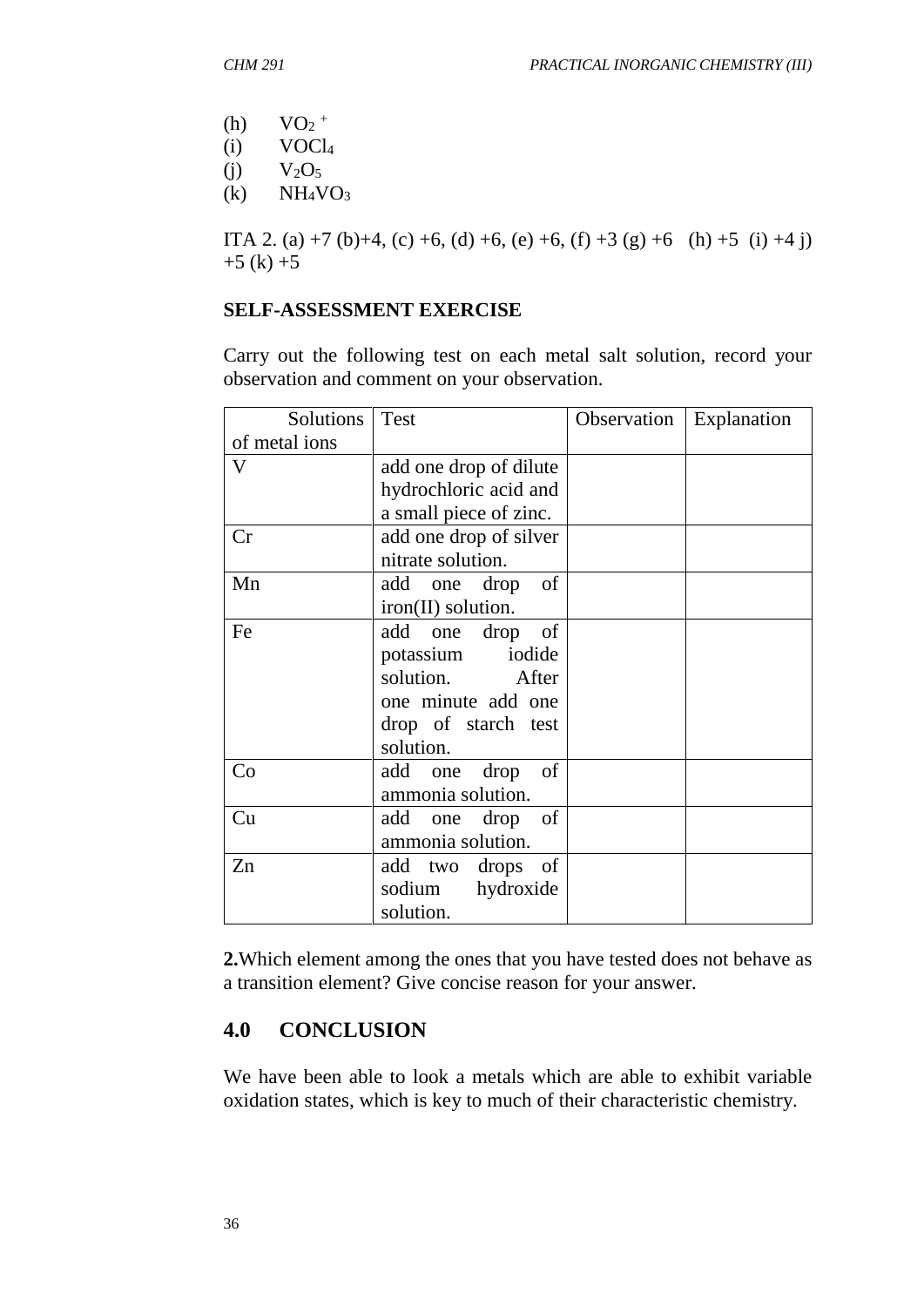(h) $VO_2^+$
(i) $VOCl_4$
(j) $V_2O_5$
(k) $NH_4VO_3$

ITA 2. (a) +7 (b)+4, (c) +6, (d) +6, (e) +6, (f) +3 (g) +6 (h) +5 (i) +4 j) +5 (k) +5

**SELF-ASSESSMENT EXERCISE**

Carry out the following test on each metal salt solution, record your observation and comment on your observation.

| Solutions of metal ions | Test | Observation | Explanation |
|---|---|---|---|
| V | add one drop of dilute hydrochloric acid and a small piece of zinc. | | |
| Cr | add one drop of silver nitrate solution. | | |
| Mn | add one drop of iron(II) solution. | | |
| Fe | add one drop of potassium iodide solution. After one minute add one drop of starch test solution. | | |
| Co | add one drop of ammonia solution. | | |
| Cu | add one drop of ammonia solution. | | |
| Zn | add two drops of sodium hydroxide solution. | | |

**2.** Which element among the ones that you have tested does not behave as a transition element? Give concise reason for your answer.

## 4.0 CONCLUSION

We have been able to look a metals which are able to exhibit variable oxidation states, which is key to much of their characteristic chemistry.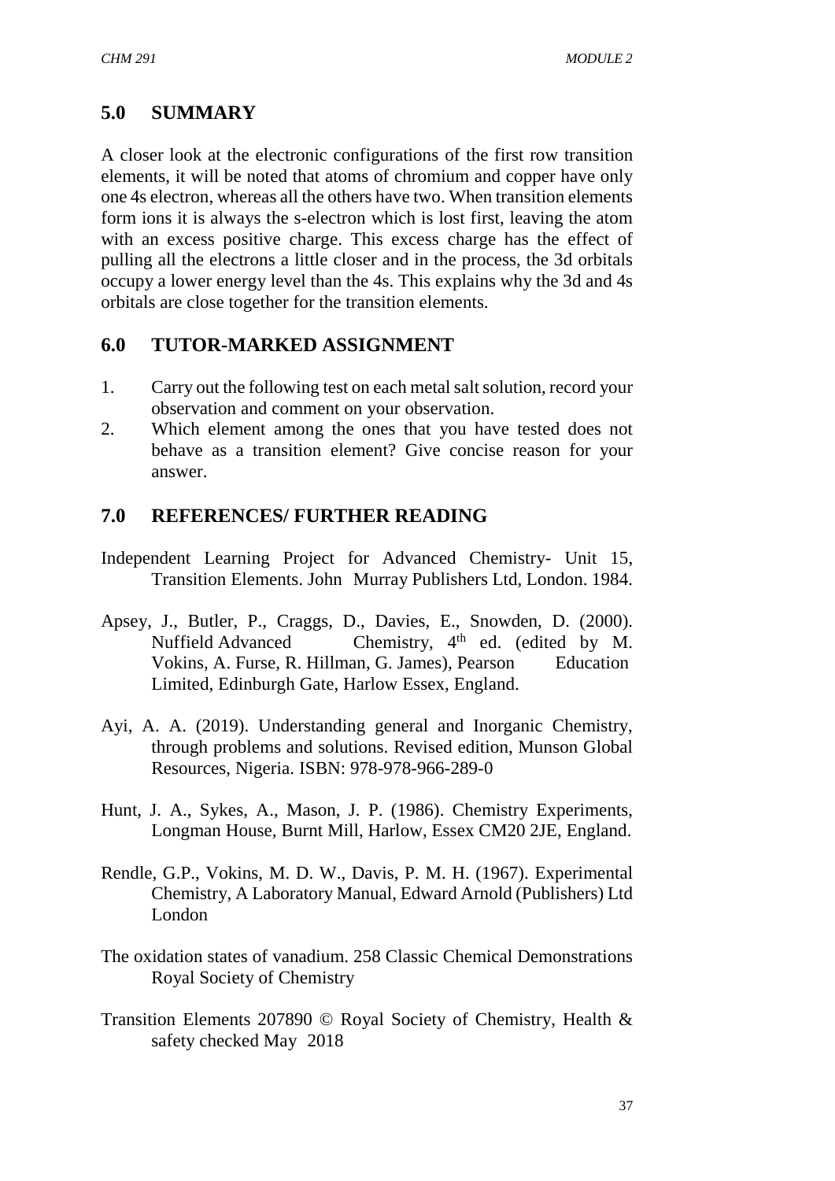## 5.0 SUMMARY

A closer look at the electronic configurations of the first row transition elements, it will be noted that atoms of chromium and copper have only one 4s electron, whereas all the others have two. When transition elements form ions it is always the s-electron which is lost first, leaving the atom with an excess positive charge. This excess charge has the effect of pulling all the electrons a little closer and in the process, the 3d orbitals occupy a lower energy level than the 4s. This explains why the 3d and 4s orbitals are close together for the transition elements.

## 6.0 TUTOR-MARKED ASSIGNMENT

1. Carry out the following test on each metal salt solution, record your observation and comment on your observation.
2. Which element among the ones that you have tested does not behave as a transition element? Give concise reason for your answer.

## 7.0 REFERENCES/ FURTHER READING

Independent Learning Project for Advanced Chemistry- Unit 15, Transition Elements. John Murray Publishers Ltd, London. 1984.

Apsey, J., Butler, P., Craggs, D., Davies, E., Snowden, D. (2000). Nuffield Advanced Chemistry, 4th ed. (edited by M. Vokins, A. Furse, R. Hillman, G. James), Pearson Education Limited, Edinburgh Gate, Harlow Essex, England.

Ayi, A. A. (2019). Understanding general and Inorganic Chemistry, through problems and solutions. Revised edition, Munson Global Resources, Nigeria. ISBN: 978-978-966-289-0

Hunt, J. A., Sykes, A., Mason, J. P. (1986). Chemistry Experiments, Longman House, Burnt Mill, Harlow, Essex CM20 2JE, England.

Rendle, G.P., Vokins, M. D. W., Davis, P. M. H. (1967). Experimental Chemistry, A Laboratory Manual, Edward Arnold (Publishers) Ltd London

The oxidation states of vanadium. 258 Classic Chemical Demonstrations Royal Society of Chemistry

Transition Elements 207890 © Royal Society of Chemistry, Health & safety checked May 2018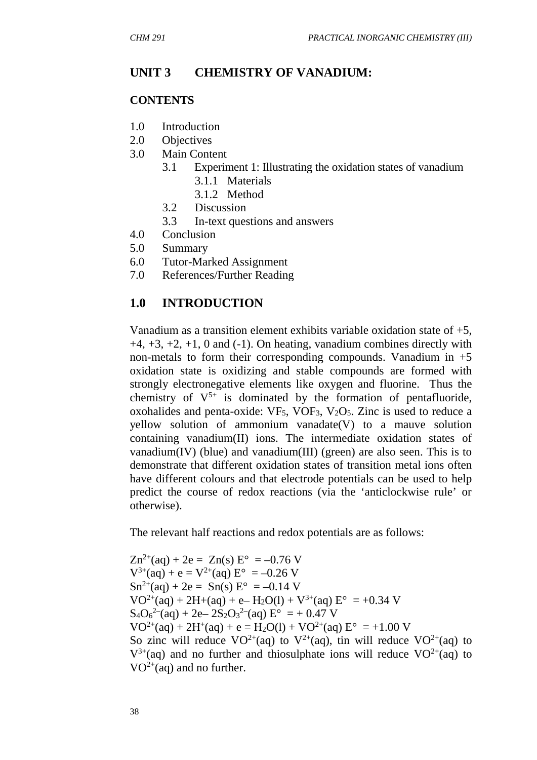## UNIT 3 CHEMISTRY OF VANADIUM:

**CONTENTS**

1.0 Introduction
2.0 Objectives
3.0 Main Content
  3.1 Experiment 1: Illustrating the oxidation states of vanadium
    3.1.1 Materials
    3.1.2 Method
  3.2 Discussion
  3.3 In-text questions and answers
4.0 Conclusion
5.0 Summary
6.0 Tutor-Marked Assignment
7.0 References/Further Reading

## 1.0 INTRODUCTION

Vanadium as a transition element exhibits variable oxidation state of +5, +4, +3, +2, +1, 0 and (-1). On heating, vanadium combines directly with non-metals to form their corresponding compounds. Vanadium in +5 oxidation state is oxidizing and stable compounds are formed with strongly electronegative elements like oxygen and fluorine. Thus the chemistry of $V^{5+}$ is dominated by the formation of pentafluoride, oxohalides and penta-oxide: $VF_5$, $VOF_3$, $V_2O_5$. Zinc is used to reduce a yellow solution of ammonium vanadate(V) to a mauve solution containing vanadium(II) ions. The intermediate oxidation states of vanadium(IV) (blue) and vanadium(III) (green) are also seen. This is to demonstrate that different oxidation states of transition metal ions often have different colours and that electrode potentials can be used to help predict the course of redox reactions (via the 'anticlockwise rule' or otherwise).

The relevant half reactions and redox potentials are as follows:

$Zn^{2+}(aq) + 2e = Zn(s)$ E° = –0.76 V
$V^{3+}(aq) + e = V^{2+}(aq)$ E° = –0.26 V
$Sn^{2+}(aq) + 2e = Sn(s)$ E° = –0.14 V
$VO^{2+}(aq) + 2H+(aq) + e– H_2O(l) + V^{3+}(aq)$ E° = +0.34 V
$S_4O_6^{2–}(aq) + 2e– 2S_2O_3^{2–}(aq)$ E° = + 0.47 V
$VO^{2+}(aq) + 2H^+(aq) + e = H_2O(l) + VO^{2+}(aq)$ E° = +1.00 V
So zinc will reduce $VO^{2+}(aq)$ to $V^{2+}(aq)$, tin will reduce $VO^{2+}(aq)$ to $V^{3+}(aq)$ and no further and thiosulphate ions will reduce $VO^{2+}(aq)$ to $VO^{2+}(aq)$ and no further.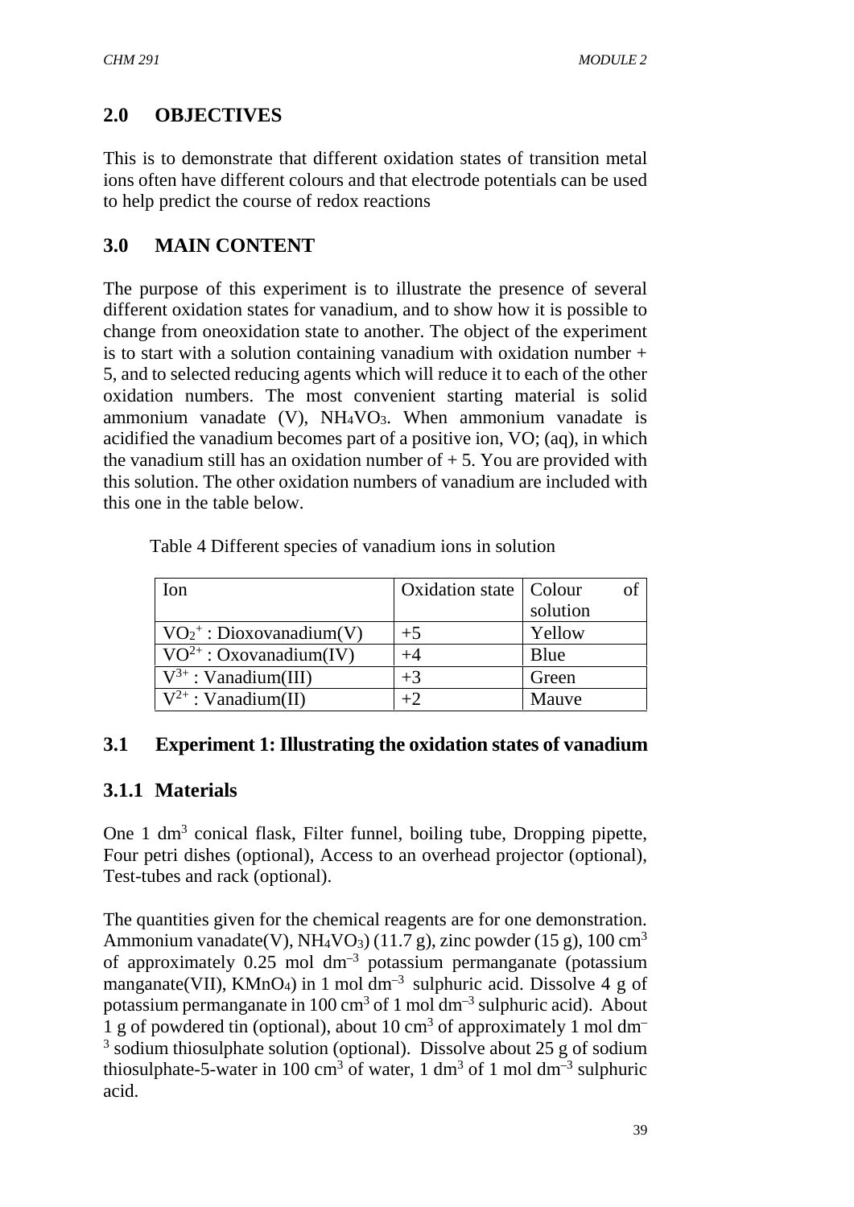## 2.0 OBJECTIVES

This is to demonstrate that different oxidation states of transition metal ions often have different colours and that electrode potentials can be used to help predict the course of redox reactions

## 3.0 MAIN CONTENT

The purpose of this experiment is to illustrate the presence of several different oxidation states for vanadium, and to show how it is possible to change from oneoxidation state to another. The object of the experiment is to start with a solution containing vanadium with oxidation number + 5, and to selected reducing agents which will reduce it to each of the other oxidation numbers. The most convenient starting material is solid ammonium vanadate (V), $NH_4VO_3$. When ammonium vanadate is acidified the vanadium becomes part of a positive ion, VO; (aq), in which the vanadium still has an oxidation number of + 5. You are provided with this solution. The other oxidation numbers of vanadium are included with this one in the table below.

Table 4 Different species of vanadium ions in solution

| Ion | Oxidation state | Colour of solution |
|---|---|---|
| $VO_2^+$ : Dioxovanadium(V) | +5 | Yellow |
| $VO^{2+}$ : Oxovanadium(IV) | +4 | Blue |
| $V^{3+}$ : Vanadium(III) | +3 | Green |
| $V^{2+}$ : Vanadium(II) | +2 | Mauve |

### 3.1 Experiment 1: Illustrating the oxidation states of vanadium

#### 3.1.1 Materials

One 1 $dm^3$ conical flask, Filter funnel, boiling tube, Dropping pipette, Four petri dishes (optional), Access to an overhead projector (optional), Test-tubes and rack (optional).

The quantities given for the chemical reagents are for one demonstration. Ammonium vanadate(V), $NH_4VO_3$) (11.7 g), zinc powder (15 g), 100 $cm^3$ of approximately 0.25 mol $dm^{-3}$ potassium permanganate (potassium manganate(VII), $KMnO_4$) in 1 mol $dm^{-3}$ sulphuric acid. Dissolve 4 g of potassium permanganate in 100 $cm^3$ of 1 mol $dm^{-3}$ sulphuric acid). About 1 g of powdered tin (optional), about 10 $cm^3$ of approximately 1 mol $dm^{-3}$ sodium thiosulphate solution (optional). Dissolve about 25 g of sodium thiosulphate-5-water in 100 $cm^3$ of water, 1 $dm^3$ of 1 mol $dm^{-3}$ sulphuric acid.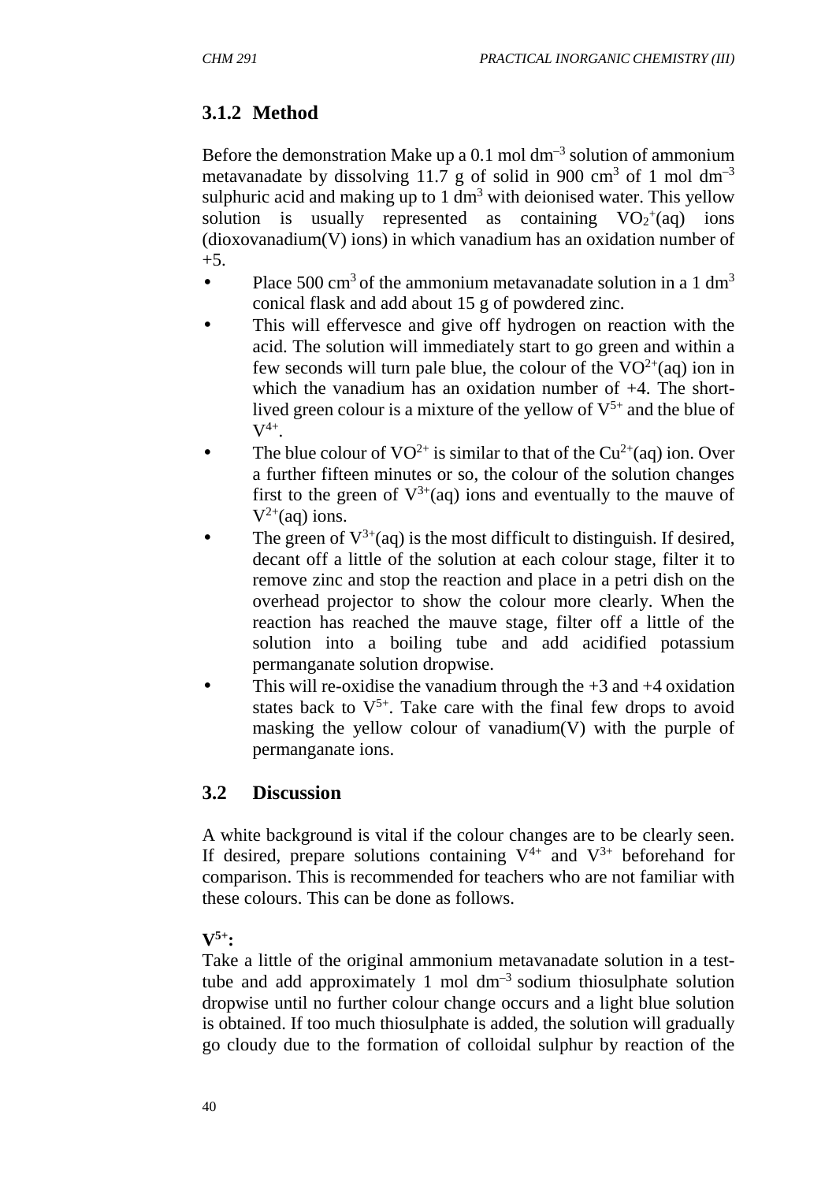### 3.1.2 Method

Before the demonstration Make up a 0.1 mol $dm^{-3}$ solution of ammonium metavanadate by dissolving 11.7 g of solid in 900 $cm^3$ of 1 mol $dm^{-3}$ sulphuric acid and making up to 1 $dm^3$ with deionised water. This yellow solution is usually represented as containing $VO_2^+(aq)$ ions (dioxovanadium(V) ions) in which vanadium has an oxidation number of +5.

- Place 500 $cm^3$ of the ammonium metavanadate solution in a 1 $dm^3$ conical flask and add about 15 g of powdered zinc.
- This will effervesce and give off hydrogen on reaction with the acid. The solution will immediately start to go green and within a few seconds will turn pale blue, the colour of the $VO^{2+}(aq)$ ion in which the vanadium has an oxidation number of +4. The short-lived green colour is a mixture of the yellow of $V^{5+}$ and the blue of $V^{4+}$.
- The blue colour of $VO^{2+}$ is similar to that of the $Cu^{2+}(aq)$ ion. Over a further fifteen minutes or so, the colour of the solution changes first to the green of $V^{3+}(aq)$ ions and eventually to the mauve of $V^{2+}(aq)$ ions.
- The green of $V^{3+}(aq)$ is the most difficult to distinguish. If desired, decant off a little of the solution at each colour stage, filter it to remove zinc and stop the reaction and place in a petri dish on the overhead projector to show the colour more clearly. When the reaction has reached the mauve stage, filter off a little of the solution into a boiling tube and add acidified potassium permanganate solution dropwise.
- This will re-oxidise the vanadium through the +3 and +4 oxidation states back to $V^{5+}$. Take care with the final few drops to avoid masking the yellow colour of vanadium(V) with the purple of permanganate ions.

## 3.2 Discussion

A white background is vital if the colour changes are to be clearly seen. If desired, prepare solutions containing $V^{4+}$ and $V^{3+}$ beforehand for comparison. This is recommended for teachers who are not familiar with these colours. This can be done as follows.

**$V^{5+}$:**

Take a little of the original ammonium metavanadate solution in a test-tube and add approximately 1 mol $dm^{-3}$ sodium thiosulphate solution dropwise until no further colour change occurs and a light blue solution is obtained. If too much thiosulphate is added, the solution will gradually go cloudy due to the formation of colloidal sulphur by reaction of the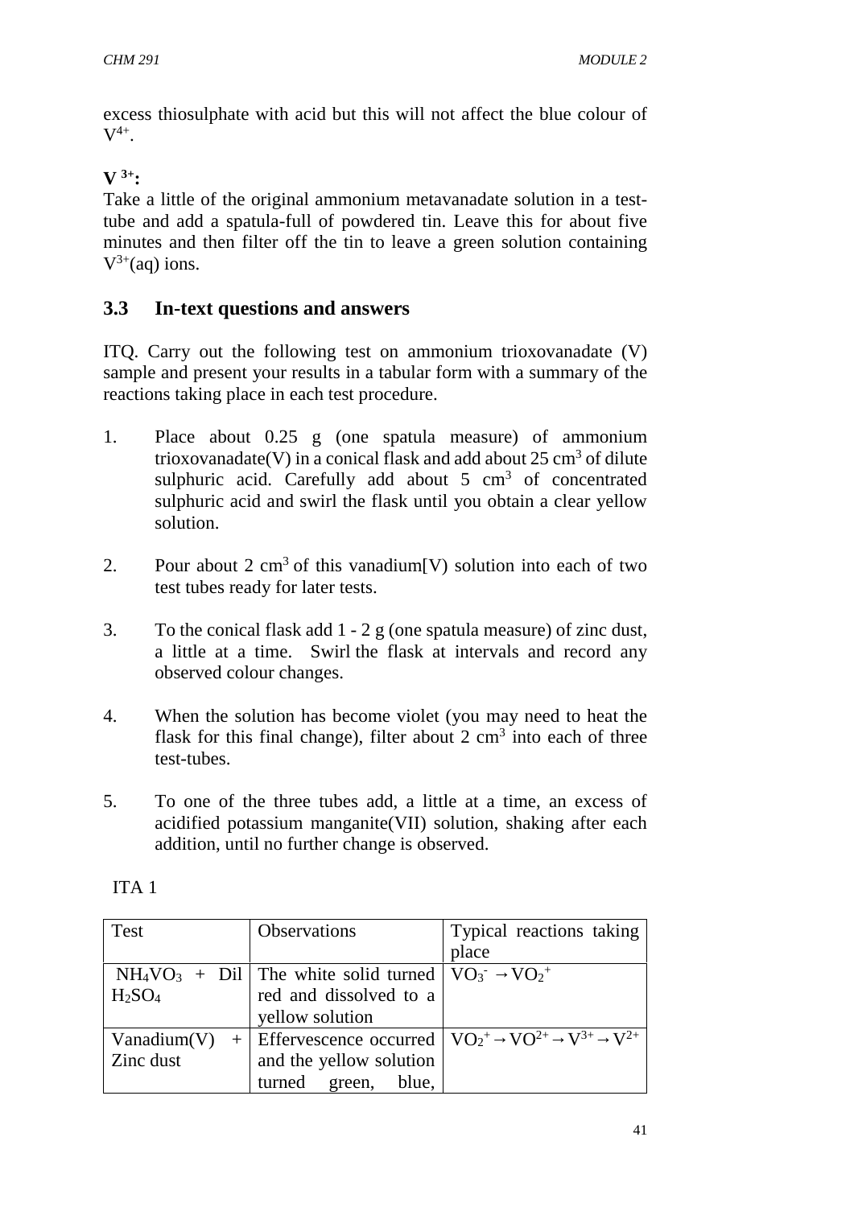excess thiosulphate with acid but this will not affect the blue colour of $V^{4+}$.

**$V^{3+}$:**

Take a little of the original ammonium metavanadate solution in a test-tube and add a spatula-full of powdered tin. Leave this for about five minutes and then filter off the tin to leave a green solution containing $V^{3+}(aq)$ ions.

## 3.3 In-text questions and answers

ITQ. Carry out the following test on ammonium trioxovanadate (V) sample and present your results in a tabular form with a summary of the reactions taking place in each test procedure.

1. Place about 0.25 g (one spatula measure) of ammonium trioxovanadate(V) in a conical flask and add about 25 $cm^3$ of dilute sulphuric acid. Carefully add about 5 $cm^3$ of concentrated sulphuric acid and swirl the flask until you obtain a clear yellow solution.

2. Pour about 2 $cm^3$ of this vanadium[V) solution into each of two test tubes ready for later tests.

3. To the conical flask add 1 - 2 g (one spatula measure) of zinc dust, a little at a time. Swirl the flask at intervals and record any observed colour changes.

4. When the solution has become violet (you may need to heat the flask for this final change), filter about 2 $cm^3$ into each of three test-tubes.

5. To one of the three tubes add, a little at a time, an excess of acidified potassium manganite(VII) solution, shaking after each addition, until no further change is observed.

ITA 1

| Test | Observations | Typical reactions taking place |
|---|---|---|
| $NH_4VO_3$ + Dil $H_2SO_4$ | The white solid turned red and dissolved to a yellow solution | $VO_3^- \rightarrow VO_2^+$ |
| Vanadium(V) + Zinc dust | Effervescence occurred and the yellow solution turned green, blue, | $VO_2^+ \rightarrow VO^{2+} \rightarrow V^{3+} \rightarrow V^{2+}$ |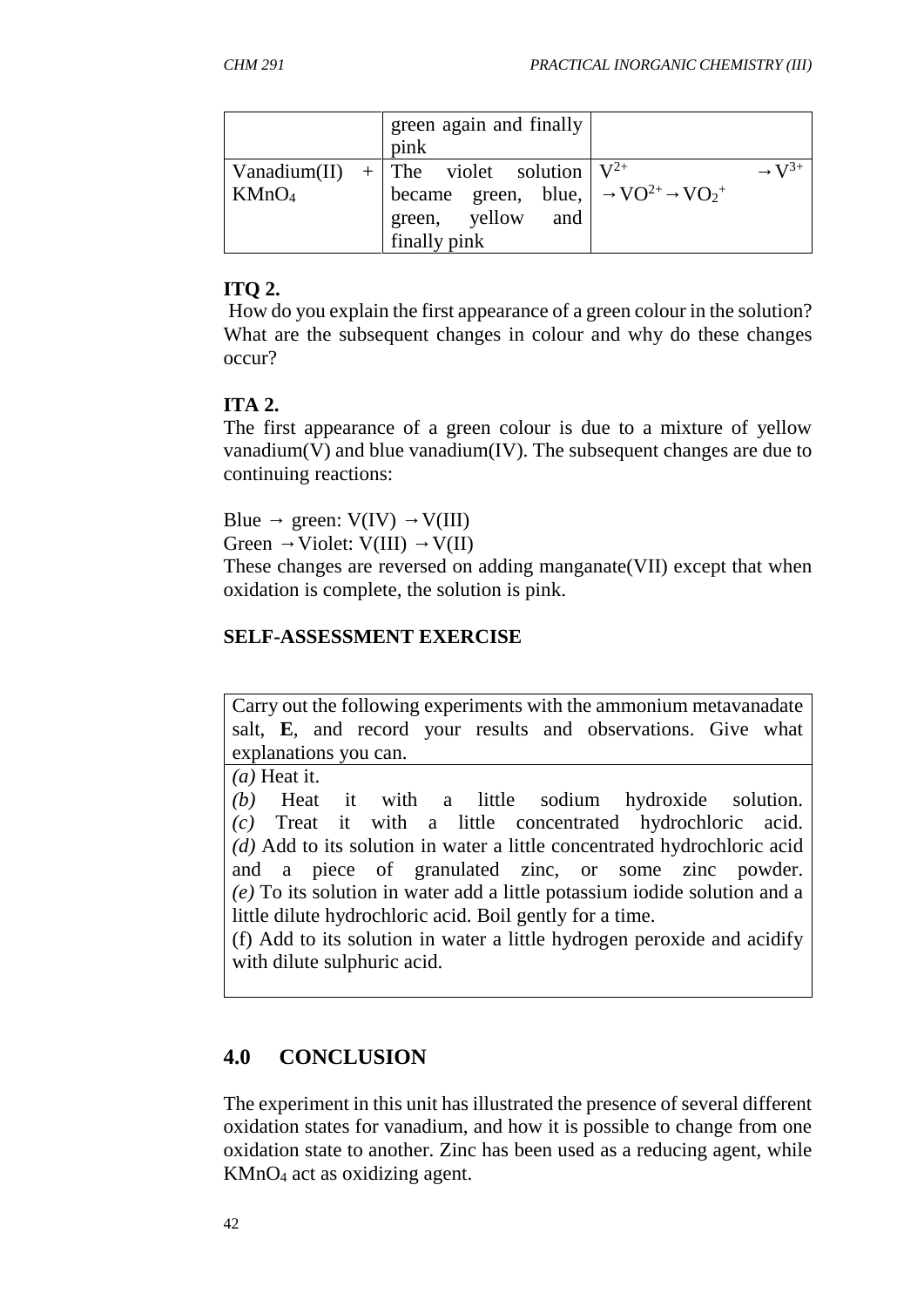|  | green again and finally pink |  |
| --- | --- | --- |
| Vanadium(II) + $KMnO_4$ | The violet solution became green, blue, green, yellow and finally pink | $V^{2+} \rightarrow V^{3+} \rightarrow VO^{2+} \rightarrow VO_2^+$ |

**ITQ 2.**

How do you explain the first appearance of a green colour in the solution? What are the subsequent changes in colour and why do these changes occur?

**ITA 2.**

The first appearance of a green colour is due to a mixture of yellow vanadium(V) and blue vanadium(IV). The subsequent changes are due to continuing reactions:

Blue → green: V(IV) → V(III)
Green → Violet: V(III) → V(II)
These changes are reversed on adding manganate(VII) except that when oxidation is complete, the solution is pink.

**SELF-ASSESSMENT EXERCISE**

| Carry out the following experiments with the ammonium metavanadate salt, **E**, and record your results and observations. Give what explanations you can. |
| --- |
| *(a)* Heat it.<br>*(b)* Heat it with a little sodium hydroxide solution.<br>*(c)* Treat it with a little concentrated hydrochloric acid.<br>*(d)* Add to its solution in water a little concentrated hydrochloric acid and a piece of granulated zinc, or some zinc powder.<br>*(e)* To its solution in water add a little potassium iodide solution and a little dilute hydrochloric acid. Boil gently for a time.<br>(f) Add to its solution in water a little hydrogen peroxide and acidify with dilute sulphuric acid. |

## 4.0 CONCLUSION

The experiment in this unit has illustrated the presence of several different oxidation states for vanadium, and how it is possible to change from one oxidation state to another. Zinc has been used as a reducing agent, while $KMnO_4$ act as oxidizing agent.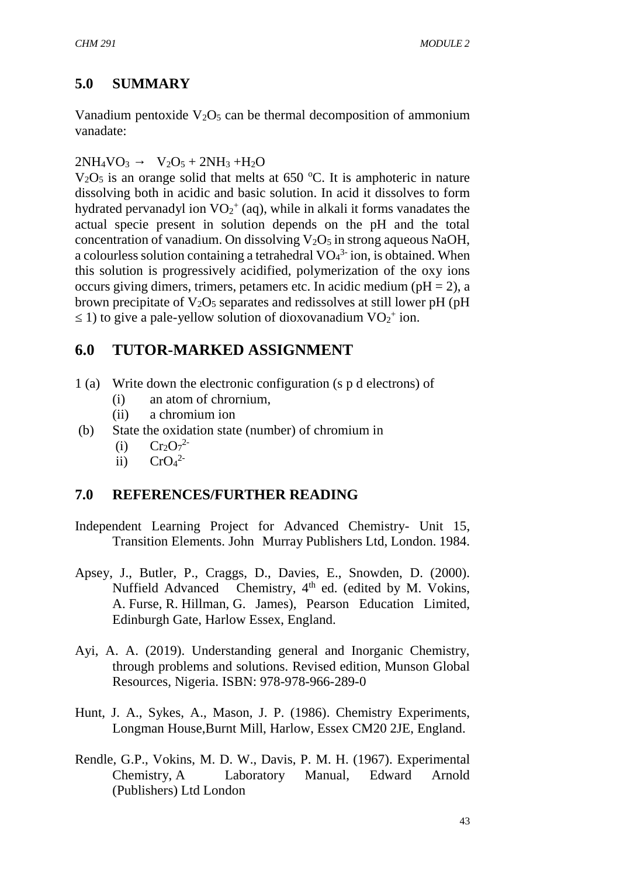## 5.0 SUMMARY

Vanadium pentoxide $V_2O_5$ can be thermal decomposition of ammonium vanadate:

$2NH_4VO_3 \rightarrow \; V_2O_5 + 2NH_3 + H_2O$

$V_2O_5$ is an orange solid that melts at 650 °C. It is amphoteric in nature dissolving both in acidic and basic solution. In acid it dissolves to form hydrated pervanadyl ion $VO_2^+$ (aq), while in alkali it forms vanadates the actual specie present in solution depends on the pH and the total concentration of vanadium. On dissolving $V_2O_5$ in strong aqueous NaOH, a colourless solution containing a tetrahedral $VO_4^{3-}$ ion, is obtained. When this solution is progressively acidified, polymerization of the oxy ions occurs giving dimers, trimers, petamers etc. In acidic medium (pH = 2), a brown precipitate of $V_2O_5$ separates and redissolves at still lower pH (pH $\leq$ 1) to give a pale-yellow solution of dioxovanadium $VO_2^+$ ion.

## 6.0 TUTOR-MARKED ASSIGNMENT

1 (a) Write down the electronic configuration (s p d electrons) of
   (i) an atom of chrornium,
   (ii) a chromium ion

(b) State the oxidation state (number) of chromium in
   (i) $Cr_2O_7^{2-}$
   ii) $CrO_4^{2-}$

## 7.0 REFERENCES/FURTHER READING

Independent Learning Project for Advanced Chemistry- Unit 15, Transition Elements. John Murray Publishers Ltd, London. 1984.

Apsey, J., Butler, P., Craggs, D., Davies, E., Snowden, D. (2000). Nuffield Advanced Chemistry, 4th ed. (edited by M. Vokins, A. Furse, R. Hillman, G. James), Pearson Education Limited, Edinburgh Gate, Harlow Essex, England.

Ayi, A. A. (2019). Understanding general and Inorganic Chemistry, through problems and solutions. Revised edition, Munson Global Resources, Nigeria. ISBN: 978-978-966-289-0

Hunt, J. A., Sykes, A., Mason, J. P. (1986). Chemistry Experiments, Longman House,Burnt Mill, Harlow, Essex CM20 2JE, England.

Rendle, G.P., Vokins, M. D. W., Davis, P. M. H. (1967). Experimental Chemistry, A Laboratory Manual, Edward Arnold (Publishers) Ltd London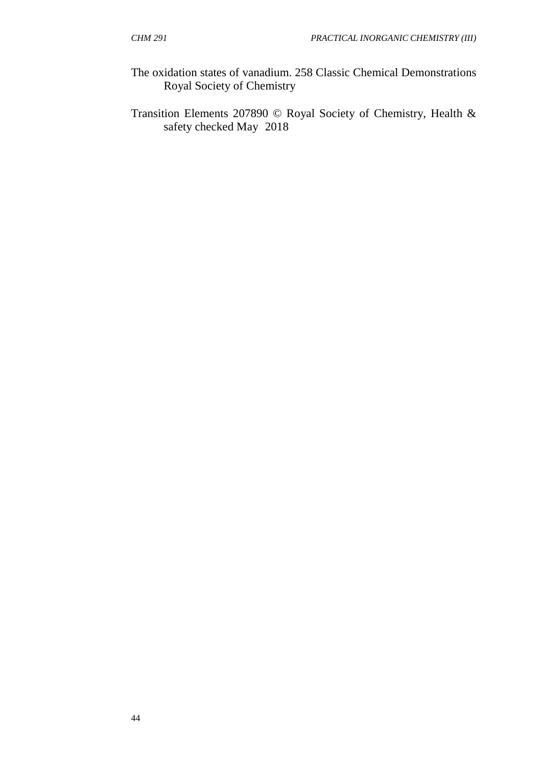The oxidation states of vanadium. 258 Classic Chemical Demonstrations Royal Society of Chemistry

Transition Elements 207890 © Royal Society of Chemistry, Health & safety checked May 2018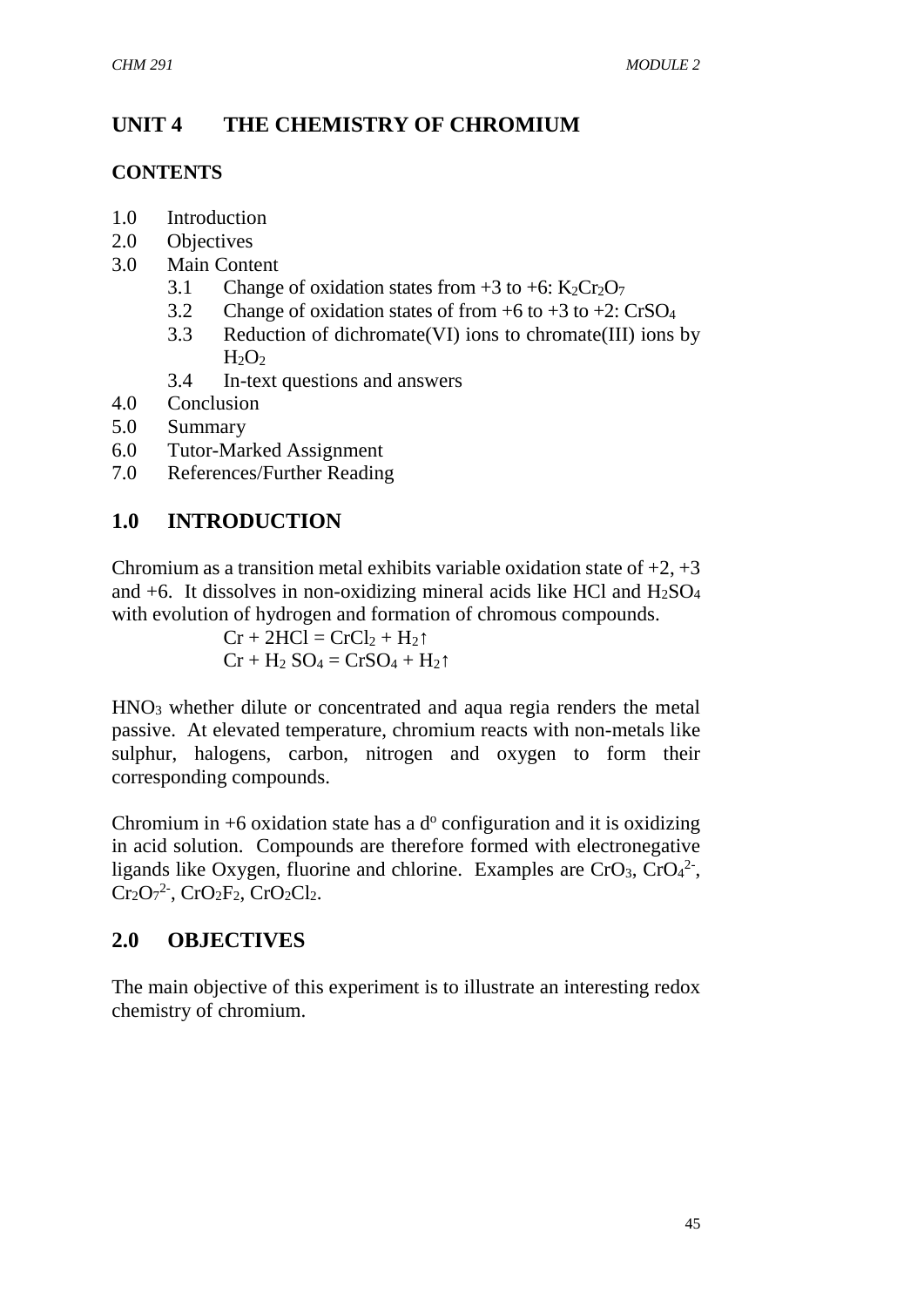# UNIT 4 THE CHEMISTRY OF CHROMIUM

## CONTENTS

1.0 Introduction
2.0 Objectives
3.0 Main Content
    3.1 Change of oxidation states from +3 to +6: $K_2Cr_2O_7$
    3.2 Change of oxidation states of from +6 to +3 to +2: $CrSO_4$
    3.3 Reduction of dichromate(VI) ions to chromate(III) ions by $H_2O_2$
    3.4 In-text questions and answers
4.0 Conclusion
5.0 Summary
6.0 Tutor-Marked Assignment
7.0 References/Further Reading

## 1.0 INTRODUCTION

Chromium as a transition metal exhibits variable oxidation state of +2, +3 and +6. It dissolves in non-oxidizing mineral acids like HCl and $H_2SO_4$ with evolution of hydrogen and formation of chromous compounds.

$$Cr + 2HCl = CrCl_2 + H_2\uparrow$$
$$Cr + H_2SO_4 = CrSO_4 + H_2\uparrow$$

$HNO_3$ whether dilute or concentrated and aqua regia renders the metal passive. At elevated temperature, chromium reacts with non-metals like sulphur, halogens, carbon, nitrogen and oxygen to form their corresponding compounds.

Chromium in +6 oxidation state has a $d^o$ configuration and it is oxidizing in acid solution. Compounds are therefore formed with electronegative ligands like Oxygen, fluorine and chlorine. Examples are $CrO_3$, $CrO_4^{2-}$, $Cr_2O_7^{2-}$, $CrO_2F_2$, $CrO_2Cl_2$.

## 2.0 OBJECTIVES

The main objective of this experiment is to illustrate an interesting redox chemistry of chromium.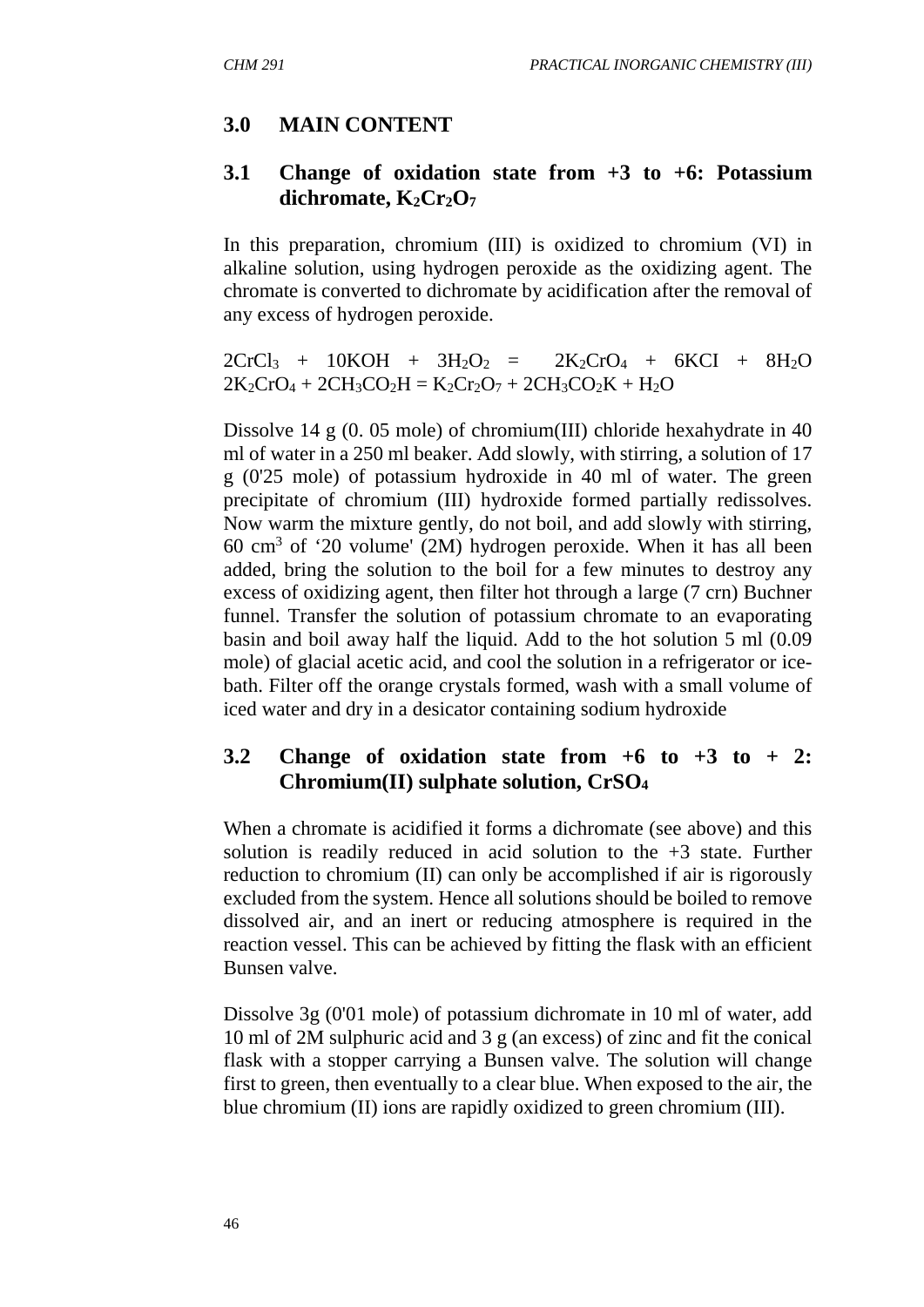## 3.0 MAIN CONTENT

### 3.1 Change of oxidation state from +3 to +6: Potassium dichromate, $K_2Cr_2O_7$

In this preparation, chromium (III) is oxidized to chromium (VI) in alkaline solution, using hydrogen peroxide as the oxidizing agent. The chromate is converted to dichromate by acidification after the removal of any excess of hydrogen peroxide.

$$2CrCl_3 + 10KOH + 3H_2O_2 = 2K_2CrO_4 + 6KCl + 8H_2O$$
$$2K_2CrO_4 + 2CH_3CO_2H = K_2Cr_2O_7 + 2CH_3CO_2K + H_2O$$

Dissolve 14 g (0. 05 mole) of chromium(III) chloride hexahydrate in 40 ml of water in a 250 ml beaker. Add slowly, with stirring, a solution of 17 g (0'25 mole) of potassium hydroxide in 40 ml of water. The green precipitate of chromium (III) hydroxide formed partially redissolves. Now warm the mixture gently, do not boil, and add slowly with stirring, 60 $cm^3$ of '20 volume' (2M) hydrogen peroxide. When it has all been added, bring the solution to the boil for a few minutes to destroy any excess of oxidizing agent, then filter hot through a large (7 crn) Buchner funnel. Transfer the solution of potassium chromate to an evaporating basin and boil away half the liquid. Add to the hot solution 5 ml (0.09 mole) of glacial acetic acid, and cool the solution in a refrigerator or ice-bath. Filter off the orange crystals formed, wash with a small volume of iced water and dry in a desicator containing sodium hydroxide

### 3.2 Change of oxidation state from +6 to +3 to + 2: Chromium(II) sulphate solution, $CrSO_4$

When a chromate is acidified it forms a dichromate (see above) and this solution is readily reduced in acid solution to the +3 state. Further reduction to chromium (II) can only be accomplished if air is rigorously excluded from the system. Hence all solutions should be boiled to remove dissolved air, and an inert or reducing atmosphere is required in the reaction vessel. This can be achieved by fitting the flask with an efficient Bunsen valve.

Dissolve 3g (0'01 mole) of potassium dichromate in 10 ml of water, add 10 ml of 2M sulphuric acid and 3 g (an excess) of zinc and fit the conical flask with a stopper carrying a Bunsen valve. The solution will change first to green, then eventually to a clear blue. When exposed to the air, the blue chromium (II) ions are rapidly oxidized to green chromium (III).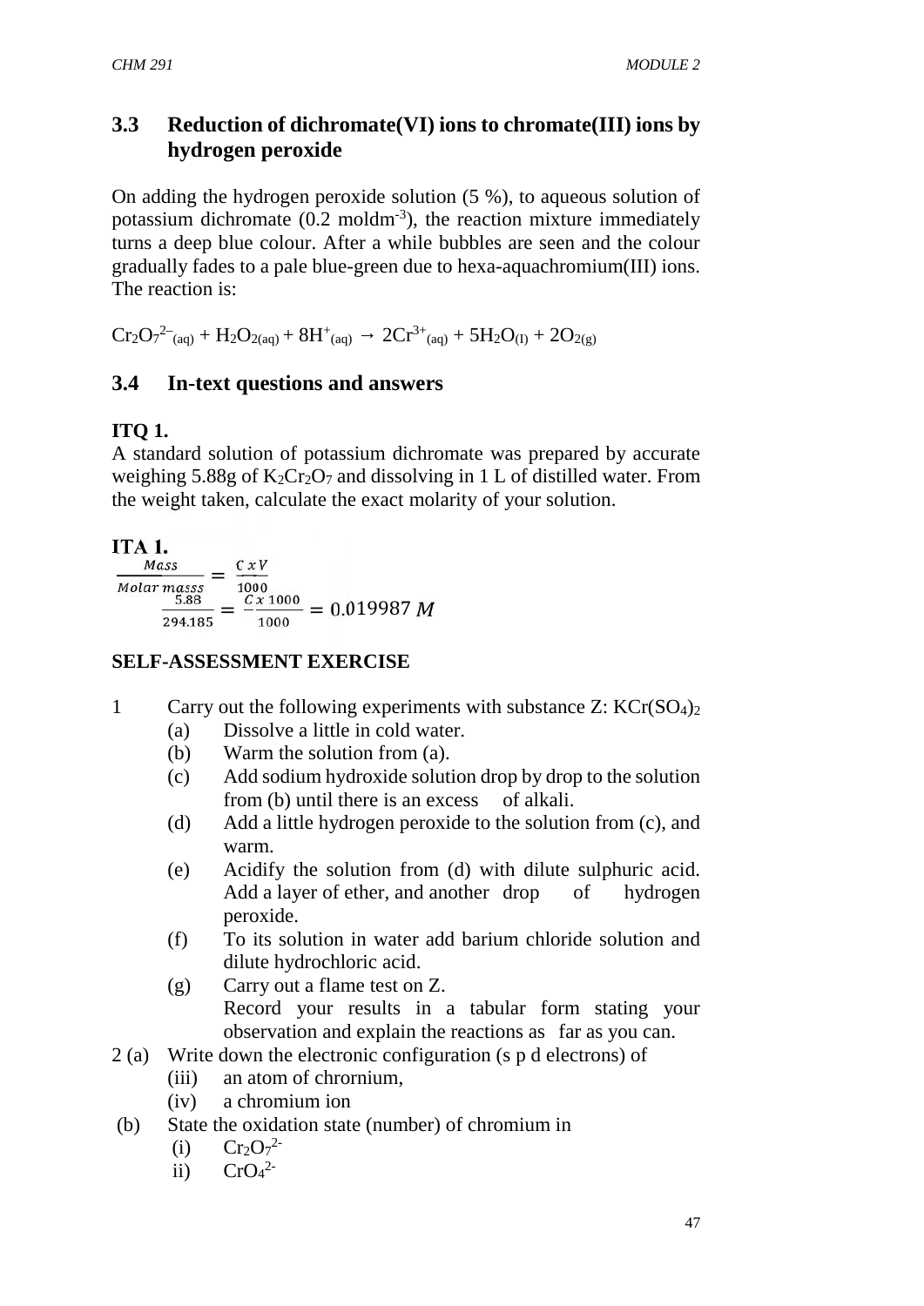## 3.3 Reduction of dichromate(VI) ions to chromate(III) ions by hydrogen peroxide

On adding the hydrogen peroxide solution (5 %), to aqueous solution of potassium dichromate (0.2 moldm$^{-3}$), the reaction mixture immediately turns a deep blue colour. After a while bubbles are seen and the colour gradually fades to a pale blue-green due to hexa-aquachromium(III) ions. The reaction is:

$$Cr_2O_7^{2-}{}_{(aq)} + H_2O_{2(aq)} + 8H^+{}_{(aq)} \rightarrow 2Cr^{3+}{}_{(aq)} + 5H_2O_{(l)} + 2O_{2(g)}$$

## 3.4 In-text questions and answers

**ITQ 1.**

A standard solution of potassium dichromate was prepared by accurate weighing 5.88g of $K_2Cr_2O_7$ and dissolving in 1 L of distilled water. From the weight taken, calculate the exact molarity of your solution.

**ITA 1.**

$$\frac{Mass}{Molar\ masss} = \frac{C\ x\ V}{1000}$$

$$\frac{5.88}{294.185} = \frac{C\ x\ 1000}{1000} = 0.019987\ M$$

**SELF-ASSESSMENT EXERCISE**

1 Carry out the following experiments with substance Z: $KCr(SO_4)_2$
   (a) Dissolve a little in cold water.
   (b) Warm the solution from (a).
   (c) Add sodium hydroxide solution drop by drop to the solution from (b) until there is an excess of alkali.
   (d) Add a little hydrogen peroxide to the solution from (c), and warm.
   (e) Acidify the solution from (d) with dilute sulphuric acid. Add a layer of ether, and another drop of hydrogen peroxide.
   (f) To its solution in water add barium chloride solution and dilute hydrochloric acid.
   (g) Carry out a flame test on Z.
   Record your results in a tabular form stating your observation and explain the reactions as far as you can.

2 (a) Write down the electronic configuration (s p d electrons) of
   (iii) an atom of chrornium,
   (iv) a chromium ion

(b) State the oxidation state (number) of chromium in
   (i) $Cr_2O_7^{2-}$
   ii) $CrO_4^{2-}$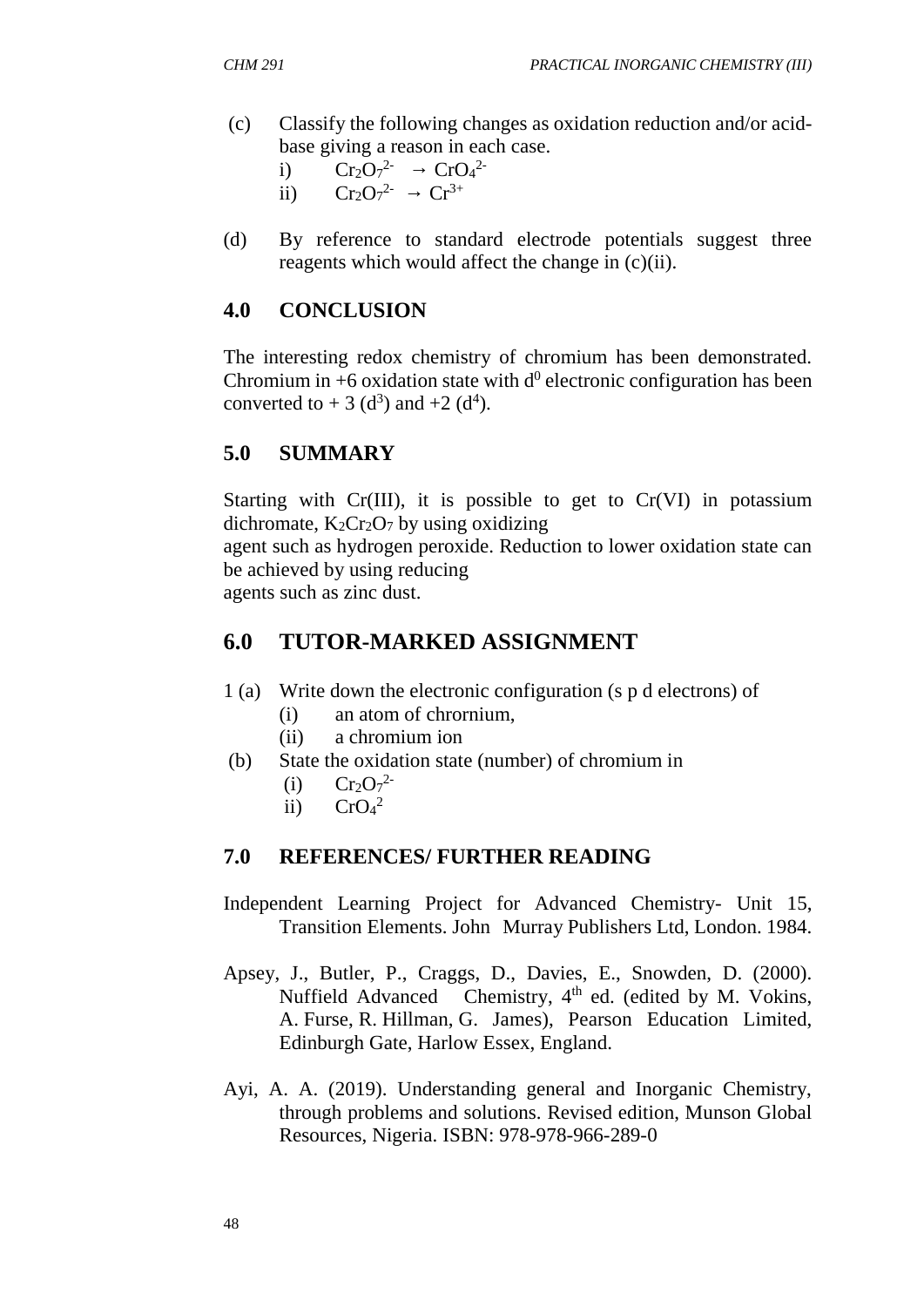(c) Classify the following changes as oxidation reduction and/or acid-base giving a reason in each case.

i) $Cr_2O_7^{2-} \rightarrow CrO_4^{2-}$

ii) $Cr_2O_7^{2-} \rightarrow Cr^{3+}$

(d) By reference to standard electrode potentials suggest three reagents which would affect the change in (c)(ii).

## 4.0 CONCLUSION

The interesting redox chemistry of chromium has been demonstrated. Chromium in +6 oxidation state with $d^0$ electronic configuration has been converted to + 3 ($d^3$) and +2 ($d^4$).

## 5.0 SUMMARY

Starting with Cr(III), it is possible to get to Cr(VI) in potassium dichromate, $K_2Cr_2O_7$ by using oxidizing agent such as hydrogen peroxide. Reduction to lower oxidation state can be achieved by using reducing agents such as zinc dust.

## 6.0 TUTOR-MARKED ASSIGNMENT

1 (a) Write down the electronic configuration (s p d electrons) of

(i) an atom of chrornium,

(ii) a chromium ion

(b) State the oxidation state (number) of chromium in

(i) $Cr_2O_7^{2-}$

ii) $CrO_4^{2}$

## 7.0 REFERENCES/ FURTHER READING

Independent Learning Project for Advanced Chemistry- Unit 15, Transition Elements. John Murray Publishers Ltd, London. 1984.

Apsey, J., Butler, P., Craggs, D., Davies, E., Snowden, D. (2000). Nuffield Advanced Chemistry, 4th ed. (edited by M. Vokins, A. Furse, R. Hillman, G. James), Pearson Education Limited, Edinburgh Gate, Harlow Essex, England.

Ayi, A. A. (2019). Understanding general and Inorganic Chemistry, through problems and solutions. Revised edition, Munson Global Resources, Nigeria. ISBN: 978-978-966-289-0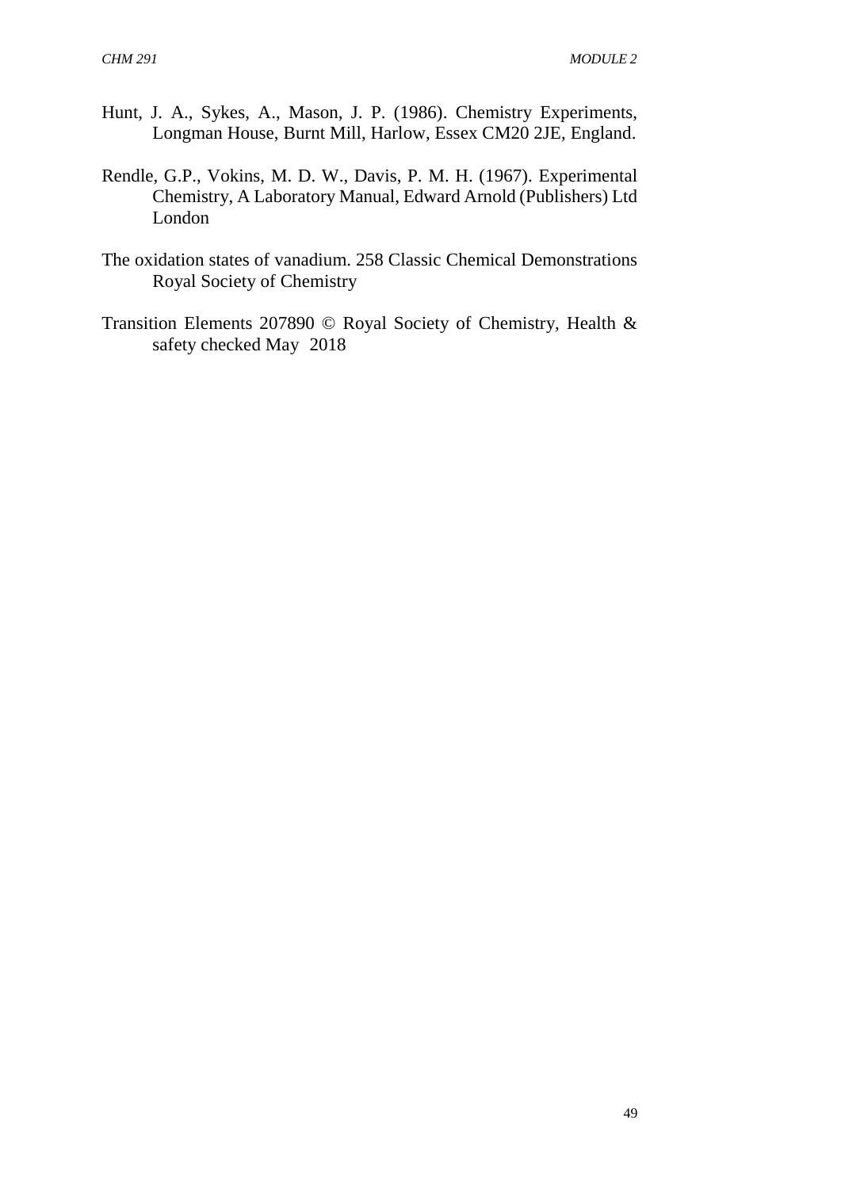Hunt, J. A., Sykes, A., Mason, J. P. (1986). Chemistry Experiments, Longman House, Burnt Mill, Harlow, Essex CM20 2JE, England.

Rendle, G.P., Vokins, M. D. W., Davis, P. M. H. (1967). Experimental Chemistry, A Laboratory Manual, Edward Arnold (Publishers) Ltd London

The oxidation states of vanadium. 258 Classic Chemical Demonstrations Royal Society of Chemistry

Transition Elements 207890 © Royal Society of Chemistry, Health & safety checked May 2018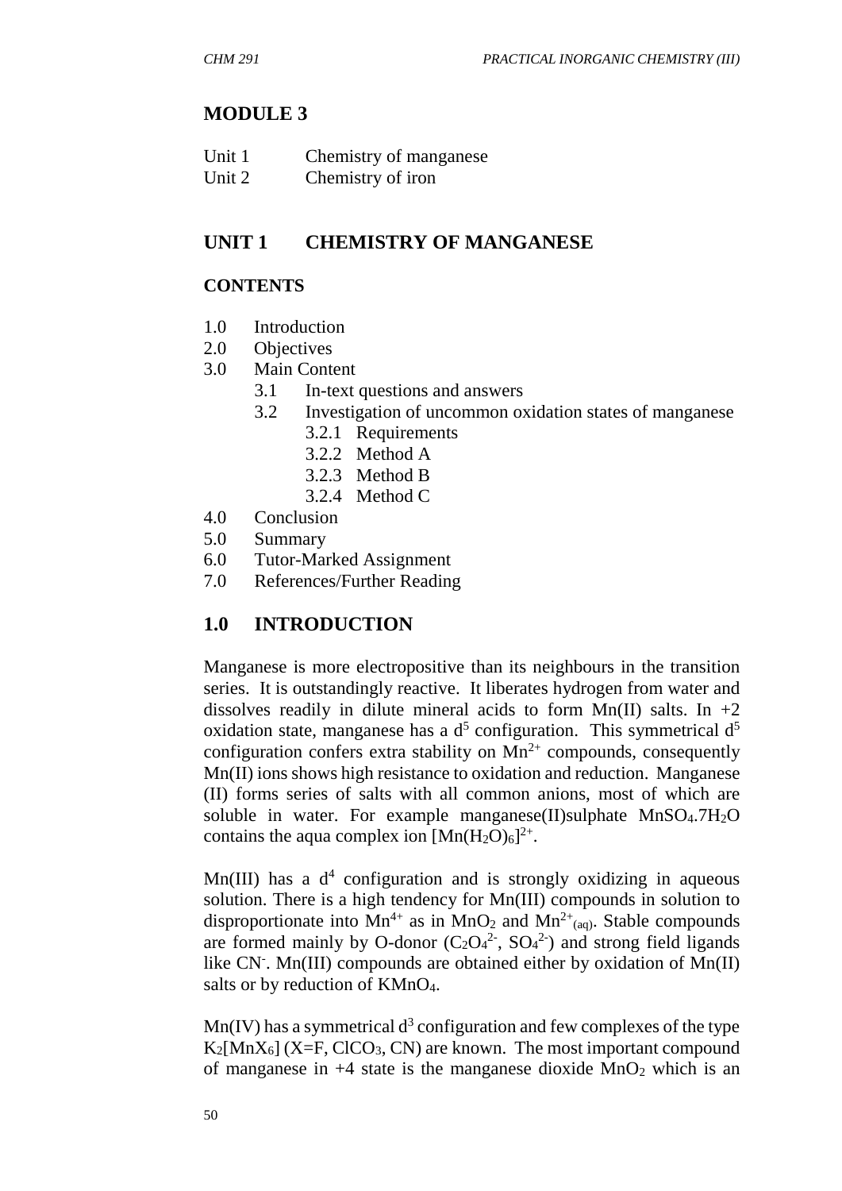# MODULE 3

Unit 1 Chemistry of manganese
Unit 2 Chemistry of iron

## UNIT 1 CHEMISTRY OF MANGANESE

### CONTENTS

1.0 Introduction
2.0 Objectives
3.0 Main Content
  3.1 In-text questions and answers
  3.2 Investigation of uncommon oxidation states of manganese
    3.2.1 Requirements
    3.2.2 Method A
    3.2.3 Method B
    3.2.4 Method C
4.0 Conclusion
5.0 Summary
6.0 Tutor-Marked Assignment
7.0 References/Further Reading

## 1.0 INTRODUCTION

Manganese is more electropositive than its neighbours in the transition series. It is outstandingly reactive. It liberates hydrogen from water and dissolves readily in dilute mineral acids to form Mn(II) salts. In +2 oxidation state, manganese has a $d^5$ configuration. This symmetrical $d^5$ configuration confers extra stability on $Mn^{2+}$ compounds, consequently Mn(II) ions shows high resistance to oxidation and reduction. Manganese (II) forms series of salts with all common anions, most of which are soluble in water. For example manganese(II)sulphate $MnSO_4.7H_2O$ contains the aqua complex ion $[Mn(H_2O)_6]^{2+}$.

Mn(III) has a $d^4$ configuration and is strongly oxidizing in aqueous solution. There is a high tendency for Mn(III) compounds in solution to disproportionate into $Mn^{4+}$ as in $MnO_2$ and $Mn^{2+}_{(aq)}$. Stable compounds are formed mainly by O-donor ($C_2O_4^{2-}$, $SO_4^{2-}$) and strong field ligands like $CN^-$. Mn(III) compounds are obtained either by oxidation of Mn(II) salts or by reduction of $KMnO_4$.

Mn(IV) has a symmetrical $d^3$ configuration and few complexes of the type $K_2[MnX_6]$ (X=F, $ClCO_3$, CN) are known. The most important compound of manganese in +4 state is the manganese dioxide $MnO_2$ which is an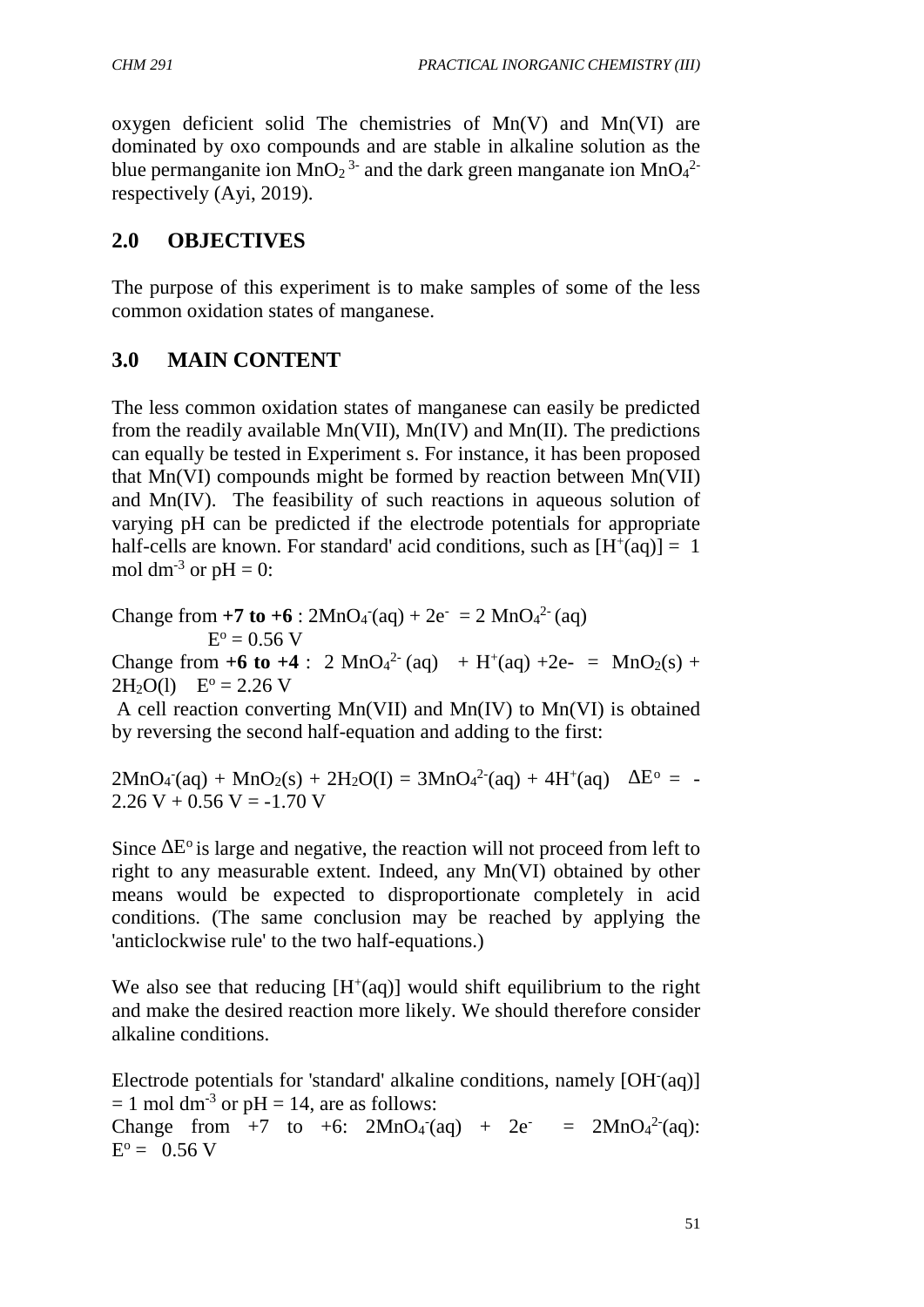oxygen deficient solid The chemistries of Mn(V) and Mn(VI) are dominated by oxo compounds and are stable in alkaline solution as the blue permanganite ion $MnO_2{}^{3-}$ and the dark green manganate ion $MnO_4{}^{2-}$ respectively (Ayi, 2019).

## 2.0 OBJECTIVES

The purpose of this experiment is to make samples of some of the less common oxidation states of manganese.

## 3.0 MAIN CONTENT

The less common oxidation states of manganese can easily be predicted from the readily available Mn(VII), Mn(IV) and Mn(II). The predictions can equally be tested in Experiment s. For instance, it has been proposed that Mn(VI) compounds might be formed by reaction between Mn(VII) and Mn(IV). The feasibility of such reactions in aqueous solution of varying pH can be predicted if the electrode potentials for appropriate half-cells are known. For standard' acid conditions, such as $[H^+(aq)] = 1$ mol $dm^{-3}$ or pH = 0:

Change from **+7 to +6** : $2MnO_4^-(aq) + 2e^- = 2\ MnO_4^{2-}(aq)$ $E^o = 0.56$ V

Change from **+6 to +4** : $2\ MnO_4^{2-}(aq) + H^+(aq) + 2e- = MnO_2(s) + 2H_2O(l)$ $E^o = 2.26$ V

A cell reaction converting Mn(VII) and Mn(IV) to Mn(VI) is obtained by reversing the second half-equation and adding to the first:

$2MnO_4^-(aq) + MnO_2(s) + 2H_2O(I) = 3MnO_4^{2-}(aq) + 4H^+(aq)$ $\Delta E^o = -2.26\text{ V} + 0.56\text{ V} = -1.70\text{ V}$

Since $\Delta E^o$ is large and negative, the reaction will not proceed from left to right to any measurable extent. Indeed, any Mn(VI) obtained by other means would be expected to disproportionate completely in acid conditions. (The same conclusion may be reached by applying the 'anticlockwise rule' to the two half-equations.)

We also see that reducing $[H^+(aq)]$ would shift equilibrium to the right and make the desired reaction more likely. We should therefore consider alkaline conditions.

Electrode potentials for 'standard' alkaline conditions, namely $[OH^-(aq)] = 1$ mol $dm^{-3}$ or pH = 14, are as follows:

Change from +7 to +6: $2MnO_4^-(aq) + 2e^- = 2MnO_4^{2-}(aq)$: $E^o = 0.56$ V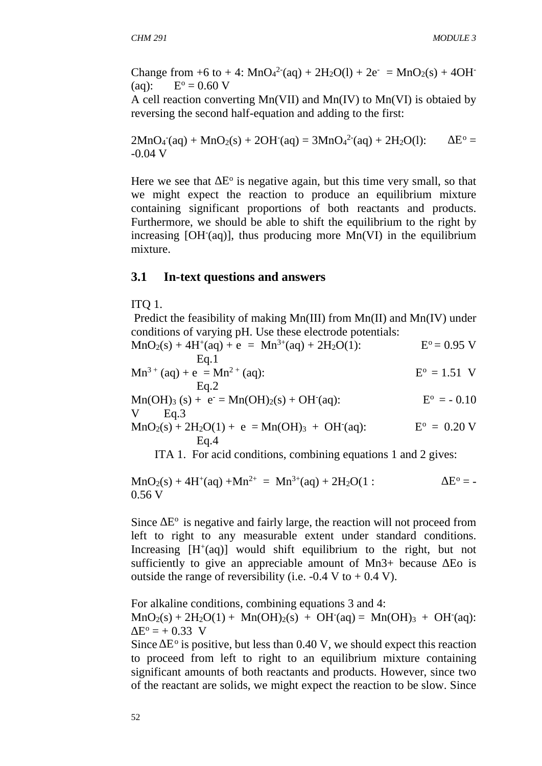Change from +6 to + 4: $MnO_4^{2-}(aq) + 2H_2O(l) + 2e^- = MnO_2(s) + 4OH^-(aq)$: $E^o = 0.60$ V

A cell reaction converting Mn(VII) and Mn(IV) to Mn(VI) is obtaied by reversing the second half-equation and adding to the first:

$2MnO_4^-(aq) + MnO_2(s) + 2OH^-(aq) = 3MnO_4^{2-}(aq) + 2H_2O(l)$: $\Delta E^o = -0.04$ V

Here we see that $\Delta E^o$ is negative again, but this time very small, so that we might expect the reaction to produce an equilibrium mixture containing significant proportions of both reactants and products. Furthermore, we should be able to shift the equilibrium to the right by increasing $[OH^-(aq)]$, thus producing more Mn(VI) in the equilibrium mixture.

## 3.1 In-text questions and answers

ITQ 1.

Predict the feasibility of making Mn(III) from Mn(II) and Mn(IV) under conditions of varying pH. Use these electrode potentials:

$MnO_2(s) + 4H^+(aq) + e = Mn^{3+}(aq) + 2H_2O(1)$: $E^o = 0.95$ V Eq.1

$Mn^{3+}(aq) + e = Mn^{2+}(aq)$: $E^o = 1.51$ V Eq.2

$Mn(OH)_3(s) + e^- = Mn(OH)_2(s) + OH^-(aq)$: $E^o = -0.10$ V Eq.3

$MnO_2(s) + 2H_2O(1) + e = Mn(OH)_3 + OH^-(aq)$: $E^o = 0.20$ V Eq.4

ITA 1. For acid conditions, combining equations 1 and 2 gives:

$MnO_2(s) + 4H^+(aq) + Mn^{2+} = Mn^{3+}(aq) + 2H_2O(1$ : $\Delta E^o = -0.56$ V

Since $\Delta E^o$ is negative and fairly large, the reaction will not proceed from left to right to any measurable extent under standard conditions. Increasing $[H^+(aq)]$ would shift equilibrium to the right, but not sufficiently to give an appreciable amount of Mn3+ because ΔEo is outside the range of reversibility (i.e. -0.4 V to + 0.4 V).

For alkaline conditions, combining equations 3 and 4:

$MnO_2(s) + 2H_2O(1) + Mn(OH)_2(s) + OH^-(aq) = Mn(OH)_3 + OH^-(aq)$: $\Delta E^o = +0.33$ V

Since $\Delta E^o$ is positive, but less than 0.40 V, we should expect this reaction to proceed from left to right to an equilibrium mixture containing significant amounts of both reactants and products. However, since two of the reactant are solids, we might expect the reaction to be slow. Since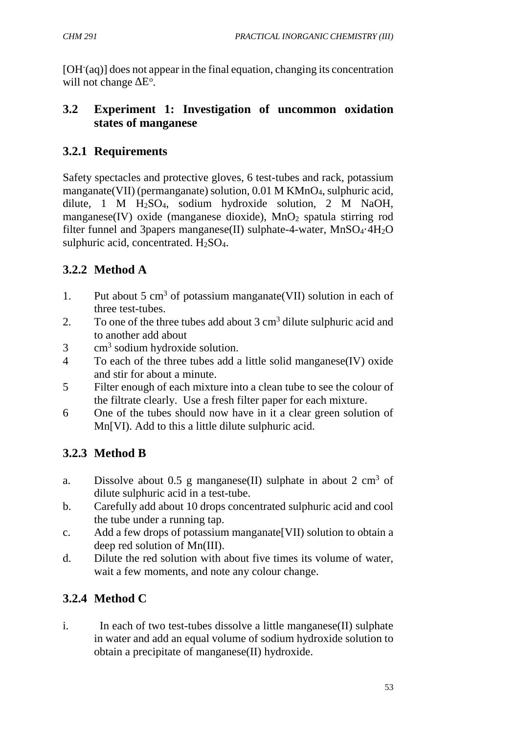[$OH^-(aq)$] does not appear in the final equation, changing its concentration will not change $\Delta E^o$.

## 3.2 Experiment 1: Investigation of uncommon oxidation states of manganese

### 3.2.1 Requirements

Safety spectacles and protective gloves, 6 test-tubes and rack, potassium manganate(VII) (permanganate) solution, 0.01 M $KMnO_4$, sulphuric acid, dilute, 1 M $H_2SO_4$, sodium hydroxide solution, 2 M NaOH, manganese(IV) oxide (manganese dioxide), $MnO_2$ spatula stirring rod filter funnel and 3papers manganese(II) sulphate-4-water, $MnSO_4 \cdot 4H_2O$ sulphuric acid, concentrated. $H_2SO_4$.

### 3.2.2 Method A

1. Put about 5 $cm^3$ of potassium manganate(VII) solution in each of three test-tubes.
2. To one of the three tubes add about 3 $cm^3$ dilute sulphuric acid and to another add about
3. $cm^3$ sodium hydroxide solution.
4. To each of the three tubes add a little solid manganese(IV) oxide and stir for about a minute.
5. Filter enough of each mixture into a clean tube to see the colour of the filtrate clearly. Use a fresh filter paper for each mixture.
6. One of the tubes should now have in it a clear green solution of Mn[VI). Add to this a little dilute sulphuric acid.

### 3.2.3 Method B

a. Dissolve about 0.5 g manganese(II) sulphate in about 2 $cm^3$ of dilute sulphuric acid in a test-tube.

b. Carefully add about 10 drops concentrated sulphuric acid and cool the tube under a running tap.

c. Add a few drops of potassium manganate[VII) solution to obtain a deep red solution of Mn(III).

d. Dilute the red solution with about five times its volume of water, wait a few moments, and note any colour change.

### 3.2.4 Method C

i. In each of two test-tubes dissolve a little manganese(II) sulphate in water and add an equal volume of sodium hydroxide solution to obtain a precipitate of manganese(II) hydroxide.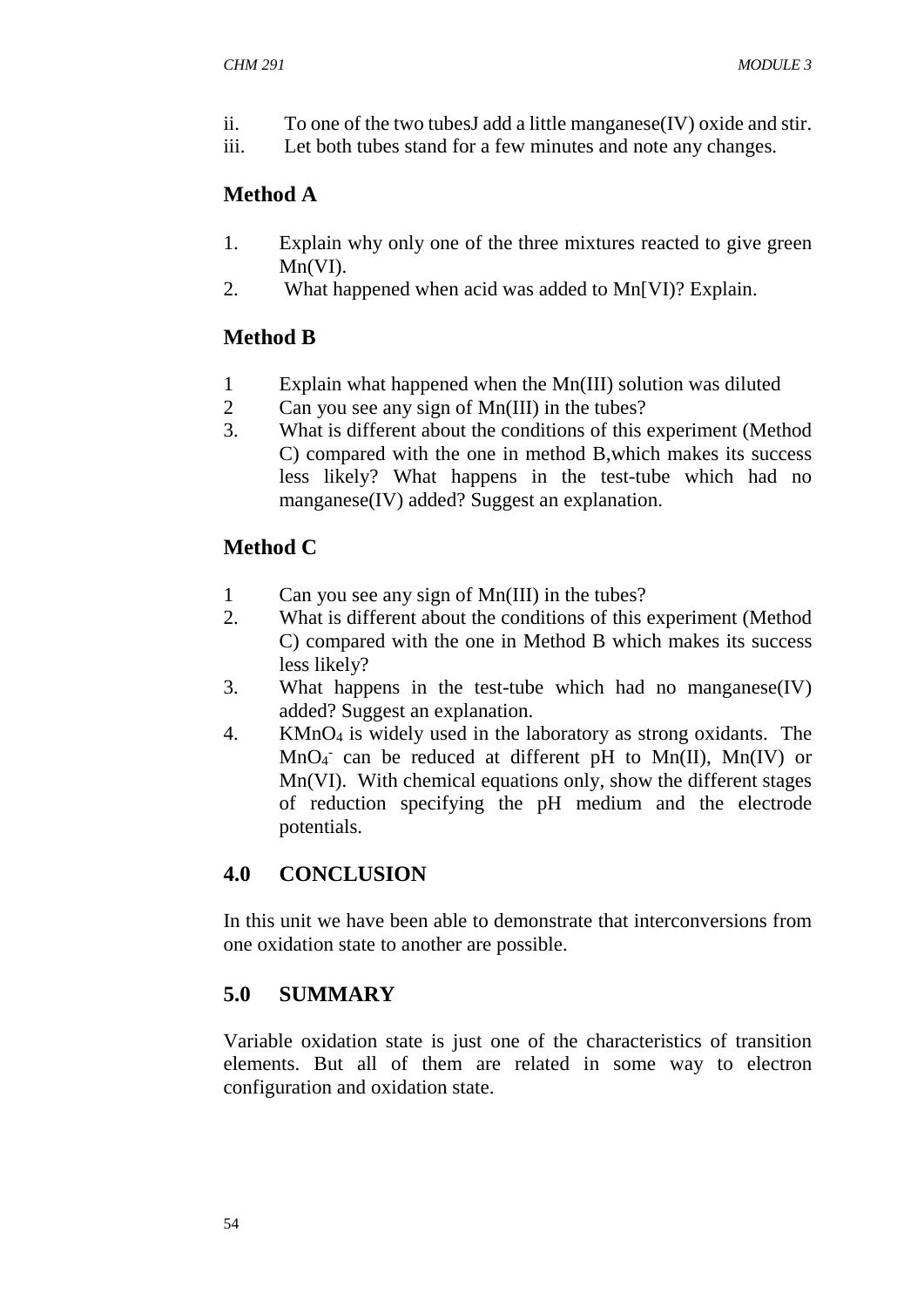ii. To one of the two tubesJ add a little manganese(IV) oxide and stir.
iii. Let both tubes stand for a few minutes and note any changes.

## Method A

1. Explain why only one of the three mixtures reacted to give green Mn(VI).
2. What happened when acid was added to Mn[VI)? Explain.

## Method B

1 Explain what happened when the Mn(III) solution was diluted
2 Can you see any sign of Mn(III) in the tubes?
3. What is different about the conditions of this experiment (Method C) compared with the one in method B,which makes its success less likely? What happens in the test-tube which had no manganese(IV) added? Suggest an explanation.

## Method C

1 Can you see any sign of Mn(III) in the tubes?
2. What is different about the conditions of this experiment (Method C) compared with the one in Method B which makes its success less likely?
3. What happens in the test-tube which had no manganese(IV) added? Suggest an explanation.
4. $KMnO_4$ is widely used in the laboratory as strong oxidants. The $MnO_4^-$ can be reduced at different pH to Mn(II), Mn(IV) or Mn(VI). With chemical equations only, show the different stages of reduction specifying the pH medium and the electrode potentials.

## 4.0 CONCLUSION

In this unit we have been able to demonstrate that interconversions from one oxidation state to another are possible.

## 5.0 SUMMARY

Variable oxidation state is just one of the characteristics of transition elements. But all of them are related in some way to electron configuration and oxidation state.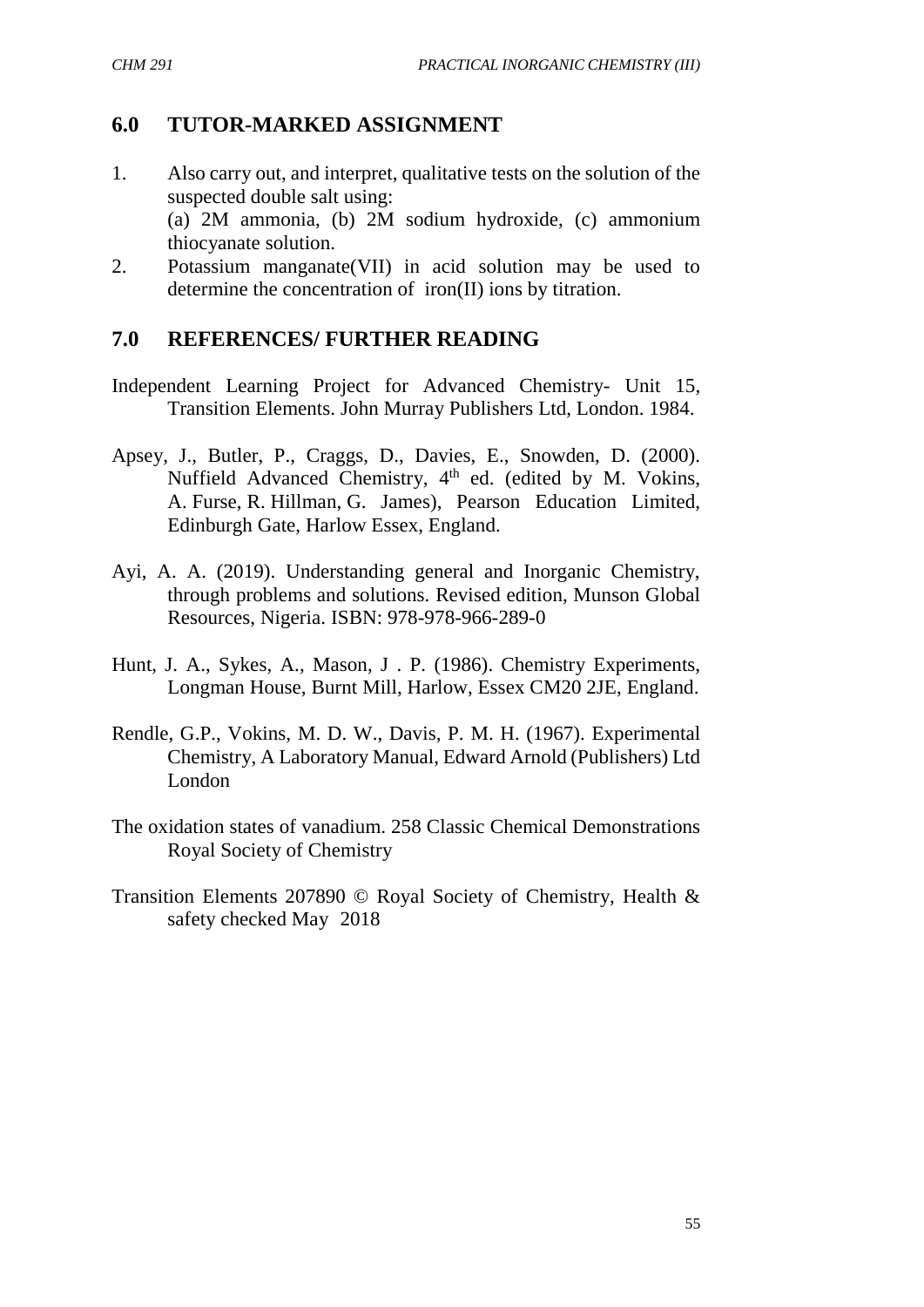## 6.0 TUTOR-MARKED ASSIGNMENT

1. Also carry out, and interpret, qualitative tests on the solution of the suspected double salt using:
   (a) 2M ammonia, (b) 2M sodium hydroxide, (c) ammonium thiocyanate solution.
2. Potassium manganate(VII) in acid solution may be used to determine the concentration of iron(II) ions by titration.

## 7.0 REFERENCES/ FURTHER READING

Independent Learning Project for Advanced Chemistry- Unit 15, Transition Elements. John Murray Publishers Ltd, London. 1984.

Apsey, J., Butler, P., Craggs, D., Davies, E., Snowden, D. (2000). Nuffield Advanced Chemistry, 4th ed. (edited by M. Vokins, A. Furse, R. Hillman, G. James), Pearson Education Limited, Edinburgh Gate, Harlow Essex, England.

Ayi, A. A. (2019). Understanding general and Inorganic Chemistry, through problems and solutions. Revised edition, Munson Global Resources, Nigeria. ISBN: 978-978-966-289-0

Hunt, J. A., Sykes, A., Mason, J . P. (1986). Chemistry Experiments, Longman House, Burnt Mill, Harlow, Essex CM20 2JE, England.

Rendle, G.P., Vokins, M. D. W., Davis, P. M. H. (1967). Experimental Chemistry, A Laboratory Manual, Edward Arnold (Publishers) Ltd London

The oxidation states of vanadium. 258 Classic Chemical Demonstrations Royal Society of Chemistry

Transition Elements 207890 © Royal Society of Chemistry, Health & safety checked May 2018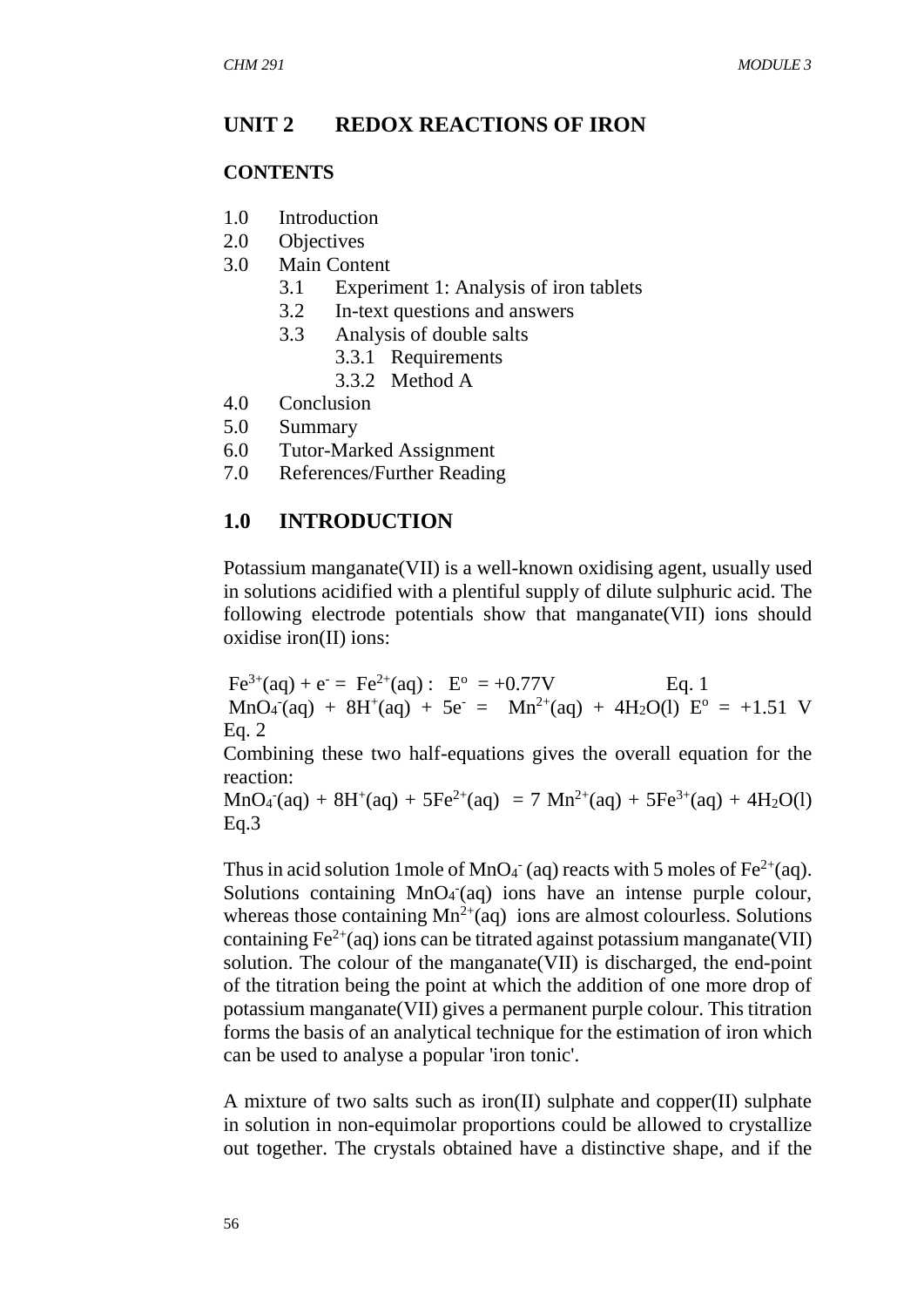## UNIT 2 REDOX REACTIONS OF IRON

### CONTENTS

- 1.0 Introduction
- 2.0 Objectives
- 3.0 Main Content
  - 3.1 Experiment 1: Analysis of iron tablets
  - 3.2 In-text questions and answers
  - 3.3 Analysis of double salts
    - 3.3.1 Requirements
    - 3.3.2 Method A
- 4.0 Conclusion
- 5.0 Summary
- 6.0 Tutor-Marked Assignment
- 7.0 References/Further Reading

## 1.0 INTRODUCTION

Potassium manganate(VII) is a well-known oxidising agent, usually used in solutions acidified with a plentiful supply of dilute sulphuric acid. The following electrode potentials show that manganate(VII) ions should oxidise iron(II) ions:

$Fe^{3+}(aq) + e^- = Fe^{2+}(aq)$ :   $E^o = +0.77V$   Eq. 1

$MnO_4^-(aq) + 8H^+(aq) + 5e^- = Mn^{2+}(aq) + 4H_2O(l)$   $E^o = +1.51$ V   Eq. 2

Combining these two half-equations gives the overall equation for the reaction:

$MnO_4^-(aq) + 8H^+(aq) + 5Fe^{2+}(aq) = 7\ Mn^{2+}(aq) + 5Fe^{3+}(aq) + 4H_2O(l)$   Eq.3

Thus in acid solution 1mole of $MnO_4^-$ (aq) reacts with 5 moles of $Fe^{2+}$(aq). Solutions containing $MnO_4^-$(aq) ions have an intense purple colour, whereas those containing $Mn^{2+}$(aq) ions are almost colourless. Solutions containing $Fe^{2+}$(aq) ions can be titrated against potassium manganate(VII) solution. The colour of the manganate(VII) is discharged, the end-point of the titration being the point at which the addition of one more drop of potassium manganate(VII) gives a permanent purple colour. This titration forms the basis of an analytical technique for the estimation of iron which can be used to analyse a popular 'iron tonic'.

A mixture of two salts such as iron(II) sulphate and copper(II) sulphate in solution in non-equimolar proportions could be allowed to crystallize out together. The crystals obtained have a distinctive shape, and if the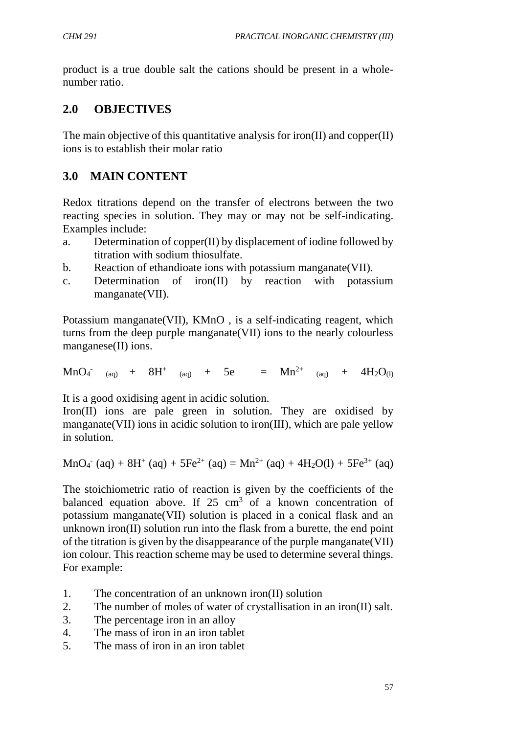product is a true double salt the cations should be present in a whole-number ratio.

## 2.0 OBJECTIVES

The main objective of this quantitative analysis for iron(II) and copper(II) ions is to establish their molar ratio

## 3.0 MAIN CONTENT

Redox titrations depend on the transfer of electrons between the two reacting species in solution. They may or may not be self-indicating. Examples include:

a. Determination of copper(II) by displacement of iodine followed by titration with sodium thiosulfate.
b. Reaction of ethandioate ions with potassium manganate(VII).
c. Determination of iron(II) by reaction with potassium manganate(VII).

Potassium manganate(VII), KMnO , is a self-indicating reagent, which turns from the deep purple manganate(VII) ions to the nearly colourless manganese(II) ions.

$$MnO_4^-{}_{(aq)} + 8H^+{}_{(aq)} + 5e = Mn^{2+}{}_{(aq)} + 4H_2O_{(l)}$$

It is a good oxidising agent in acidic solution.
Iron(II) ions are pale green in solution. They are oxidised by manganate(VII) ions in acidic solution to iron(III), which are pale yellow in solution.

$$MnO_4^- (aq) + 8H^+ (aq) + 5Fe^{2+} (aq) = Mn^{2+} (aq) + 4H_2O(l) + 5Fe^{3+} (aq)$$

The stoichiometric ratio of reaction is given by the coefficients of the balanced equation above. If 25 $cm^3$ of a known concentration of potassium manganate(VII) solution is placed in a conical flask and an unknown iron(II) solution run into the flask from a burette, the end point of the titration is given by the disappearance of the purple manganate(VII) ion colour. This reaction scheme may be used to determine several things. For example:

1. The concentration of an unknown iron(II) solution
2. The number of moles of water of crystallisation in an iron(II) salt.
3. The percentage iron in an alloy
4. The mass of iron in an iron tablet
5. The mass of iron in an iron tablet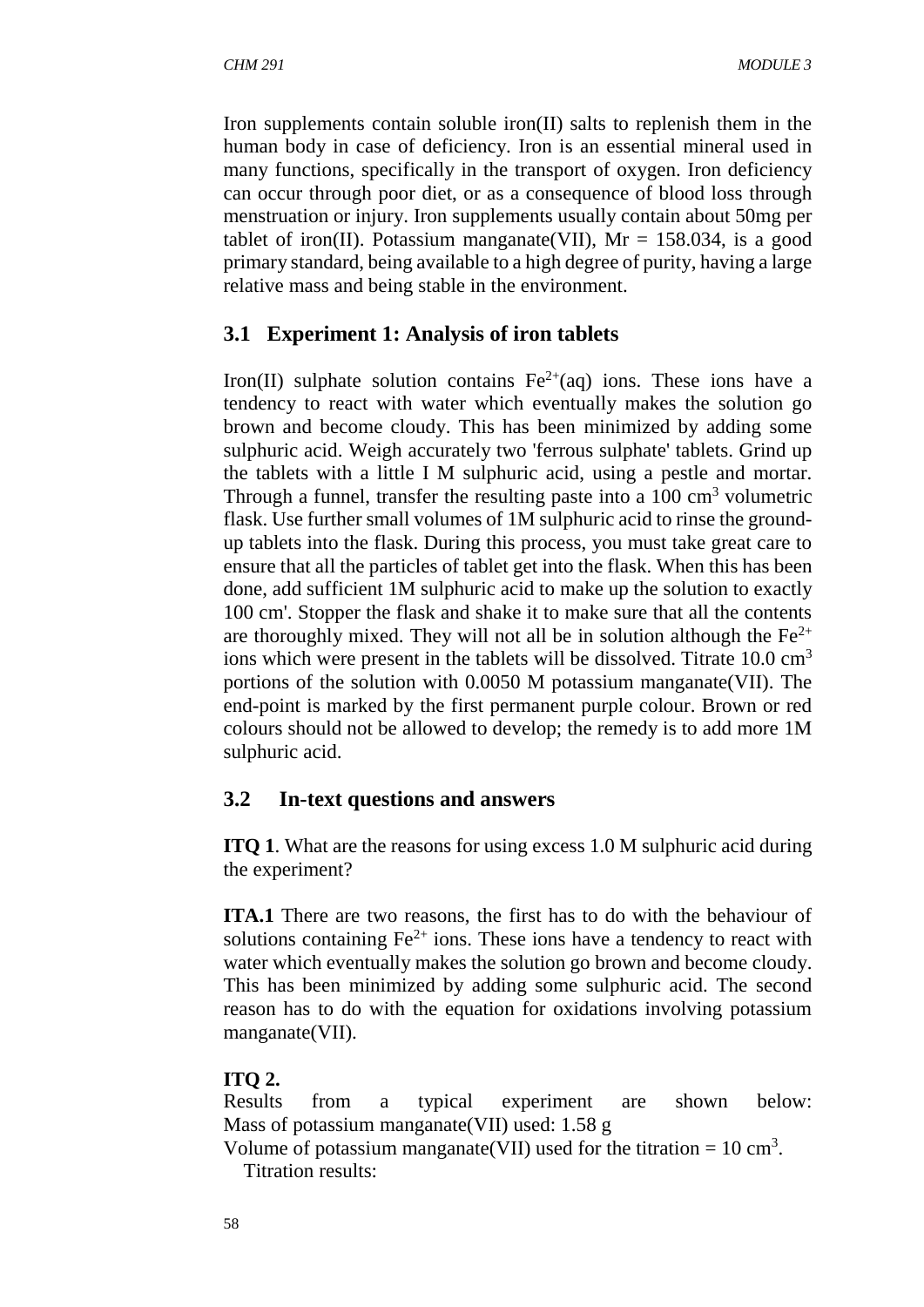Iron supplements contain soluble iron(II) salts to replenish them in the human body in case of deficiency. Iron is an essential mineral used in many functions, specifically in the transport of oxygen. Iron deficiency can occur through poor diet, or as a consequence of blood loss through menstruation or injury. Iron supplements usually contain about 50mg per tablet of iron(II). Potassium manganate(VII), Mr = 158.034, is a good primary standard, being available to a high degree of purity, having a large relative mass and being stable in the environment.

## 3.1 Experiment 1: Analysis of iron tablets

Iron(II) sulphate solution contains $Fe^{2+}$(aq) ions. These ions have a tendency to react with water which eventually makes the solution go brown and become cloudy. This has been minimized by adding some sulphuric acid. Weigh accurately two 'ferrous sulphate' tablets. Grind up the tablets with a little I M sulphuric acid, using a pestle and mortar. Through a funnel, transfer the resulting paste into a 100 $cm^3$ volumetric flask. Use further small volumes of 1M sulphuric acid to rinse the ground-up tablets into the flask. During this process, you must take great care to ensure that all the particles of tablet get into the flask. When this has been done, add sufficient 1M sulphuric acid to make up the solution to exactly 100 cm'. Stopper the flask and shake it to make sure that all the contents are thoroughly mixed. They will not all be in solution although the $Fe^{2+}$ ions which were present in the tablets will be dissolved. Titrate 10.0 $cm^3$ portions of the solution with 0.0050 M potassium manganate(VII). The end-point is marked by the first permanent purple colour. Brown or red colours should not be allowed to develop; the remedy is to add more 1M sulphuric acid.

## 3.2 In-text questions and answers

**ITQ 1**. What are the reasons for using excess 1.0 M sulphuric acid during the experiment?

**ITA.1** There are two reasons, the first has to do with the behaviour of solutions containing $Fe^{2+}$ ions. These ions have a tendency to react with water which eventually makes the solution go brown and become cloudy. This has been minimized by adding some sulphuric acid. The second reason has to do with the equation for oxidations involving potassium manganate(VII).

**ITQ 2.**

Results from a typical experiment are shown below:
Mass of potassium manganate(VII) used: 1.58 g

Volume of potassium manganate(VII) used for the titration = 10 $cm^3$.

Titration results: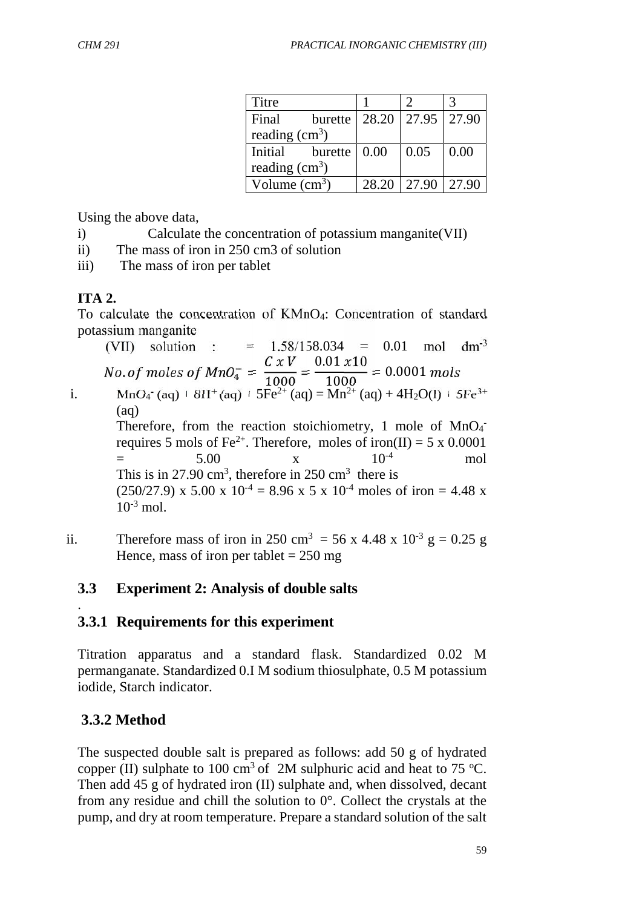| Titre | 1 | 2 | 3 |
|---|---|---|---|
| Final burette reading ($cm^3$) | 28.20 | 27.95 | 27.90 |
| Initial burette reading ($cm^3$) | 0.00 | 0.05 | 0.00 |
| Volume ($cm^3$) | 28.20 | 27.90 | 27.90 |

Using the above data,

i) Calculate the concentration of potassium manganite(VII)

ii) The mass of iron in 250 cm3 of solution

iii) The mass of iron per tablet

**ITA 2.**

To calculate the concentration of $KMnO_4$: Concentration of standard potassium manganite (VII) solution : = 1.58/158.034 = 0.01 mol $dm^{-3}$

$$No. of\ moles\ of\ MnO_4^- = \frac{C\ x\ V}{1000} = \frac{0.01\ x10}{1000} = 0.0001\ mols$$

i. $MnO_4^-$ (aq) + $8H^+$ (aq) + $5Fe^{2+}$ (aq) = $Mn^{2+}$ (aq) + $4H_2O$(l) + $5Fe^{3+}$ (aq)

Therefore, from the reaction stoichiometry, 1 mole of $MnO_4^-$ requires 5 mols of $Fe^{2+}$. Therefore, moles of iron(II) = 5 x 0.0001 = 5.00 x $10^{-4}$ mol

This is in 27.90 $cm^3$, therefore in 250 $cm^3$ there is

(250/27.9) x 5.00 x $10^{-4}$ = 8.96 x 5 x $10^{-4}$ moles of iron = 4.48 x $10^{-3}$ mol.

ii. Therefore mass of iron in 250 $cm^3$ = 56 x 4.48 x $10^{-3}$ g = 0.25 g

Hence, mass of iron per tablet = 250 mg

## 3.3 Experiment 2: Analysis of double salts

.

### 3.3.1 Requirements for this experiment

Titration apparatus and a standard flask. Standardized 0.02 M permanganate. Standardized 0.I M sodium thiosulphate, 0.5 M potassium iodide, Starch indicator.

### 3.3.2 Method

The suspected double salt is prepared as follows: add 50 g of hydrated copper (II) sulphate to 100 $cm^3$ of 2M sulphuric acid and heat to 75 $^oC$. Then add 45 g of hydrated iron (II) sulphate and, when dissolved, decant from any residue and chill the solution to 0°. Collect the crystals at the pump, and dry at room temperature. Prepare a standard solution of the salt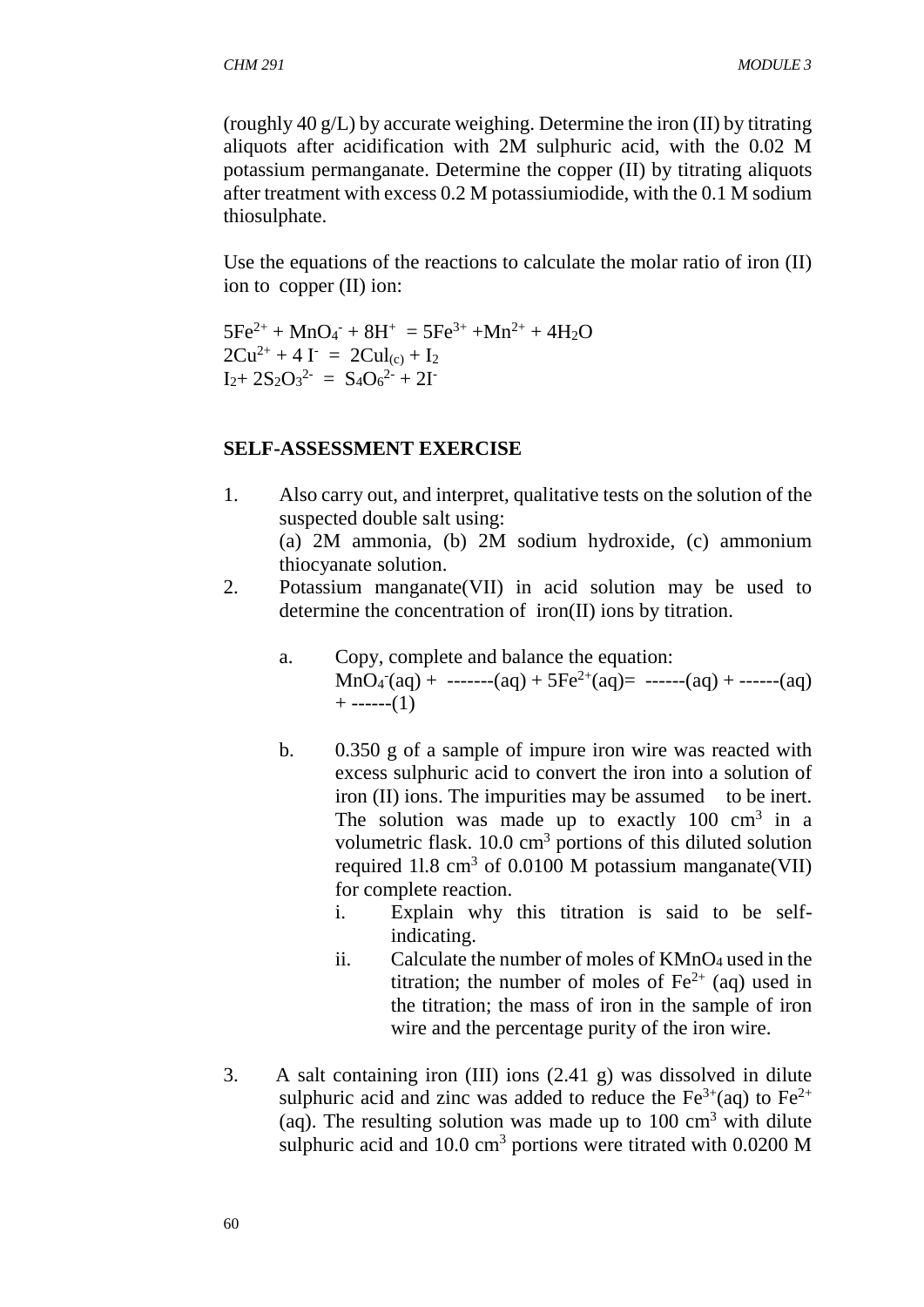(roughly 40 g/L) by accurate weighing. Determine the iron (II) by titrating aliquots after acidification with 2M sulphuric acid, with the 0.02 M potassium permanganate. Determine the copper (II) by titrating aliquots after treatment with excess 0.2 M potassiumiodide, with the 0.1 M sodium thiosulphate.

Use the equations of the reactions to calculate the molar ratio of iron (II) ion to copper (II) ion:

$5Fe^{2+} + MnO_4^- + 8H^+ = 5Fe^{3+} + Mn^{2+} + 4H_2O$
$2Cu^{2+} + 4 I^- = 2CuI_{(c)} + I_2$
$I_2 + 2S_2O_3^{2-} = S_4O_6^{2-} + 2I^-$

**SELF-ASSESSMENT EXERCISE**

1. Also carry out, and interpret, qualitative tests on the solution of the suspected double salt using:
   (a) 2M ammonia, (b) 2M sodium hydroxide, (c) ammonium thiocyanate solution.
2. Potassium manganate(VII) in acid solution may be used to determine the concentration of iron(II) ions by titration.

   a. Copy, complete and balance the equation:
      $MnO_4^-(aq)$ + -------(aq) + $5Fe^{2+}(aq)$= ------(aq) + ------(aq) + ------(1)

   b. 0.350 g of a sample of impure iron wire was reacted with excess sulphuric acid to convert the iron into a solution of iron (II) ions. The impurities may be assumed to be inert. The solution was made up to exactly 100 $cm^3$ in a volumetric flask. 10.0 $cm^3$ portions of this diluted solution required 1l.8 $cm^3$ of 0.0100 M potassium manganate(VII) for complete reaction.
      i. Explain why this titration is said to be self-indicating.
      ii. Calculate the number of moles of $KMnO_4$ used in the titration; the number of moles of $Fe^{2+}$ (aq) used in the titration; the mass of iron in the sample of iron wire and the percentage purity of the iron wire.

3. A salt containing iron (III) ions (2.41 g) was dissolved in dilute sulphuric acid and zinc was added to reduce the $Fe^{3+}(aq)$ to $Fe^{2+}$ (aq). The resulting solution was made up to 100 $cm^3$ with dilute sulphuric acid and 10.0 $cm^3$ portions were titrated with 0.0200 M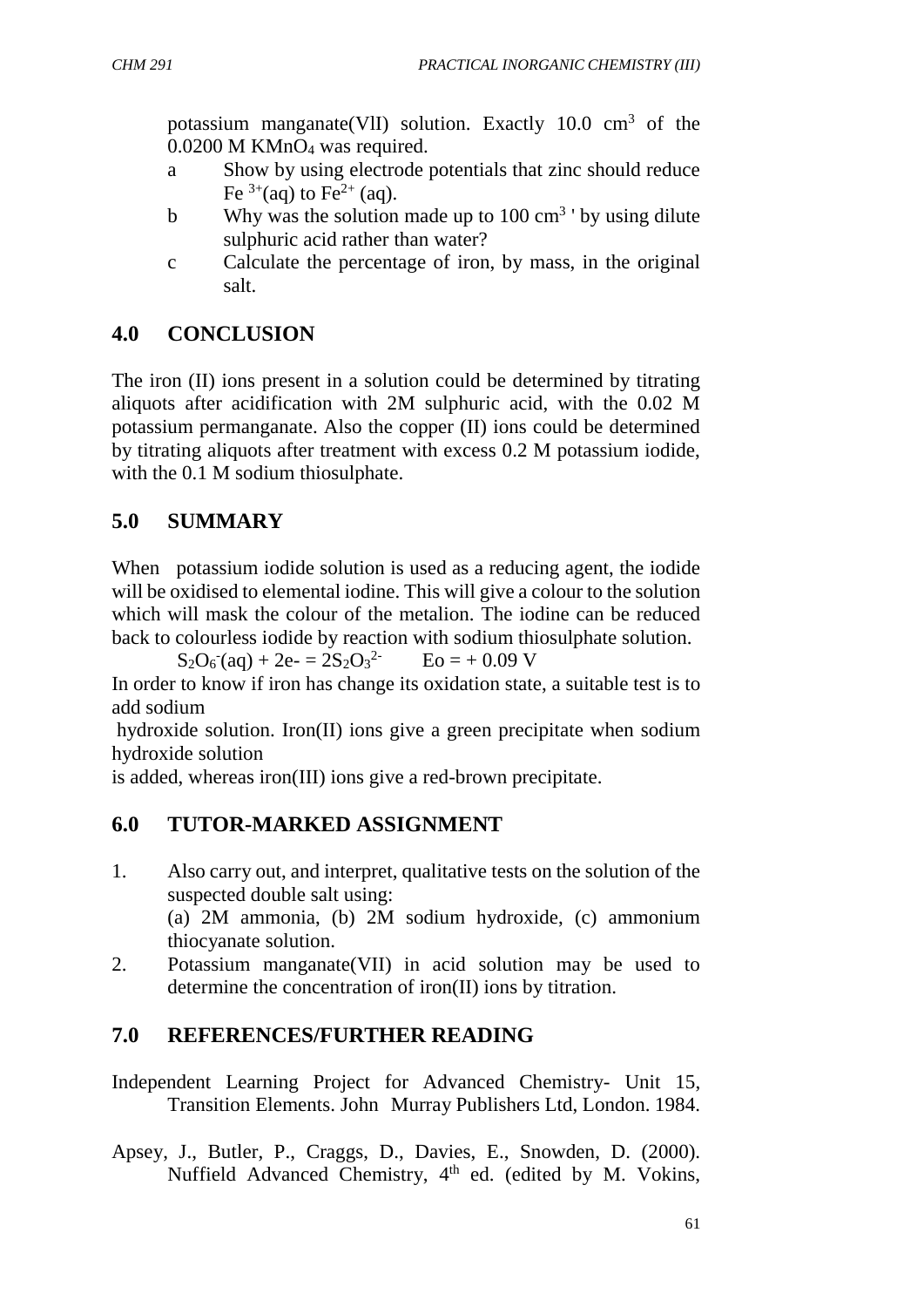potassium manganate(VlI) solution. Exactly 10.0 $cm^3$ of the 0.0200 M $KMnO_4$ was required.

a Show by using electrode potentials that zinc should reduce $Fe^{3+}(aq)$ to $Fe^{2+}$ (aq).

b Why was the solution made up to 100 $cm^3$ ' by using dilute sulphuric acid rather than water?

c Calculate the percentage of iron, by mass, in the original salt.

## 4.0 CONCLUSION

The iron (II) ions present in a solution could be determined by titrating aliquots after acidification with 2M sulphuric acid, with the 0.02 M potassium permanganate. Also the copper (II) ions could be determined by titrating aliquots after treatment with excess 0.2 M potassium iodide, with the 0.1 M sodium thiosulphate.

## 5.0 SUMMARY

When potassium iodide solution is used as a reducing agent, the iodide will be oxidised to elemental iodine. This will give a colour to the solution which will mask the colour of the metalion. The iodine can be reduced back to colourless iodide by reaction with sodium thiosulphate solution.

$S_2O_6^-(aq) + 2e^- = 2S_2O_3^{2-}$ $\quad$ Eo = + 0.09 V

In order to know if iron has change its oxidation state, a suitable test is to add sodium

hydroxide solution. Iron(II) ions give a green precipitate when sodium hydroxide solution

is added, whereas iron(III) ions give a red-brown precipitate.

## 6.0 TUTOR-MARKED ASSIGNMENT

1. Also carry out, and interpret, qualitative tests on the solution of the suspected double salt using:
   (a) 2M ammonia, (b) 2M sodium hydroxide, (c) ammonium thiocyanate solution.
2. Potassium manganate(VII) in acid solution may be used to determine the concentration of iron(II) ions by titration.

## 7.0 REFERENCES/FURTHER READING

Independent Learning Project for Advanced Chemistry- Unit 15, Transition Elements. John Murray Publishers Ltd, London. 1984.

Apsey, J., Butler, P., Craggs, D., Davies, E., Snowden, D. (2000). Nuffield Advanced Chemistry, 4th ed. (edited by M. Vokins,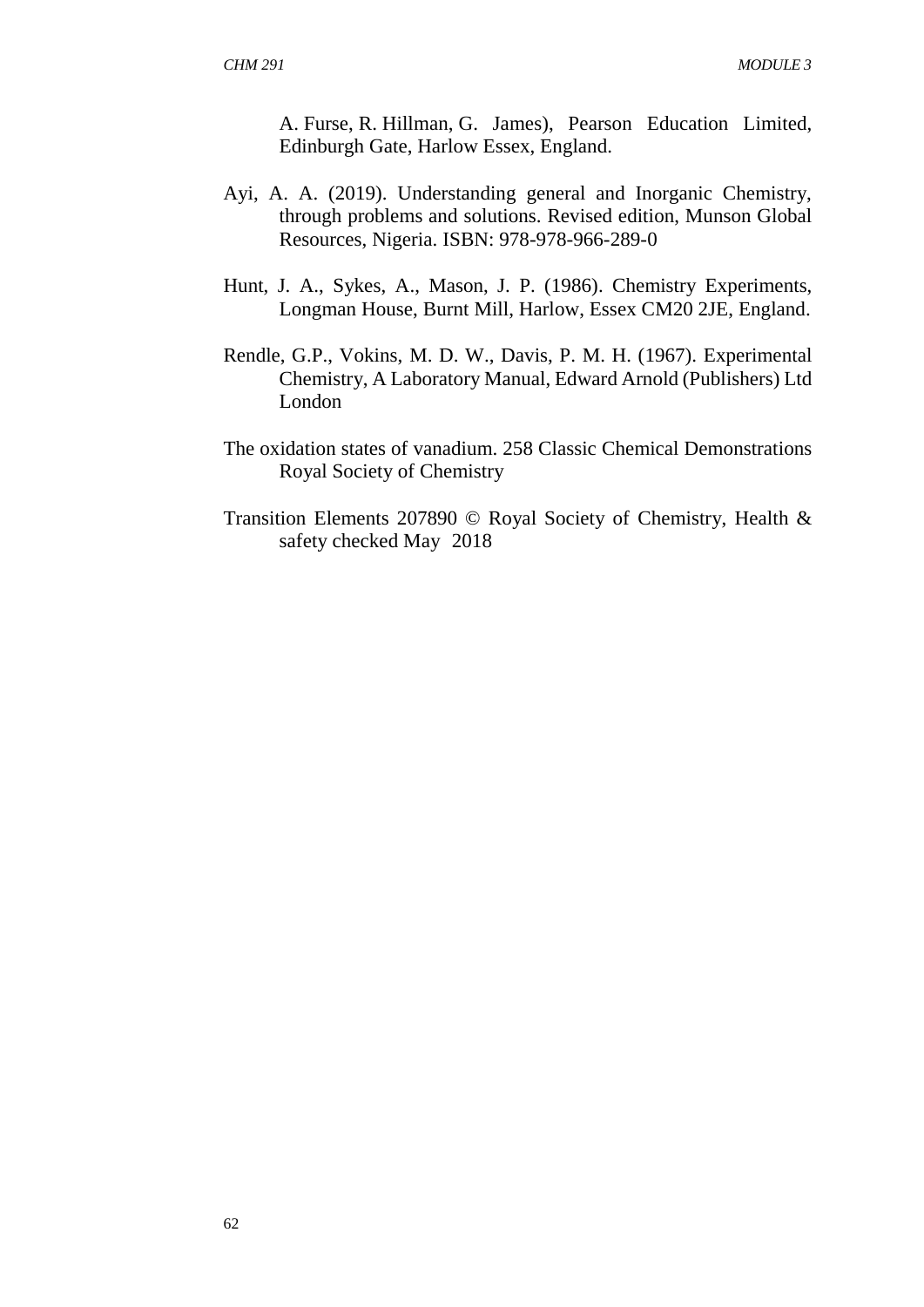A. Furse, R. Hillman, G. James), Pearson Education Limited, Edinburgh Gate, Harlow Essex, England.

Ayi, A. A. (2019). Understanding general and Inorganic Chemistry, through problems and solutions. Revised edition, Munson Global Resources, Nigeria. ISBN: 978-978-966-289-0

Hunt, J. A., Sykes, A., Mason, J. P. (1986). Chemistry Experiments, Longman House, Burnt Mill, Harlow, Essex CM20 2JE, England.

Rendle, G.P., Vokins, M. D. W., Davis, P. M. H. (1967). Experimental Chemistry, A Laboratory Manual, Edward Arnold (Publishers) Ltd London

The oxidation states of vanadium. 258 Classic Chemical Demonstrations Royal Society of Chemistry

Transition Elements 207890 © Royal Society of Chemistry, Health & safety checked May 2018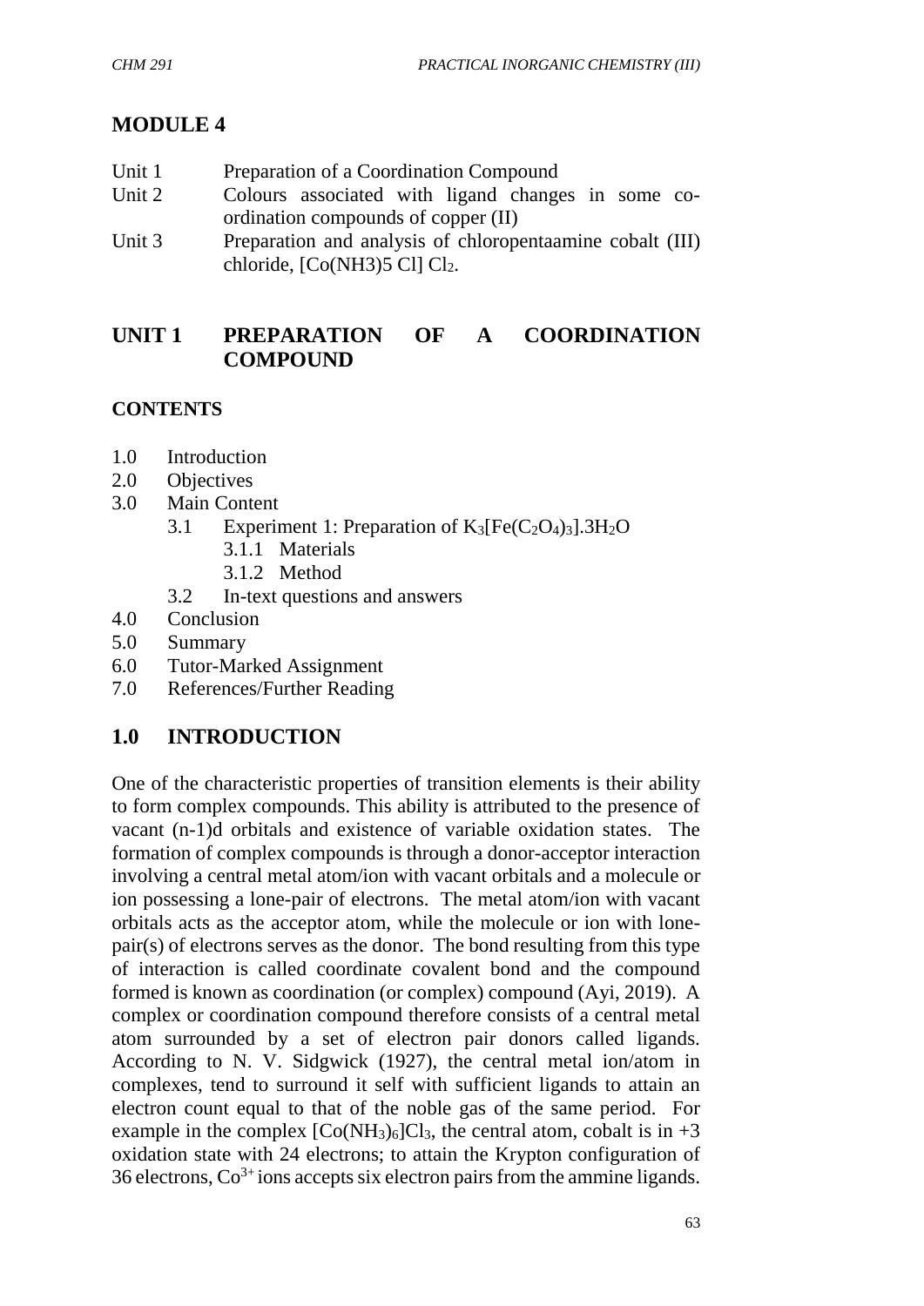# MODULE 4

Unit 1 Preparation of a Coordination Compound

Unit 2 Colours associated with ligand changes in some co-ordination compounds of copper (II)

Unit 3 Preparation and analysis of chloropentaamine cobalt (III) chloride, [Co(NH3)5 Cl] $Cl_2$.

## UNIT 1 PREPARATION OF A COORDINATION COMPOUND

**CONTENTS**

- 1.0 Introduction
- 2.0 Objectives
- 3.0 Main Content
  - 3.1 Experiment 1: Preparation of $K_3[Fe(C_2O_4)_3].3H_2O$
    - 3.1.1 Materials
    - 3.1.2 Method
  - 3.2 In-text questions and answers
- 4.0 Conclusion
- 5.0 Summary
- 6.0 Tutor-Marked Assignment
- 7.0 References/Further Reading

## 1.0 INTRODUCTION

One of the characteristic properties of transition elements is their ability to form complex compounds. This ability is attributed to the presence of vacant (n-1)d orbitals and existence of variable oxidation states. The formation of complex compounds is through a donor-acceptor interaction involving a central metal atom/ion with vacant orbitals and a molecule or ion possessing a lone-pair of electrons. The metal atom/ion with vacant orbitals acts as the acceptor atom, while the molecule or ion with lone-pair(s) of electrons serves as the donor. The bond resulting from this type of interaction is called coordinate covalent bond and the compound formed is known as coordination (or complex) compound (Ayi, 2019). A complex or coordination compound therefore consists of a central metal atom surrounded by a set of electron pair donors called ligands. According to N. V. Sidgwick (1927), the central metal ion/atom in complexes, tend to surround it self with sufficient ligands to attain an electron count equal to that of the noble gas of the same period. For example in the complex $[Co(NH_3)_6]Cl_3$, the central atom, cobalt is in +3 oxidation state with 24 electrons; to attain the Krypton configuration of 36 electrons, $Co^{3+}$ ions accepts six electron pairs from the ammine ligands.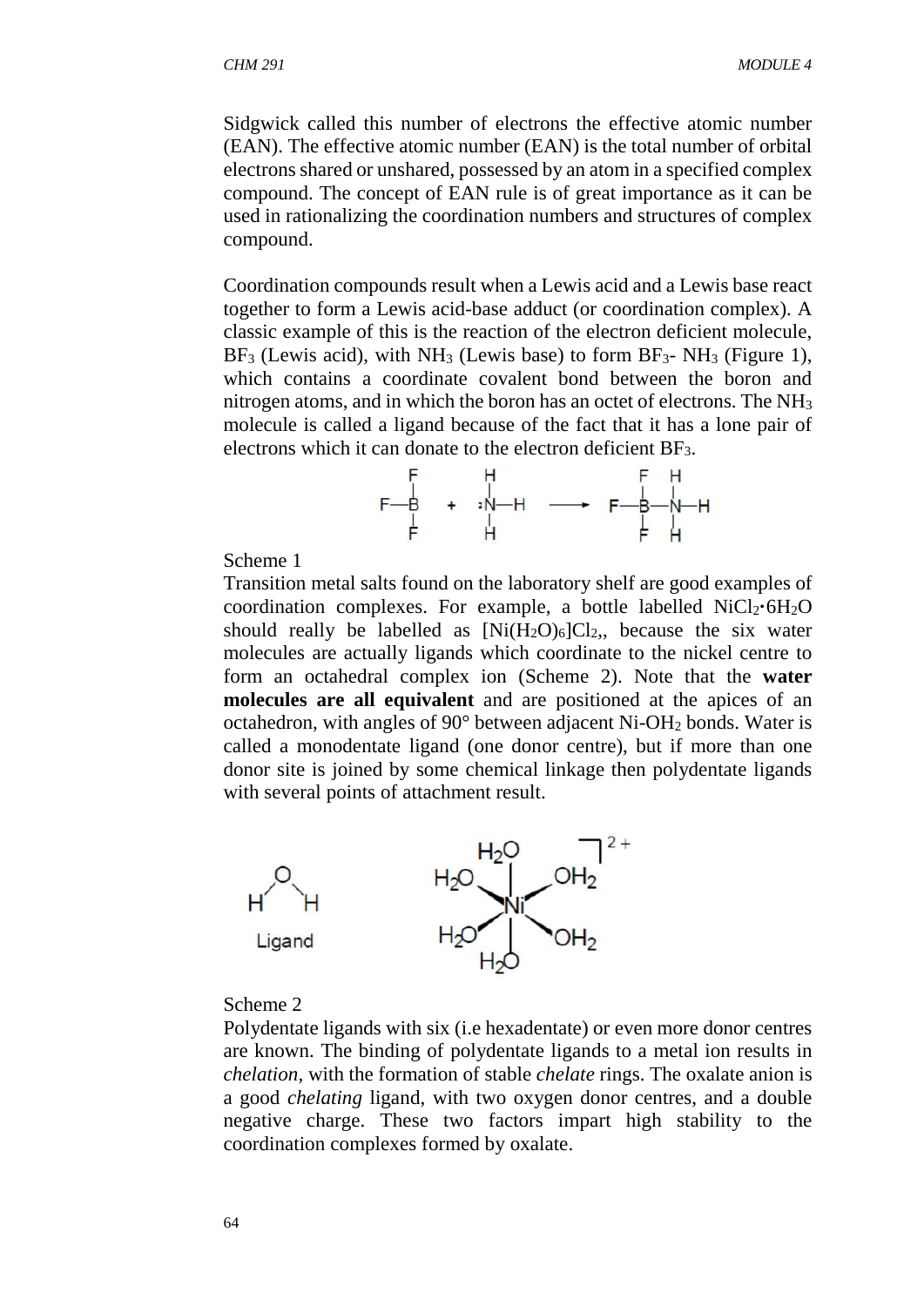Sidgwick called this number of electrons the effective atomic number (EAN). The effective atomic number (EAN) is the total number of orbital electrons shared or unshared, possessed by an atom in a specified complex compound. The concept of EAN rule is of great importance as it can be used in rationalizing the coordination numbers and structures of complex compound.

Coordination compounds result when a Lewis acid and a Lewis base react together to form a Lewis acid-base adduct (or coordination complex). A classic example of this is the reaction of the electron deficient molecule, $BF_3$ (Lewis acid), with $NH_3$ (Lewis base) to form $BF_3$- $NH_3$ (Figure 1), which contains a coordinate covalent bond between the boron and nitrogen atoms, and in which the boron has an octet of electrons. The $NH_3$ molecule is called a ligand because of the fact that it has a lone pair of electrons which it can donate to the electron deficient $BF_3$.

Scheme 1

Transition metal salts found on the laboratory shelf are good examples of coordination complexes. For example, a bottle labelled $NiCl_2 \cdot 6H_2O$ should really be labelled as $[Ni(H_2O)_6]Cl_2$,, because the six water molecules are actually ligands which coordinate to the nickel centre to form an octahedral complex ion (Scheme 2). Note that the **water molecules are all equivalent** and are positioned at the apices of an octahedron, with angles of 90° between adjacent Ni-$OH_2$ bonds. Water is called a monodentate ligand (one donor centre), but if more than one donor site is joined by some chemical linkage then polydentate ligands with several points of attachment result.

Scheme 2

Polydentate ligands with six (i.e hexadentate) or even more donor centres are known. The binding of polydentate ligands to a metal ion results in *chelation*, with the formation of stable *chelate* rings. The oxalate anion is a good *chelating* ligand, with two oxygen donor centres, and a double negative charge. These two factors impart high stability to the coordination complexes formed by oxalate.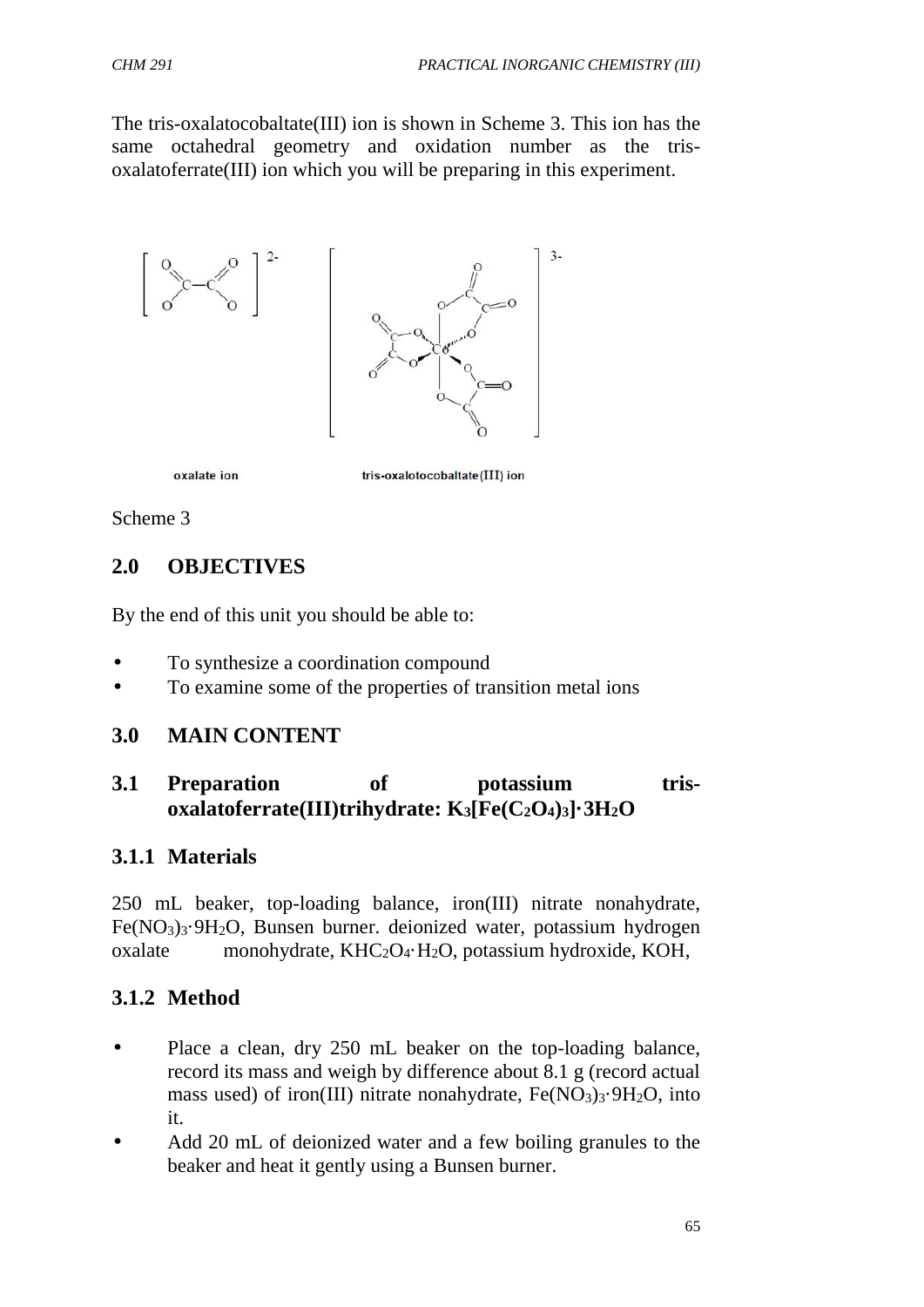The tris-oxalatocobaltate(III) ion is shown in Scheme 3. This ion has the same octahedral geometry and oxidation number as the tris-oxalatoferrate(III) ion which you will be preparing in this experiment.

oxalate ion tris-oxalotocobaltate(III) ion

Scheme 3

## 2.0 OBJECTIVES

By the end of this unit you should be able to:

- To synthesize a coordination compound
- To examine some of the properties of transition metal ions

## 3.0 MAIN CONTENT

### 3.1 Preparation of potassium tris-oxalatoferrate(III)trihydrate: $K_3[Fe(C_2O_4)_3]\cdot 3H_2O$

#### 3.1.1 Materials

250 mL beaker, top-loading balance, iron(III) nitrate nonahydrate, $Fe(NO_3)_3\cdot 9H_2O$, Bunsen burner. deionized water, potassium hydrogen oxalate monohydrate, $KHC_2O_4\cdot H_2O$, potassium hydroxide, KOH,

#### 3.1.2 Method

- Place a clean, dry 250 mL beaker on the top-loading balance, record its mass and weigh by difference about 8.1 g (record actual mass used) of iron(III) nitrate nonahydrate, $Fe(NO_3)_3\cdot 9H_2O$, into it.
- Add 20 mL of deionized water and a few boiling granules to the beaker and heat it gently using a Bunsen burner.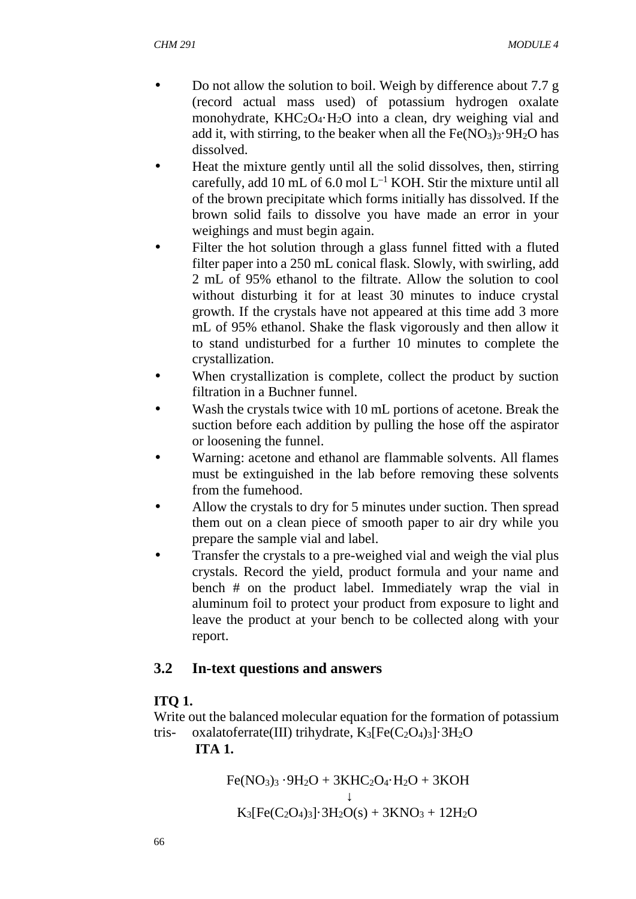- Do not allow the solution to boil. Weigh by difference about 7.7 g (record actual mass used) of potassium hydrogen oxalate monohydrate, $KHC_2O_4{\cdot}H_2O$ into a clean, dry weighing vial and add it, with stirring, to the beaker when all the $Fe(NO_3)_3{\cdot}9H_2O$ has dissolved.
- Heat the mixture gently until all the solid dissolves, then, stirring carefully, add 10 mL of 6.0 mol $L^{-1}$ KOH. Stir the mixture until all of the brown precipitate which forms initially has dissolved. If the brown solid fails to dissolve you have made an error in your weighings and must begin again.
- Filter the hot solution through a glass funnel fitted with a fluted filter paper into a 250 mL conical flask. Slowly, with swirling, add 2 mL of 95% ethanol to the filtrate. Allow the solution to cool without disturbing it for at least 30 minutes to induce crystal growth. If the crystals have not appeared at this time add 3 more mL of 95% ethanol. Shake the flask vigorously and then allow it to stand undisturbed for a further 10 minutes to complete the crystallization.
- When crystallization is complete, collect the product by suction filtration in a Buchner funnel.
- Wash the crystals twice with 10 mL portions of acetone. Break the suction before each addition by pulling the hose off the aspirator or loosening the funnel.
- Warning: acetone and ethanol are flammable solvents. All flames must be extinguished in the lab before removing these solvents from the fumehood.
- Allow the crystals to dry for 5 minutes under suction. Then spread them out on a clean piece of smooth paper to air dry while you prepare the sample vial and label.
- Transfer the crystals to a pre-weighed vial and weigh the vial plus crystals. Record the yield, product formula and your name and bench # on the product label. Immediately wrap the vial in aluminum foil to protect your product from exposure to light and leave the product at your bench to be collected along with your report.

## 3.2 In-text questions and answers

**ITQ 1.**

Write out the balanced molecular equation for the formation of potassium tris- oxalatoferrate(III) trihydrate, $K_3[Fe(C_2O_4)_3]{\cdot}3H_2O$

**ITA 1.**

$$Fe(NO_3)_3 \cdot 9H_2O + 3KHC_2O_4{\cdot}H_2O + 3KOH$$
$$\downarrow$$
$$K_3[Fe(C_2O_4)_3]{\cdot}3H_2O(s) + 3KNO_3 + 12H_2O$$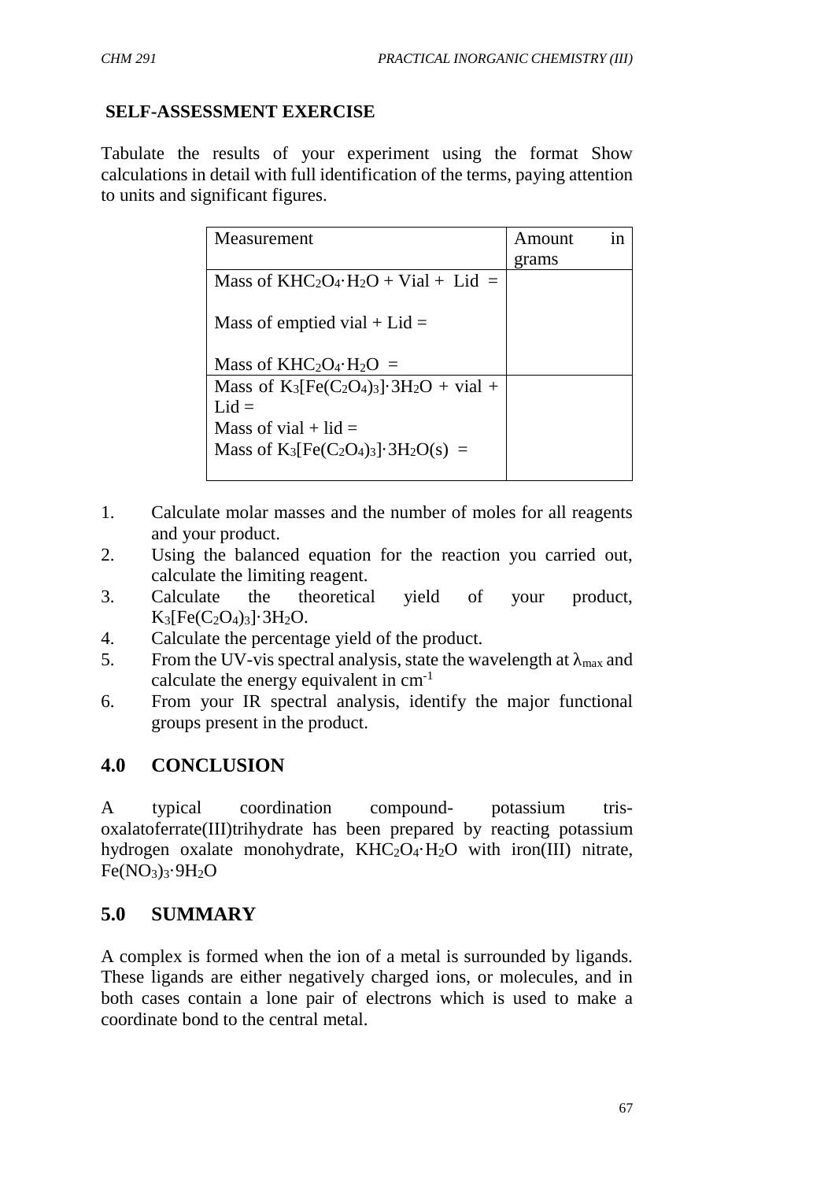**SELF-ASSESSMENT EXERCISE**

Tabulate the results of your experiment using the format Show calculations in detail with full identification of the terms, paying attention to units and significant figures.

| Measurement | Amount in grams |
|---|---|
| Mass of $KHC_2O_4{\cdot}H_2O$ + Vial + Lid =<br><br>Mass of emptied vial + Lid =<br><br>Mass of $KHC_2O_4{\cdot}H_2O$ = | |
| Mass of $K_3[Fe(C_2O_4)_3]{\cdot}3H_2O$ + vial + Lid =<br>Mass of vial + lid =<br>Mass of $K_3[Fe(C_2O_4)_3]{\cdot}3H_2O(s)$ = | |

1. Calculate molar masses and the number of moles for all reagents and your product.
2. Using the balanced equation for the reaction you carried out, calculate the limiting reagent.
3. Calculate the theoretical yield of your product, $K_3[Fe(C_2O_4)_3]{\cdot}3H_2O$.
4. Calculate the percentage yield of the product.
5. From the UV-vis spectral analysis, state the wavelength at $\lambda_{max}$ and calculate the energy equivalent in $cm^{-1}$
6. From your IR spectral analysis, identify the major functional groups present in the product.

## 4.0 CONCLUSION

A typical coordination compound- potassium tris-oxalatoferrate(III)trihydrate has been prepared by reacting potassium hydrogen oxalate monohydrate, $KHC_2O_4{\cdot}H_2O$ with iron(III) nitrate, $Fe(NO_3)_3{\cdot}9H_2O$

## 5.0 SUMMARY

A complex is formed when the ion of a metal is surrounded by ligands. These ligands are either negatively charged ions, or molecules, and in both cases contain a lone pair of electrons which is used to make a coordinate bond to the central metal.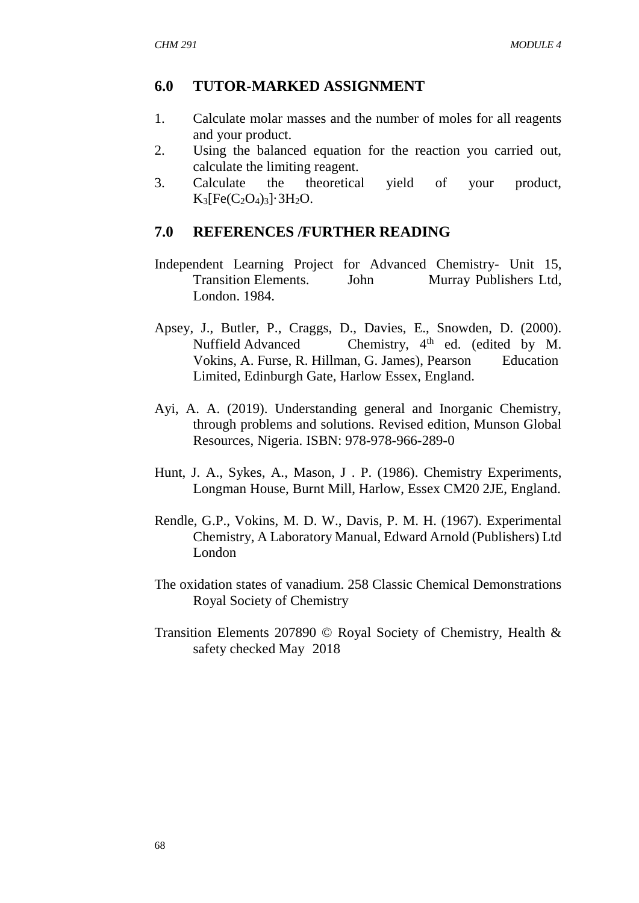## 6.0 TUTOR-MARKED ASSIGNMENT

1. Calculate molar masses and the number of moles for all reagents and your product.
2. Using the balanced equation for the reaction you carried out, calculate the limiting reagent.
3. Calculate the theoretical yield of your product, $K_3[Fe(C_2O_4)_3]\cdot 3H_2O$.

## 7.0 REFERENCES /FURTHER READING

Independent Learning Project for Advanced Chemistry- Unit 15, Transition Elements. John Murray Publishers Ltd, London. 1984.

Apsey, J., Butler, P., Craggs, D., Davies, E., Snowden, D. (2000). Nuffield Advanced Chemistry, 4th ed. (edited by M. Vokins, A. Furse, R. Hillman, G. James), Pearson Education Limited, Edinburgh Gate, Harlow Essex, England.

Ayi, A. A. (2019). Understanding general and Inorganic Chemistry, through problems and solutions. Revised edition, Munson Global Resources, Nigeria. ISBN: 978-978-966-289-0

Hunt, J. A., Sykes, A., Mason, J . P. (1986). Chemistry Experiments, Longman House, Burnt Mill, Harlow, Essex CM20 2JE, England.

Rendle, G.P., Vokins, M. D. W., Davis, P. M. H. (1967). Experimental Chemistry, A Laboratory Manual, Edward Arnold (Publishers) Ltd London

The oxidation states of vanadium. 258 Classic Chemical Demonstrations Royal Society of Chemistry

Transition Elements 207890 © Royal Society of Chemistry, Health & safety checked May 2018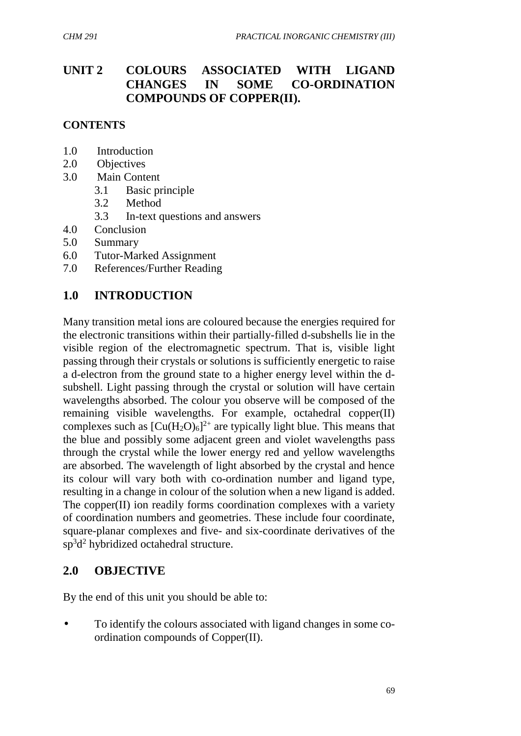# UNIT 2 COLOURS ASSOCIATED WITH LIGAND CHANGES IN SOME CO-ORDINATION COMPOUNDS OF COPPER(II).

## CONTENTS

1.0 Introduction
2.0 Objectives
3.0 Main Content
   3.1 Basic principle
   3.2 Method
   3.3 In-text questions and answers
4.0 Conclusion
5.0 Summary
6.0 Tutor-Marked Assignment
7.0 References/Further Reading

## 1.0 INTRODUCTION

Many transition metal ions are coloured because the energies required for the electronic transitions within their partially-filled d-subshells lie in the visible region of the electromagnetic spectrum. That is, visible light passing through their crystals or solutions is sufficiently energetic to raise a d-electron from the ground state to a higher energy level within the d-subshell. Light passing through the crystal or solution will have certain wavelengths absorbed. The colour you observe will be composed of the remaining visible wavelengths. For example, octahedral copper(II) complexes such as $[Cu(H_2O)_6]^{2+}$ are typically light blue. This means that the blue and possibly some adjacent green and violet wavelengths pass through the crystal while the lower energy red and yellow wavelengths are absorbed. The wavelength of light absorbed by the crystal and hence its colour will vary both with co-ordination number and ligand type, resulting in a change in colour of the solution when a new ligand is added. The copper(II) ion readily forms coordination complexes with a variety of coordination numbers and geometries. These include four coordinate, square-planar complexes and five- and six-coordinate derivatives of the $sp^3d^2$ hybridized octahedral structure.

## 2.0 OBJECTIVE

By the end of this unit you should be able to:

- To identify the colours associated with ligand changes in some co-ordination compounds of Copper(II).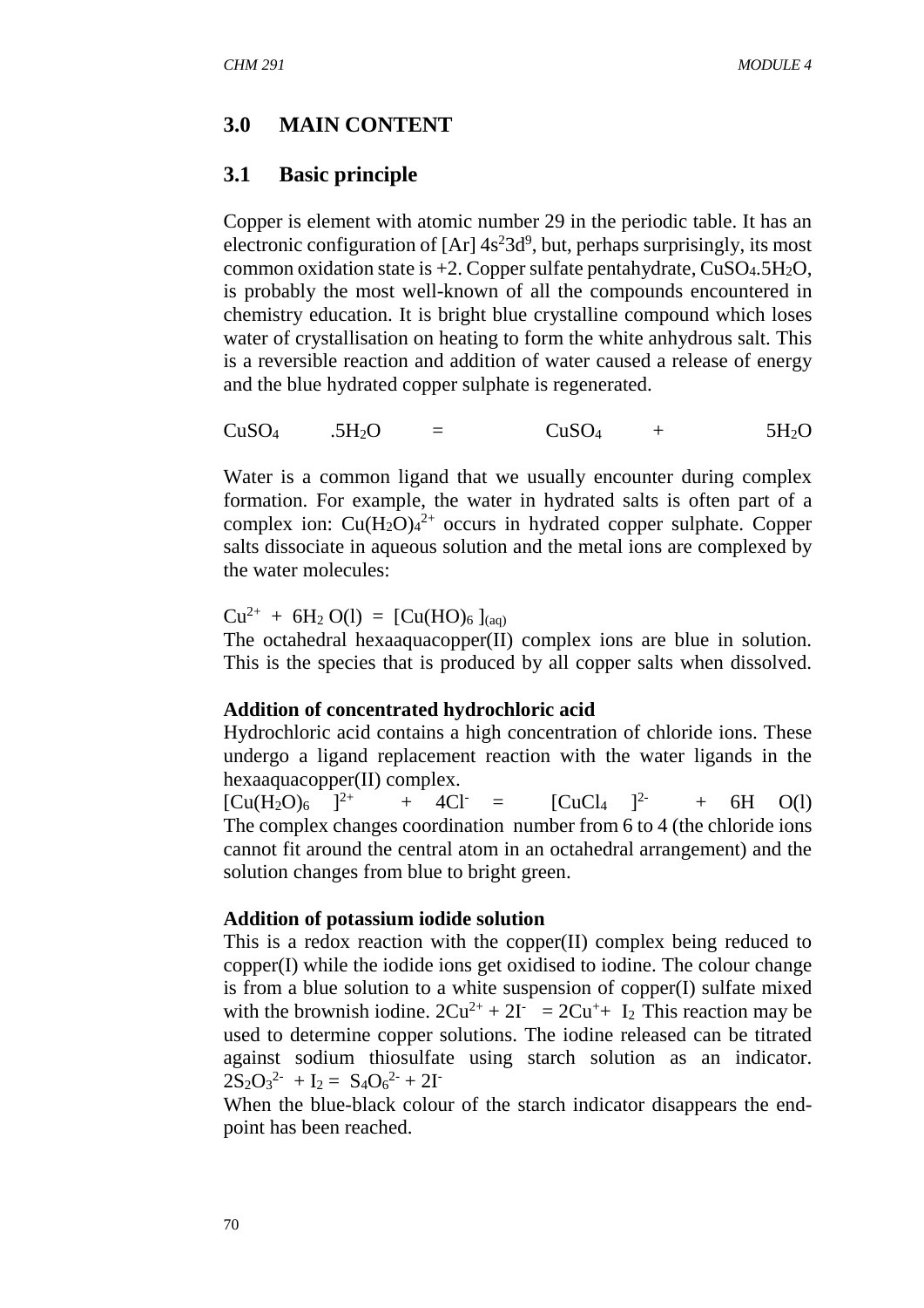## 3.0 MAIN CONTENT

### 3.1 Basic principle

Copper is element with atomic number 29 in the periodic table. It has an electronic configuration of [Ar] $4s^2 3d^9$, but, perhaps surprisingly, its most common oxidation state is +2. Copper sulfate pentahydrate, $CuSO_4.5H_2O$, is probably the most well-known of all the compounds encountered in chemistry education. It is bright blue crystalline compound which loses water of crystallisation on heating to form the white anhydrous salt. This is a reversible reaction and addition of water caused a release of energy and the blue hydrated copper sulphate is regenerated.

$$CuSO_4 .5H_2O = CuSO_4 + 5H_2O$$

Water is a common ligand that we usually encounter during complex formation. For example, the water in hydrated salts is often part of a complex ion: $Cu(H_2O)_4^{2+}$ occurs in hydrated copper sulphate. Copper salts dissociate in aqueous solution and the metal ions are complexed by the water molecules:

$$Cu^{2+} + 6H_2O(l) = [Cu(HO)_6]_{(aq)}$$

The octahedral hexaaquacopper(II) complex ions are blue in solution. This is the species that is produced by all copper salts when dissolved.

**Addition of concentrated hydrochloric acid**

Hydrochloric acid contains a high concentration of chloride ions. These undergo a ligand replacement reaction with the water ligands in the hexaaquacopper(II) complex.

$$[Cu(H_2O)_6]^{2+} + 4Cl^- = [CuCl_4]^{2-} + 6H\ O(l)$$

The complex changes coordination number from 6 to 4 (the chloride ions cannot fit around the central atom in an octahedral arrangement) and the solution changes from blue to bright green.

**Addition of potassium iodide solution**

This is a redox reaction with the copper(II) complex being reduced to copper(I) while the iodide ions get oxidised to iodine. The colour change is from a blue solution to a white suspension of copper(I) sulfate mixed with the brownish iodine. $2Cu^{2+} + 2I^- = 2Cu^+ + I_2$ This reaction may be used to determine copper solutions. The iodine released can be titrated against sodium thiosulfate using starch solution as an indicator. $2S_2O_3^{2-} + I_2 = S_4O_6^{2-} + 2I^-$

When the blue-black colour of the starch indicator disappears the end-point has been reached.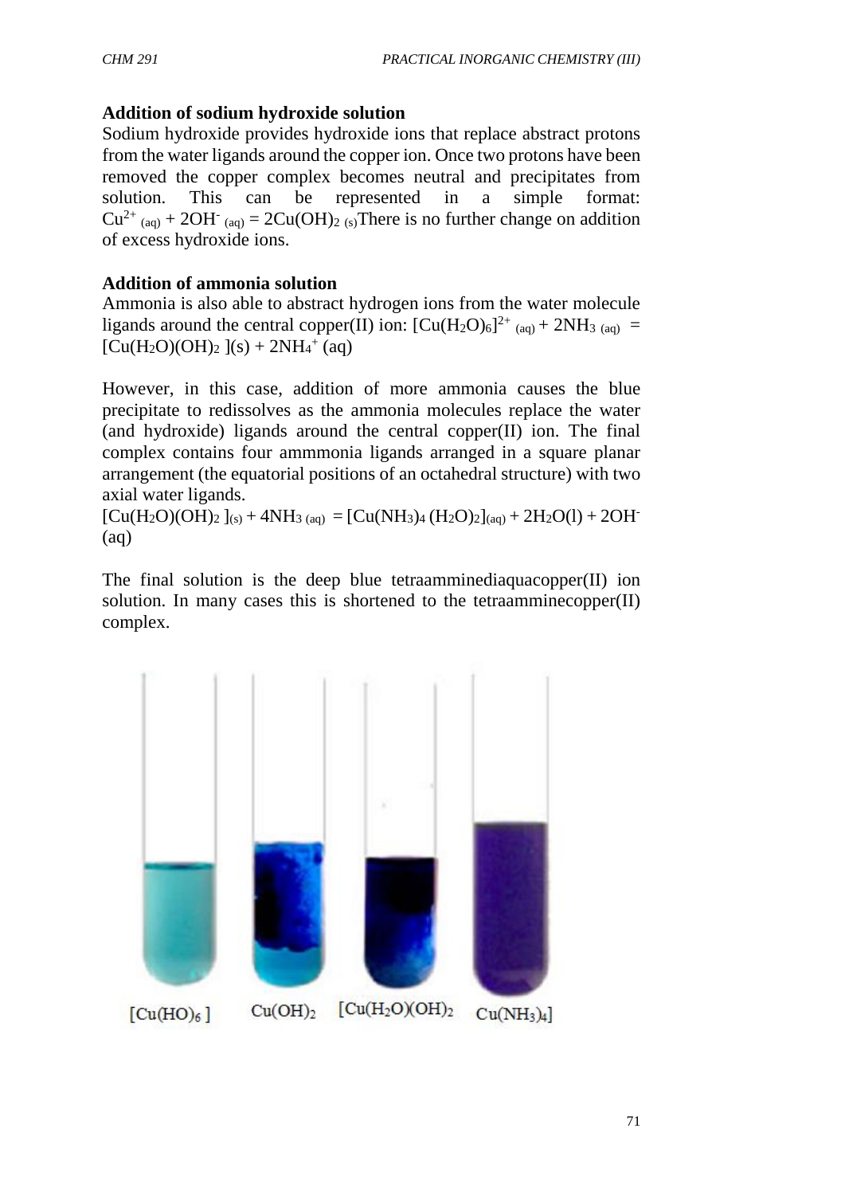**Addition of sodium hydroxide solution**

Sodium hydroxide provides hydroxide ions that replace abstract protons from the water ligands around the copper ion. Once two protons have been removed the copper complex becomes neutral and precipitates from solution. This can be represented in a simple format: $Cu^{2+}{}_{(aq)} + 2OH^{-}{}_{(aq)} = 2Cu(OH)_{2\,(s)}$There is no further change on addition of excess hydroxide ions.

**Addition of ammonia solution**

Ammonia is also able to abstract hydrogen ions from the water molecule ligands around the central copper(II) ion: $[Cu(H_2O)_6]^{2+}{}_{(aq)} + 2NH_{3\,(aq)} = [Cu(H_2O)(OH)_2\,](s) + 2NH_4^{+}\,(aq)$

However, in this case, addition of more ammonia causes the blue precipitate to redissolves as the ammonia molecules replace the water (and hydroxide) ligands around the central copper(II) ion. The final complex contains four ammmonia ligands arranged in a square planar arrangement (the equatorial positions of an octahedral structure) with two axial water ligands.

$[Cu(H_2O)(OH)_2\,]_{(s)} + 4NH_{3\,(aq)} = [Cu(NH_3)_4\,(H_2O)_2]_{(aq)} + 2H_2O(l) + 2OH^{-}\,(aq)$

The final solution is the deep blue tetraamminediaquacopper(II) ion solution. In many cases this is shortened to the tetraamminecopper(II) complex.

$[Cu(HO)_6\,]$ $Cu(OH)_2$ $[Cu(H_2O)(OH)_2$ $Cu(NH_3)_4]$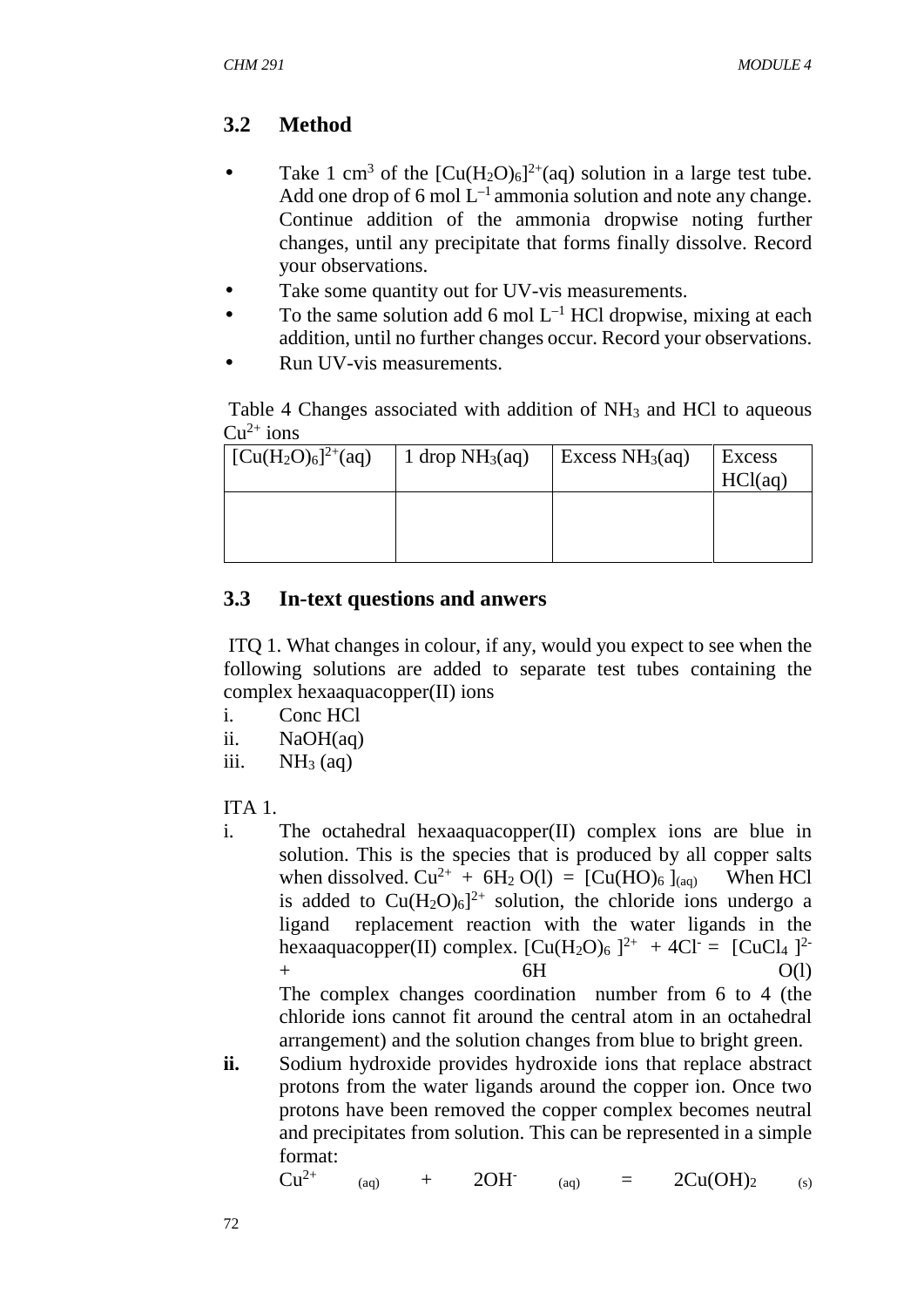## 3.2 Method

- Take 1 $cm^3$ of the $[Cu(H_2O)_6]^{2+}(aq)$ solution in a large test tube. Add one drop of 6 mol $L^{-1}$ ammonia solution and note any change. Continue addition of the ammonia dropwise noting further changes, until any precipitate that forms finally dissolve. Record your observations.
- Take some quantity out for UV-vis measurements.
- To the same solution add 6 mol $L^{-1}$ HCl dropwise, mixing at each addition, until no further changes occur. Record your observations.
- Run UV-vis measurements.

Table 4 Changes associated with addition of $NH_3$ and HCl to aqueous $Cu^{2+}$ ions

| $[Cu(H_2O)_6]^{2+}(aq)$ | 1 drop $NH_3(aq)$ | Excess $NH_3(aq)$ | Excess HCl(aq) |
|---|---|---|---|
| | | | |

## 3.3 In-text questions and anwers

ITQ 1. What changes in colour, if any, would you expect to see when the following solutions are added to separate test tubes containing the complex hexaaquacopper(II) ions

i. Conc HCl
ii. NaOH(aq)
iii. $NH_3$ (aq)

ITA 1.

i. The octahedral hexaaquacopper(II) complex ions are blue in solution. This is the species that is produced by all copper salts when dissolved. $Cu^{2+} + 6H_2O(l) = [Cu(HO)_6]_{(aq)}$ When HCl is added to $Cu(H_2O)_6]^{2+}$ solution, the chloride ions undergo a ligand replacement reaction with the water ligands in the hexaaquacopper(II) complex. $[Cu(H_2O)_6]^{2+} + 4Cl^- = [CuCl_4]^{2-} + 6H O(l)$
The complex changes coordination number from 6 to 4 (the chloride ions cannot fit around the central atom in an octahedral arrangement) and the solution changes from blue to bright green.

**ii.** Sodium hydroxide provides hydroxide ions that replace abstract protons from the water ligands around the copper ion. Once two protons have been removed the copper complex becomes neutral and precipitates from solution. This can be represented in a simple format:
$Cu^{2+}{}_{(aq)} + 2OH^-{}_{(aq)} = 2Cu(OH)_2{}_{(s)}$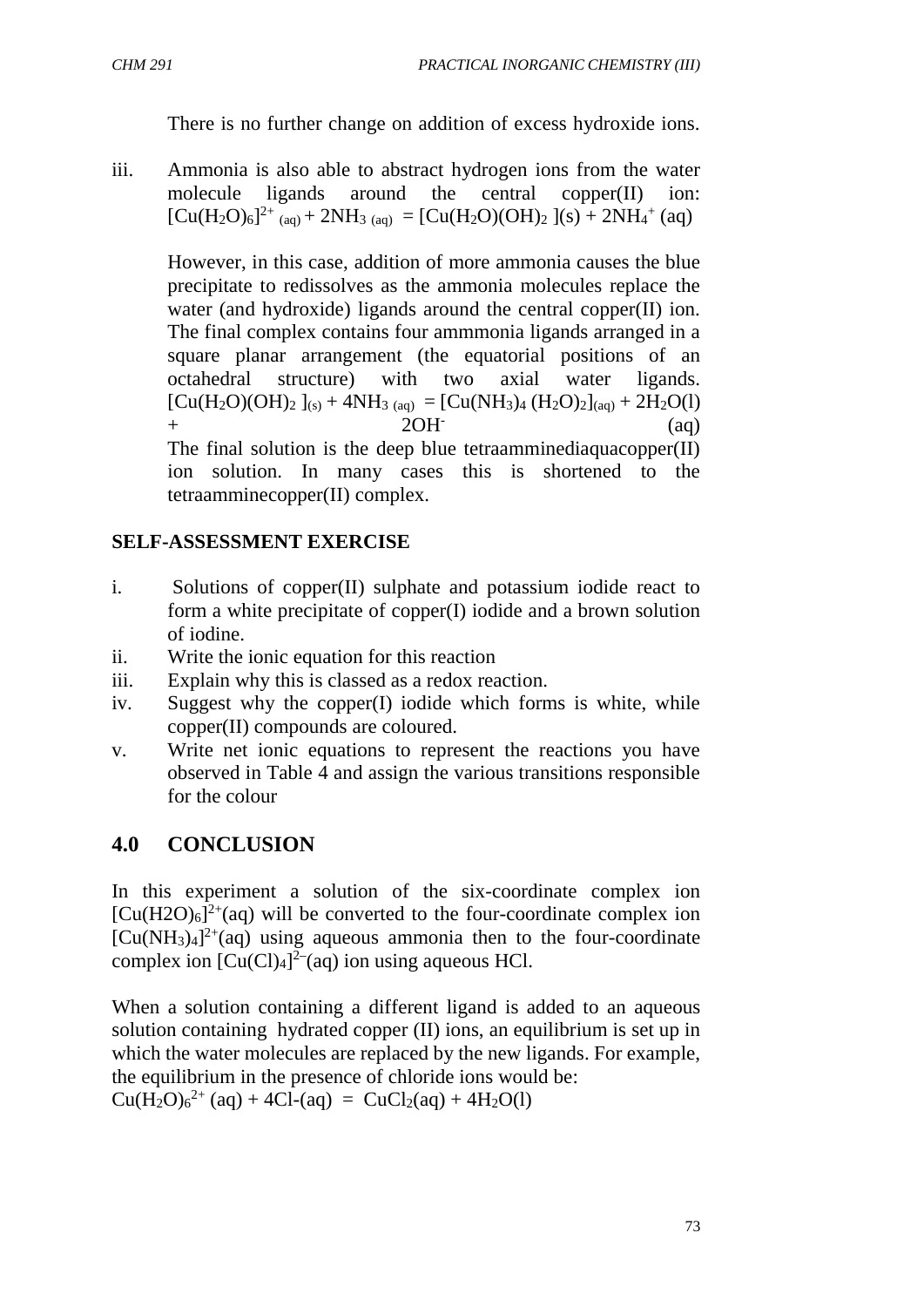There is no further change on addition of excess hydroxide ions.

iii. Ammonia is also able to abstract hydrogen ions from the water molecule ligands around the central copper(II) ion: $[Cu(H_2O)_6]^{2+}{}_{(aq)} + 2NH_{3\ (aq)} = [Cu(H_2O)(OH)_2\ ](s) + 2NH_4^+\ (aq)$

However, in this case, addition of more ammonia causes the blue precipitate to redissolves as the ammonia molecules replace the water (and hydroxide) ligands around the central copper(II) ion. The final complex contains four ammmonia ligands arranged in a square planar arrangement (the equatorial positions of an octahedral structure) with two axial water ligands. $[Cu(H_2O)(OH)_2\ ]_{(s)} + 4NH_{3\ (aq)} = [Cu(NH_3)_4\ (H_2O)_2]_{(aq)} + 2H_2O(l) + 2OH^-\ (aq)$

The final solution is the deep blue tetraamminediaquacopper(II) ion solution. In many cases this is shortened to the tetraamminecopper(II) complex.

**SELF-ASSESSMENT EXERCISE**

i. Solutions of copper(II) sulphate and potassium iodide react to form a white precipitate of copper(I) iodide and a brown solution of iodine.
ii. Write the ionic equation for this reaction
iii. Explain why this is classed as a redox reaction.
iv. Suggest why the copper(I) iodide which forms is white, while copper(II) compounds are coloured.
v. Write net ionic equations to represent the reactions you have observed in Table 4 and assign the various transitions responsible for the colour

## 4.0 CONCLUSION

In this experiment a solution of the six-coordinate complex ion $[Cu(H2O)_6]^{2+}(aq)$ will be converted to the four-coordinate complex ion $[Cu(NH_3)_4]^{2+}(aq)$ using aqueous ammonia then to the four-coordinate complex ion $[Cu(Cl)_4]^{2-}(aq)$ ion using aqueous HCl.

When a solution containing a different ligand is added to an aqueous solution containing hydrated copper (II) ions, an equilibrium is set up in which the water molecules are replaced by the new ligands. For example, the equilibrium in the presence of chloride ions would be:

$Cu(H_2O)_6^{2+}\ (aq) + 4Cl\text{-}(aq) = CuCl_2(aq) + 4H_2O(l)$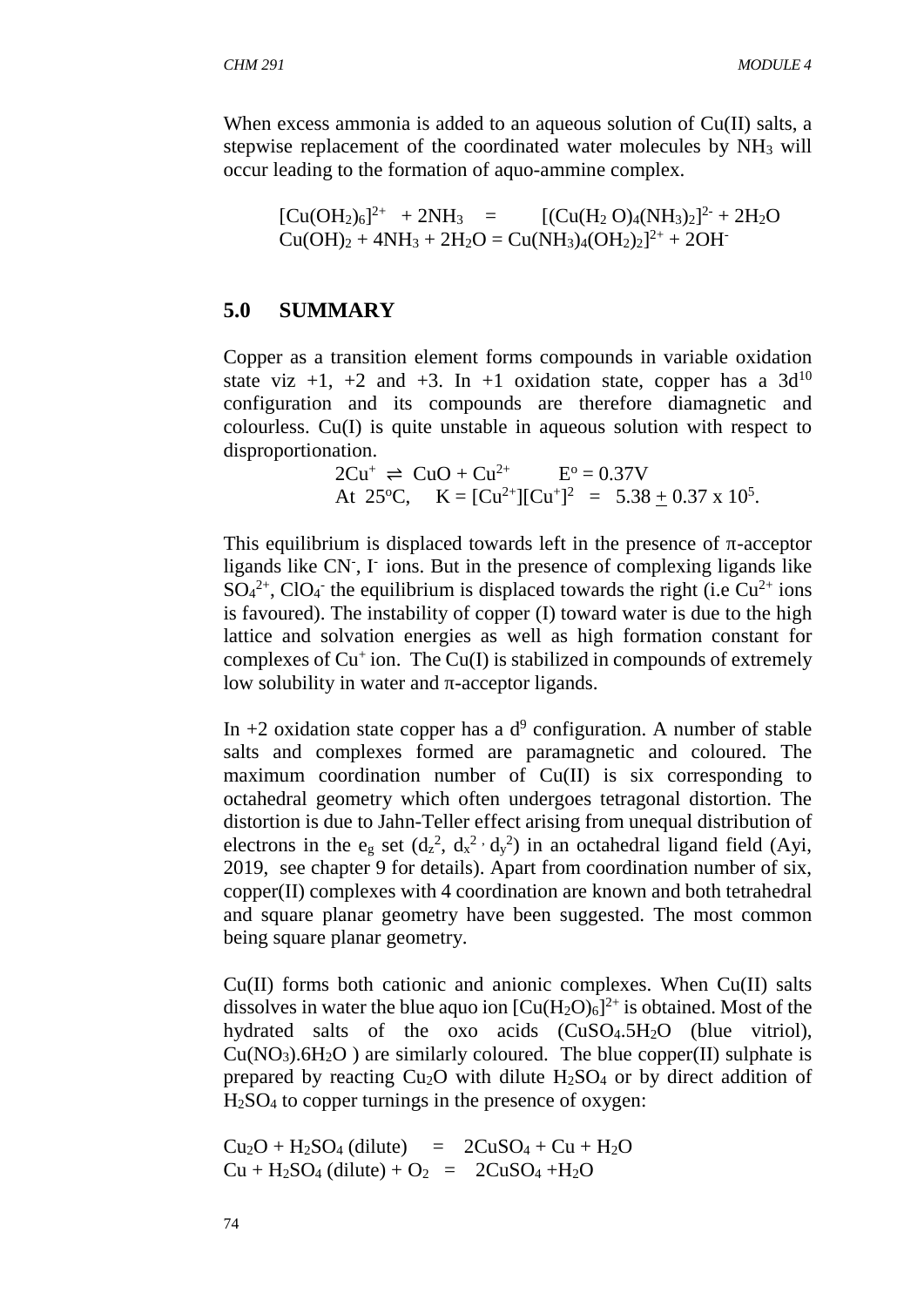When excess ammonia is added to an aqueous solution of Cu(II) salts, a stepwise replacement of the coordinated water molecules by $NH_3$ will occur leading to the formation of aquo-ammine complex.

$$[Cu(OH_2)_6]^{2+} + 2NH_3 \quad = \quad [(Cu(H_2O)_4(NH_3)_2]^{2-} + 2H_2O$$
$$Cu(OH)_2 + 4NH_3 + 2H_2O = Cu(NH_3)_4(OH_2)_2]^{2+} + 2OH^-$$

## 5.0 SUMMARY

Copper as a transition element forms compounds in variable oxidation state viz +1, +2 and +3. In +1 oxidation state, copper has a $3d^{10}$ configuration and its compounds are therefore diamagnetic and colourless. Cu(I) is quite unstable in aqueous solution with respect to disproportionation.

$$2Cu^+ \rightleftharpoons CuO + Cu^{2+} \qquad E^o = 0.37V$$
$$\text{At } 25^oC, \quad K = [Cu^{2+}][Cu^+]^2 = 5.38 \pm 0.37 \times 10^5.$$

This equilibrium is displaced towards left in the presence of π-acceptor ligands like $CN^-$, $I^-$ ions. But in the presence of complexing ligands like $SO_4^{2+}$, $ClO_4^-$ the equilibrium is displaced towards the right (i.e $Cu^{2+}$ ions is favoured). The instability of copper (I) toward water is due to the high lattice and solvation energies as well as high formation constant for complexes of $Cu^+$ ion. The Cu(I) is stabilized in compounds of extremely low solubility in water and π-acceptor ligands.

In +2 oxidation state copper has a $d^9$ configuration. A number of stable salts and complexes formed are paramagnetic and coloured. The maximum coordination number of Cu(II) is six corresponding to octahedral geometry which often undergoes tetragonal distortion. The distortion is due to Jahn-Teller effect arising from unequal distribution of electrons in the $e_g$ set ($d_z{}^2$, $d_x{}^2{}_{,}\, d_y{}^2$) in an octahedral ligand field (Ayi, 2019, see chapter 9 for details). Apart from coordination number of six, copper(II) complexes with 4 coordination are known and both tetrahedral and square planar geometry have been suggested. The most common being square planar geometry.

Cu(II) forms both cationic and anionic complexes. When Cu(II) salts dissolves in water the blue aquo ion $[Cu(H_2O)_6]^{2+}$ is obtained. Most of the hydrated salts of the oxo acids ($CuSO_4.5H_2O$ (blue vitriol), $Cu(NO_3).6H_2O$ ) are similarly coloured. The blue copper(II) sulphate is prepared by reacting $Cu_2O$ with dilute $H_2SO_4$ or by direct addition of $H_2SO_4$ to copper turnings in the presence of oxygen:

$$Cu_2O + H_2SO_4 \text{ (dilute)} \quad = \quad 2CuSO_4 + Cu + H_2O$$
$$Cu + H_2SO_4 \text{ (dilute)} + O_2 \quad = \quad 2CuSO_4 + H_2O$$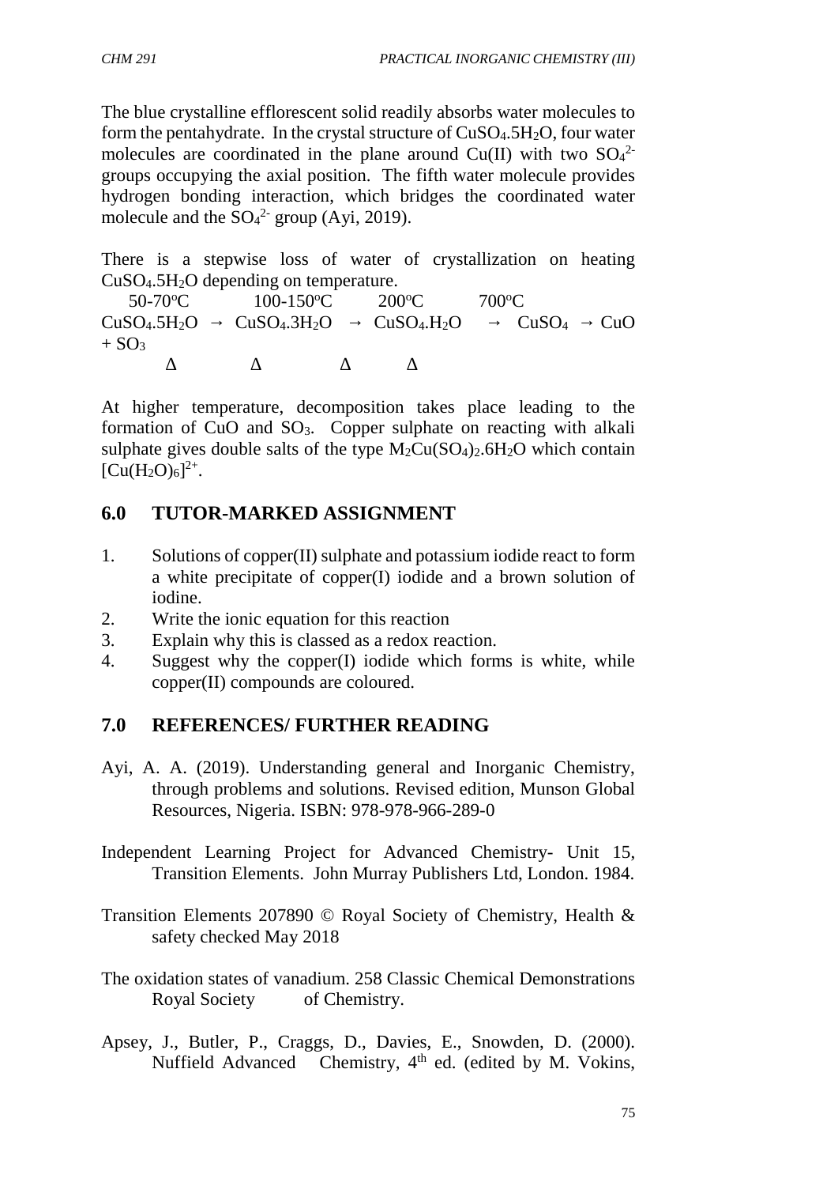The blue crystalline efflorescent solid readily absorbs water molecules to form the pentahydrate. In the crystal structure of $CuSO_4.5H_2O$, four water molecules are coordinated in the plane around Cu(II) with two $SO_4^{2-}$ groups occupying the axial position. The fifth water molecule provides hydrogen bonding interaction, which bridges the coordinated water molecule and the $SO_4^{2-}$ group (Ayi, 2019).

There is a stepwise loss of water of crystallization on heating $CuSO_4.5H_2O$ depending on temperature.

$$CuSO_4.5H_2O \xrightarrow[\Delta]{50\text{-}70^oC} CuSO_4.3H_2O \xrightarrow[\Delta]{100\text{-}150^oC} CuSO_4.H_2O \xrightarrow[\Delta]{200^oC} CuSO_4 \xrightarrow[\Delta]{700^oC} CuO + SO_3$$

At higher temperature, decomposition takes place leading to the formation of CuO and $SO_3$. Copper sulphate on reacting with alkali sulphate gives double salts of the type $M_2Cu(SO_4)_2.6H_2O$ which contain $[Cu(H_2O)_6]^{2+}$.

## 6.0 TUTOR-MARKED ASSIGNMENT

1. Solutions of copper(II) sulphate and potassium iodide react to form a white precipitate of copper(I) iodide and a brown solution of iodine.
2. Write the ionic equation for this reaction
3. Explain why this is classed as a redox reaction.
4. Suggest why the copper(I) iodide which forms is white, while copper(II) compounds are coloured.

## 7.0 REFERENCES/ FURTHER READING

Ayi, A. A. (2019). Understanding general and Inorganic Chemistry, through problems and solutions. Revised edition, Munson Global Resources, Nigeria. ISBN: 978-978-966-289-0

Independent Learning Project for Advanced Chemistry- Unit 15, Transition Elements. John Murray Publishers Ltd, London. 1984.

Transition Elements 207890 © Royal Society of Chemistry, Health & safety checked May 2018

The oxidation states of vanadium. 258 Classic Chemical Demonstrations Royal Society of Chemistry.

Apsey, J., Butler, P., Craggs, D., Davies, E., Snowden, D. (2000). Nuffield Advanced Chemistry, 4th ed. (edited by M. Vokins,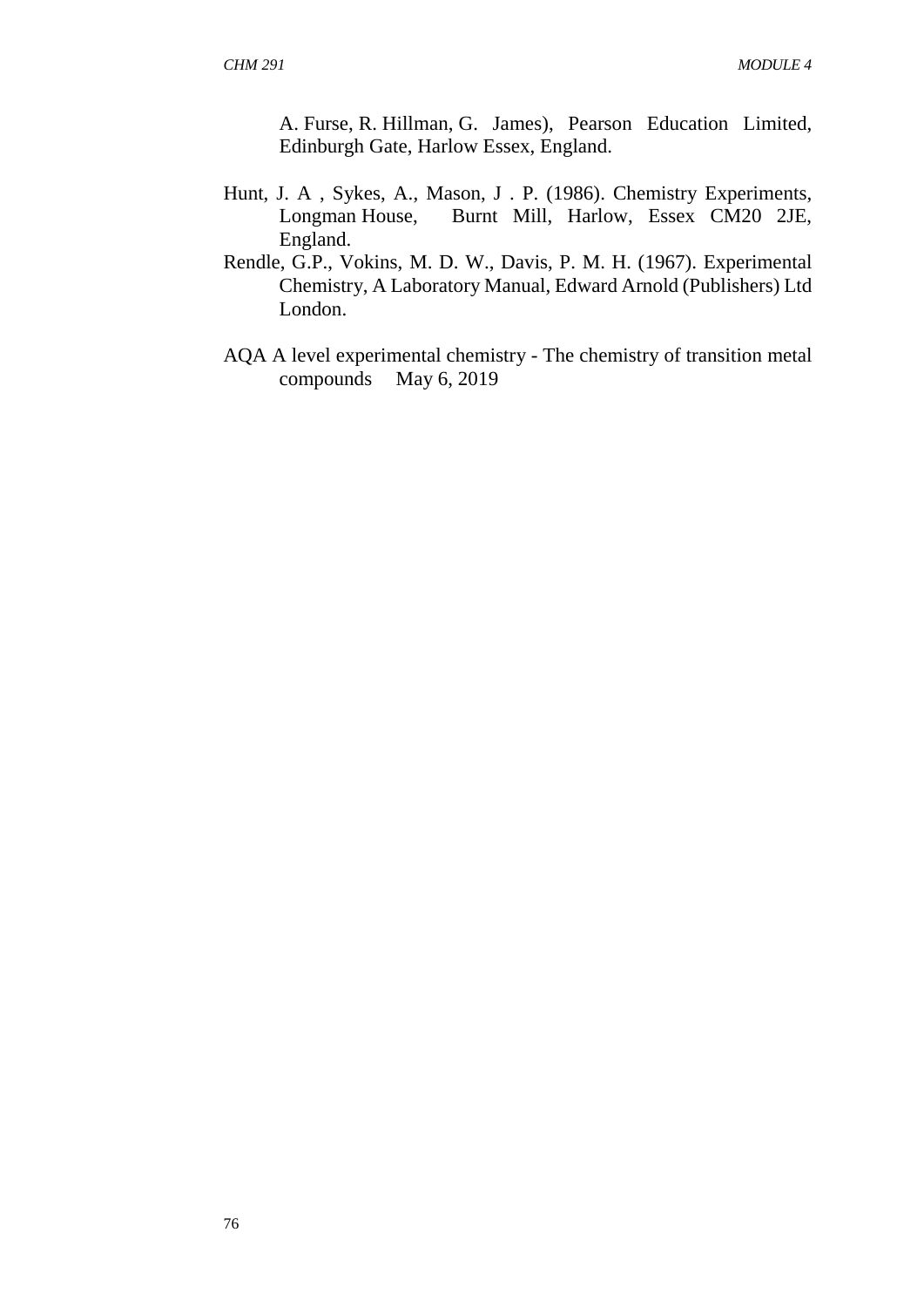A. Furse, R. Hillman, G. James), Pearson Education Limited, Edinburgh Gate, Harlow Essex, England.

Hunt, J. A , Sykes, A., Mason, J . P. (1986). Chemistry Experiments, Longman House, Burnt Mill, Harlow, Essex CM20 2JE, England.

Rendle, G.P., Vokins, M. D. W., Davis, P. M. H. (1967). Experimental Chemistry, A Laboratory Manual, Edward Arnold (Publishers) Ltd London.

AQA A level experimental chemistry - The chemistry of transition metal compounds May 6, 2019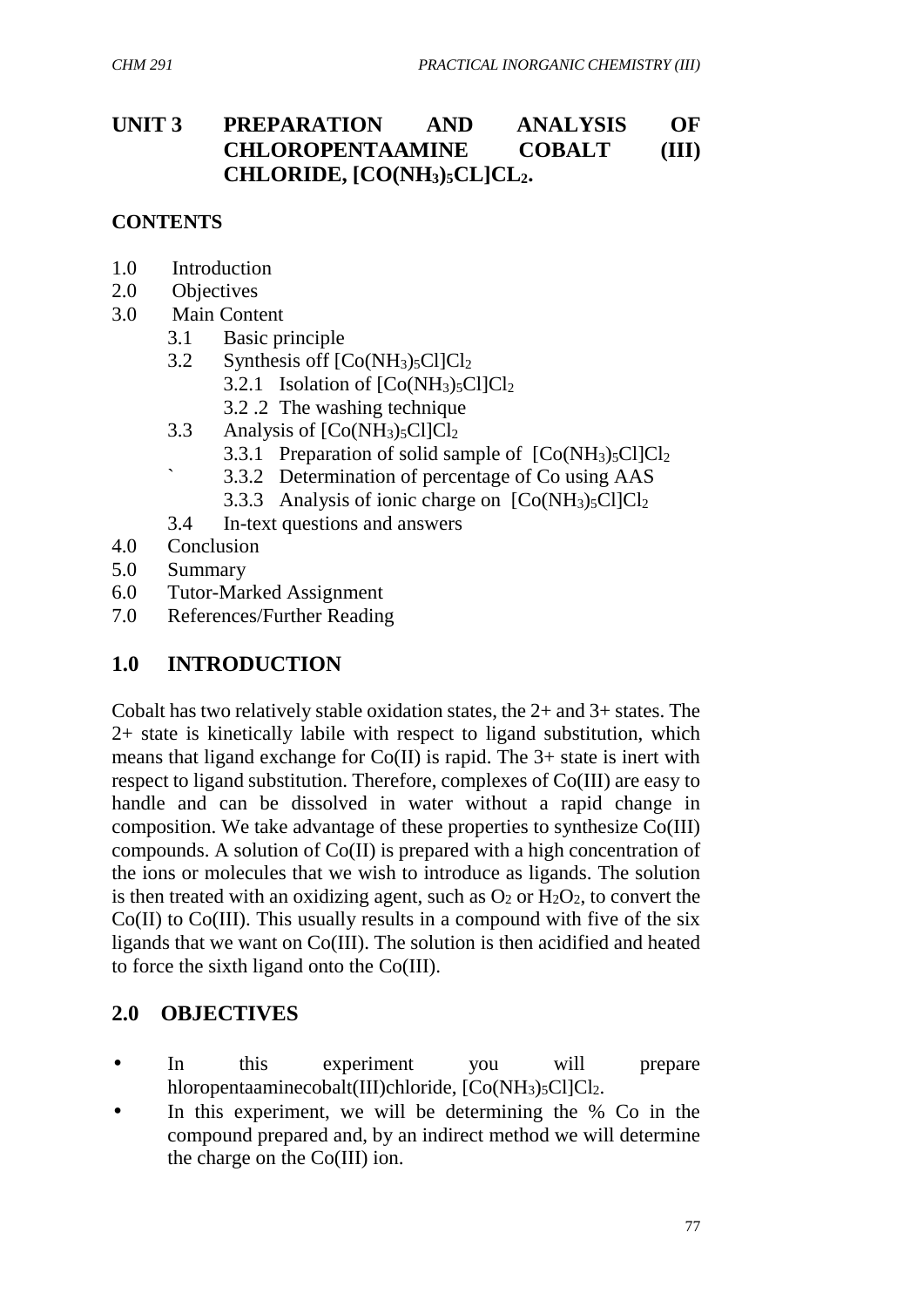## UNIT 3 PREPARATION AND ANALYSIS OF CHLOROPENTAAMINE COBALT (III) CHLORIDE, $[CO(NH_3)_5CL]CL_2$.

### CONTENTS

- 1.0 Introduction
- 2.0 Objectives
- 3.0 Main Content
  - 3.1 Basic principle
  - 3.2 Synthesis off $[Co(NH_3)_5Cl]Cl_2$
    - 3.2.1 Isolation of $[Co(NH_3)_5Cl]Cl_2$
    - 3.2 .2 The washing technique
  - 3.3 Analysis of $[Co(NH_3)_5Cl]Cl_2$
    - 3.3.1 Preparation of solid sample of $[Co(NH_3)_5Cl]Cl_2$
    - 3.3.2 Determination of percentage of Co using AAS
    - 3.3.3 Analysis of ionic charge on $[Co(NH_3)_5Cl]Cl_2$
  - 3.4 In-text questions and answers
- 4.0 Conclusion
- 5.0 Summary
- 6.0 Tutor-Marked Assignment
- 7.0 References/Further Reading

## 1.0 INTRODUCTION

Cobalt has two relatively stable oxidation states, the 2+ and 3+ states. The 2+ state is kinetically labile with respect to ligand substitution, which means that ligand exchange for Co(II) is rapid. The 3+ state is inert with respect to ligand substitution. Therefore, complexes of Co(III) are easy to handle and can be dissolved in water without a rapid change in composition. We take advantage of these properties to synthesize Co(III) compounds. A solution of Co(II) is prepared with a high concentration of the ions or molecules that we wish to introduce as ligands. The solution is then treated with an oxidizing agent, such as $O_2$ or $H_2O_2$, to convert the Co(II) to Co(III). This usually results in a compound with five of the six ligands that we want on Co(III). The solution is then acidified and heated to force the sixth ligand onto the Co(III).

## 2.0 OBJECTIVES

- In this experiment you will prepare hloropentaaminecobalt(III)chloride, $[Co(NH_3)_5Cl]Cl_2$.
- In this experiment, we will be determining the % Co in the compound prepared and, by an indirect method we will determine the charge on the Co(III) ion.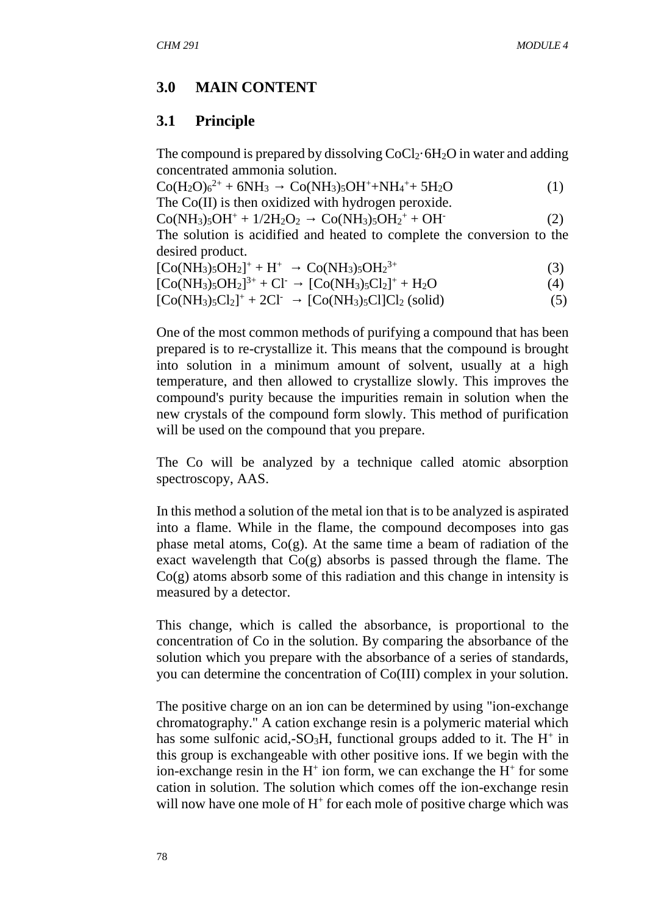## 3.0 MAIN CONTENT

### 3.1 Principle

The compound is prepared by dissolving $CoCl_2 \cdot 6H_2O$ in water and adding concentrated ammonia solution.

$$Co(H_2O)_6^{2+} + 6NH_3 \rightarrow Co(NH_3)_5OH^{+} + NH_4^{+} + 5H_2O \qquad (1)$$

The Co(II) is then oxidized with hydrogen peroxide.

$$Co(NH_3)_5OH^{+} + 1/2H_2O_2 \rightarrow Co(NH_3)_5OH_2^{+} + OH^{-} \qquad (2)$$

The solution is acidified and heated to complete the conversion to the desired product.

$$[Co(NH_3)_5OH_2]^{+} + H^{+} \rightarrow Co(NH_3)_5OH_2^{3+} \qquad (3)$$

$$[Co(NH_3)_5OH_2]^{3+} + Cl^{-} \rightarrow [Co(NH_3)_5Cl_2]^{+} + H_2O \qquad (4)$$

$$[Co(NH_3)_5Cl_2]^{+} + 2Cl^{-} \rightarrow [Co(NH_3)_5Cl]Cl_2 \text{ (solid)} \qquad (5)$$

One of the most common methods of purifying a compound that has been prepared is to re-crystallize it. This means that the compound is brought into solution in a minimum amount of solvent, usually at a high temperature, and then allowed to crystallize slowly. This improves the compound's purity because the impurities remain in solution when the new crystals of the compound form slowly. This method of purification will be used on the compound that you prepare.

The Co will be analyzed by a technique called atomic absorption spectroscopy, AAS.

In this method a solution of the metal ion that is to be analyzed is aspirated into a flame. While in the flame, the compound decomposes into gas phase metal atoms, Co(g). At the same time a beam of radiation of the exact wavelength that Co(g) absorbs is passed through the flame. The Co(g) atoms absorb some of this radiation and this change in intensity is measured by a detector.

This change, which is called the absorbance, is proportional to the concentration of Co in the solution. By comparing the absorbance of the solution which you prepare with the absorbance of a series of standards, you can determine the concentration of Co(III) complex in your solution.

The positive charge on an ion can be determined by using "ion-exchange chromatography." A cation exchange resin is a polymeric material which has some sulfonic acid,-$SO_3H$, functional groups added to it. The $H^+$ in this group is exchangeable with other positive ions. If we begin with the ion-exchange resin in the $H^+$ ion form, we can exchange the $H^+$ for some cation in solution. The solution which comes off the ion-exchange resin will now have one mole of $H^+$ for each mole of positive charge which was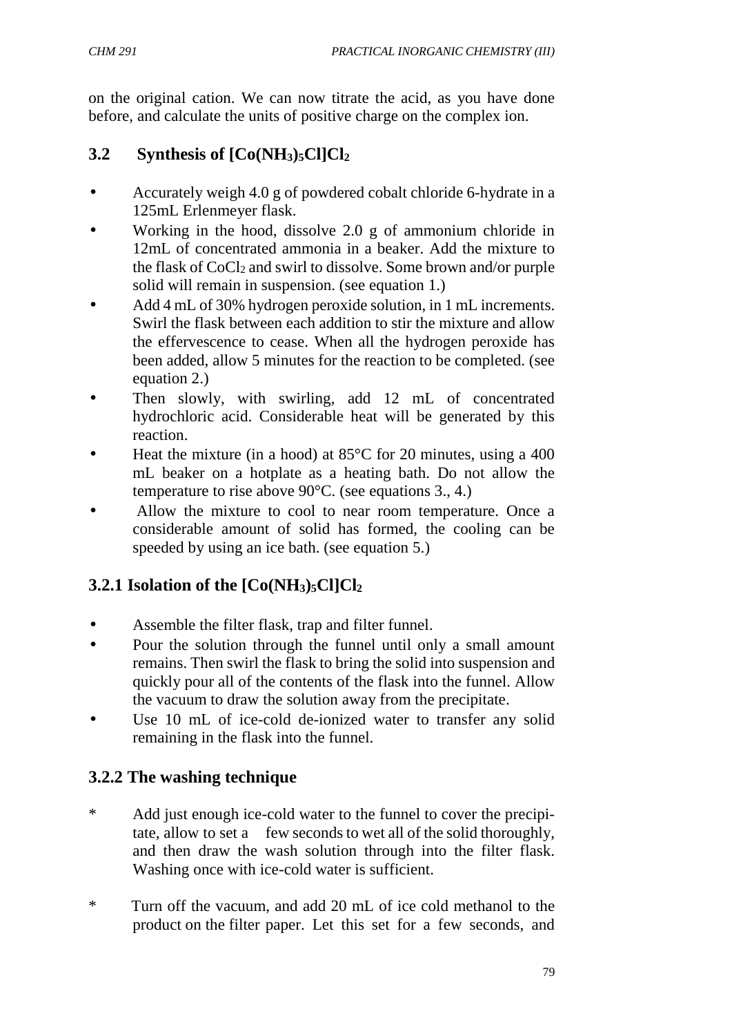on the original cation. We can now titrate the acid, as you have done before, and calculate the units of positive charge on the complex ion.

## 3.2 Synthesis of $[Co(NH_3)_5Cl]Cl_2$

- Accurately weigh 4.0 g of powdered cobalt chloride 6-hydrate in a 125mL Erlenmeyer flask.
- Working in the hood, dissolve 2.0 g of ammonium chloride in 12mL of concentrated ammonia in a beaker. Add the mixture to the flask of $CoCl_2$ and swirl to dissolve. Some brown and/or purple solid will remain in suspension. (see equation 1.)
- Add 4 mL of 30% hydrogen peroxide solution, in 1 mL increments. Swirl the flask between each addition to stir the mixture and allow the effervescence to cease. When all the hydrogen peroxide has been added, allow 5 minutes for the reaction to be completed. (see equation 2.)
- Then slowly, with swirling, add 12 mL of concentrated hydrochloric acid. Considerable heat will be generated by this reaction.
- Heat the mixture (in a hood) at 85°C for 20 minutes, using a 400 mL beaker on a hotplate as a heating bath. Do not allow the temperature to rise above 90°C. (see equations 3., 4.)
- Allow the mixture to cool to near room temperature. Once a considerable amount of solid has formed, the cooling can be speeded by using an ice bath. (see equation 5.)

### 3.2.1 Isolation of the $[Co(NH_3)_5Cl]Cl_2$

- Assemble the filter flask, trap and filter funnel.
- Pour the solution through the funnel until only a small amount remains. Then swirl the flask to bring the solid into suspension and quickly pour all of the contents of the flask into the funnel. Allow the vacuum to draw the solution away from the precipitate.
- Use 10 mL of ice-cold de-ionized water to transfer any solid remaining in the flask into the funnel.

### 3.2.2 The washing technique

* Add just enough ice-cold water to the funnel to cover the precipitate, allow to set a few seconds to wet all of the solid thoroughly, and then draw the wash solution through into the filter flask. Washing once with ice-cold water is sufficient.

* Turn off the vacuum, and add 20 mL of ice cold methanol to the product on the filter paper. Let this set for a few seconds, and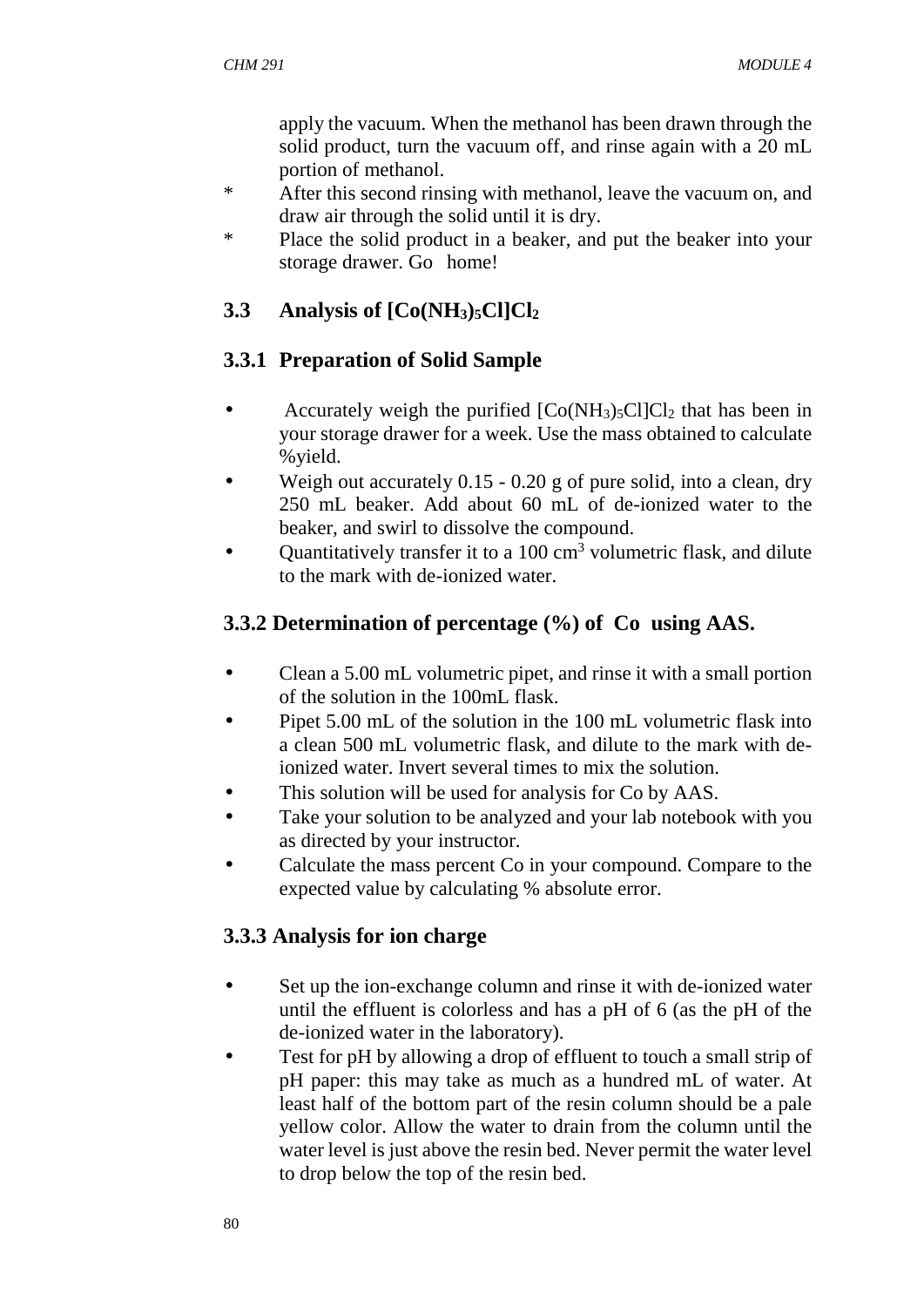apply the vacuum. When the methanol has been drawn through the solid product, turn the vacuum off, and rinse again with a 20 mL portion of methanol.

* After this second rinsing with methanol, leave the vacuum on, and draw air through the solid until it is dry.
* Place the solid product in a beaker, and put the beaker into your storage drawer. Go home!

## 3.3 Analysis of $[Co(NH_3)_5Cl]Cl_2$

### 3.3.1 Preparation of Solid Sample

- Accurately weigh the purified $[Co(NH_3)_5Cl]Cl_2$ that has been in your storage drawer for a week. Use the mass obtained to calculate %yield.
- Weigh out accurately 0.15 - 0.20 g of pure solid, into a clean, dry 250 mL beaker. Add about 60 mL of de-ionized water to the beaker, and swirl to dissolve the compound.
- Quantitatively transfer it to a 100 $cm^3$ volumetric flask, and dilute to the mark with de-ionized water.

### 3.3.2 Determination of percentage (%) of Co using AAS.

- Clean a 5.00 mL volumetric pipet, and rinse it with a small portion of the solution in the 100mL flask.
- Pipet 5.00 mL of the solution in the 100 mL volumetric flask into a clean 500 mL volumetric flask, and dilute to the mark with de-ionized water. Invert several times to mix the solution.
- This solution will be used for analysis for Co by AAS.
- Take your solution to be analyzed and your lab notebook with you as directed by your instructor.
- Calculate the mass percent Co in your compound. Compare to the expected value by calculating % absolute error.

### 3.3.3 Analysis for ion charge

- Set up the ion-exchange column and rinse it with de-ionized water until the effluent is colorless and has a pH of 6 (as the pH of the de-ionized water in the laboratory).
- Test for pH by allowing a drop of effluent to touch a small strip of pH paper: this may take as much as a hundred mL of water. At least half of the bottom part of the resin column should be a pale yellow color. Allow the water to drain from the column until the water level is just above the resin bed. Never permit the water level to drop below the top of the resin bed.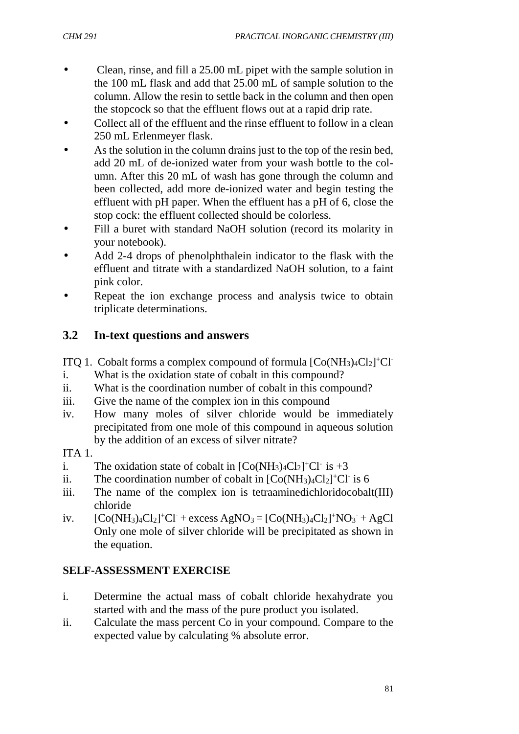- Clean, rinse, and fill a 25.00 mL pipet with the sample solution in the 100 mL flask and add that 25.00 mL of sample solution to the column. Allow the resin to settle back in the column and then open the stopcock so that the effluent flows out at a rapid drip rate.
- Collect all of the effluent and the rinse effluent to follow in a clean 250 mL Erlenmeyer flask.
- As the solution in the column drains just to the top of the resin bed, add 20 mL of de-ionized water from your wash bottle to the column. After this 20 mL of wash has gone through the column and been collected, add more de-ionized water and begin testing the effluent with pH paper. When the effluent has a pH of 6, close the stop cock: the effluent collected should be colorless.
- Fill a buret with standard NaOH solution (record its molarity in your notebook).
- Add 2-4 drops of phenolphthalein indicator to the flask with the effluent and titrate with a standardized NaOH solution, to a faint pink color.
- Repeat the ion exchange process and analysis twice to obtain triplicate determinations.

## 3.2 In-text questions and answers

ITQ 1. Cobalt forms a complex compound of formula $[Co(NH_3)_4Cl_2]^+Cl^-$

i. What is the oxidation state of cobalt in this compound?
ii. What is the coordination number of cobalt in this compound?
iii. Give the name of the complex ion in this compound
iv. How many moles of silver chloride would be immediately precipitated from one mole of this compound in aqueous solution by the addition of an excess of silver nitrate?

ITA 1.

i. The oxidation state of cobalt in $[Co(NH_3)_4Cl_2]^+Cl^-$ is +3
ii. The coordination number of cobalt in $[Co(NH_3)_4Cl_2]^+Cl^-$ is 6
iii. The name of the complex ion is tetraaminedichloridocobalt(III) chloride
iv. $[Co(NH_3)_4Cl_2]^+Cl^-$ + excess $AgNO_3$ = $[Co(NH_3)_4Cl_2]^+NO_3^-$ + AgCl
Only one mole of silver chloride will be precipitated as shown in the equation.

**SELF-ASSESSMENT EXERCISE**

i. Determine the actual mass of cobalt chloride hexahydrate you started with and the mass of the pure product you isolated.
ii. Calculate the mass percent Co in your compound. Compare to the expected value by calculating % absolute error.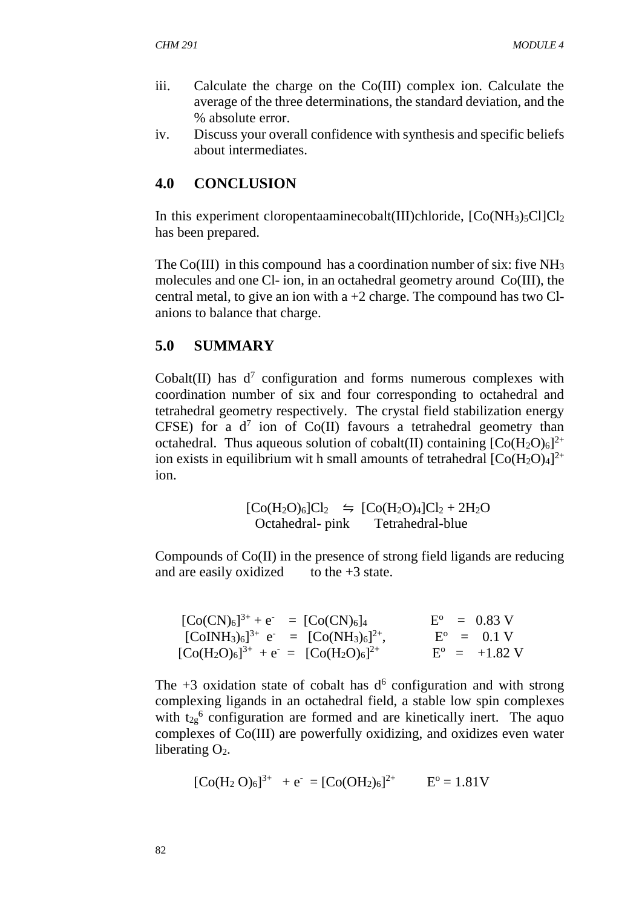iii. Calculate the charge on the Co(III) complex ion. Calculate the average of the three determinations, the standard deviation, and the % absolute error.

iv. Discuss your overall confidence with synthesis and specific beliefs about intermediates.

## 4.0 CONCLUSION

In this experiment cloropentaaminecobalt(III)chloride, $[Co(NH_3)_5Cl]Cl_2$ has been prepared.

The Co(III) in this compound has a coordination number of six: five $NH_3$ molecules and one Cl- ion, in an octahedral geometry around Co(III), the central metal, to give an ion with a +2 charge. The compound has two Cl- anions to balance that charge.

## 5.0 SUMMARY

Cobalt(II) has $d^7$ configuration and forms numerous complexes with coordination number of six and four corresponding to octahedral and tetrahedral geometry respectively. The crystal field stabilization energy CFSE) for a $d^7$ ion of Co(II) favours a tetrahedral geometry than octahedral. Thus aqueous solution of cobalt(II) containing $[Co(H_2O)_6]^{2+}$ ion exists in equilibrium wit h small amounts of tetrahedral $[Co(H_2O)_4]^{2+}$ ion.

$$[Co(H_2O)_6]Cl_2 \leftrightharpoons [Co(H_2O)_4]Cl_2 + 2H_2O$$

Octahedral- pink Tetrahedral-blue

Compounds of Co(II) in the presence of strong field ligands are reducing and are easily oxidized to the +3 state.

$$[Co(CN)_6]^{3+} + e^- = [Co(CN)_6]_4 \qquad E^o = 0.83 \text{ V}$$

$$[CoINH_3)_6]^{3+} \; e^- = [Co(NH_3)_6]^{2+}, \qquad E^o = 0.1 \text{ V}$$

$$[Co(H_2O)_6]^{3+} + e^- = [Co(H_2O)_6]^{2+} \qquad E^o = +1.82 \text{ V}$$

The +3 oxidation state of cobalt has $d^6$ configuration and with strong complexing ligands in an octahedral field, a stable low spin complexes with $t_{2g}^6$ configuration are formed and are kinetically inert. The aquo complexes of Co(III) are powerfully oxidizing, and oxidizes even water liberating $O_2$.

$$[Co(H_2\,O)_6]^{3+} + e^- = [Co(OH_2)_6]^{2+} \qquad E^o = 1.81\text{V}$$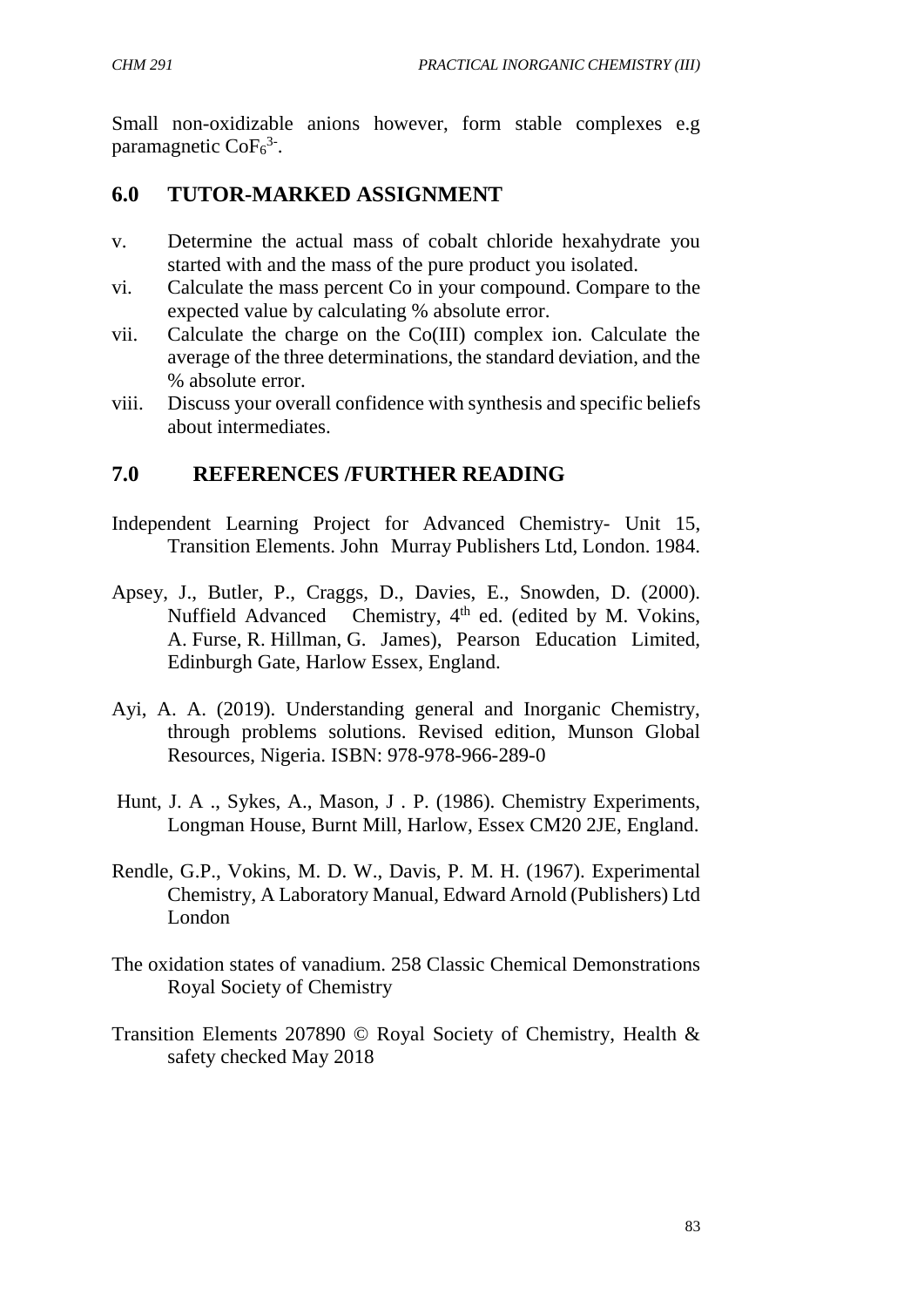Small non-oxidizable anions however, form stable complexes e.g paramagnetic $CoF_6^{3-}$.

## 6.0 TUTOR-MARKED ASSIGNMENT

v. Determine the actual mass of cobalt chloride hexahydrate you started with and the mass of the pure product you isolated.

vi. Calculate the mass percent Co in your compound. Compare to the expected value by calculating % absolute error.

vii. Calculate the charge on the Co(III) complex ion. Calculate the average of the three determinations, the standard deviation, and the % absolute error.

viii. Discuss your overall confidence with synthesis and specific beliefs about intermediates.

## 7.0 REFERENCES /FURTHER READING

Independent Learning Project for Advanced Chemistry- Unit 15, Transition Elements. John Murray Publishers Ltd, London. 1984.

Apsey, J., Butler, P., Craggs, D., Davies, E., Snowden, D. (2000). Nuffield Advanced Chemistry, 4th ed. (edited by M. Vokins, A. Furse, R. Hillman, G. James), Pearson Education Limited, Edinburgh Gate, Harlow Essex, England.

Ayi, A. A. (2019). Understanding general and Inorganic Chemistry, through problems solutions. Revised edition, Munson Global Resources, Nigeria. ISBN: 978-978-966-289-0

Hunt, J. A ., Sykes, A., Mason, J . P. (1986). Chemistry Experiments, Longman House, Burnt Mill, Harlow, Essex CM20 2JE, England.

Rendle, G.P., Vokins, M. D. W., Davis, P. M. H. (1967). Experimental Chemistry, A Laboratory Manual, Edward Arnold (Publishers) Ltd London

The oxidation states of vanadium. 258 Classic Chemical Demonstrations Royal Society of Chemistry

Transition Elements 207890 © Royal Society of Chemistry, Health & safety checked May 2018